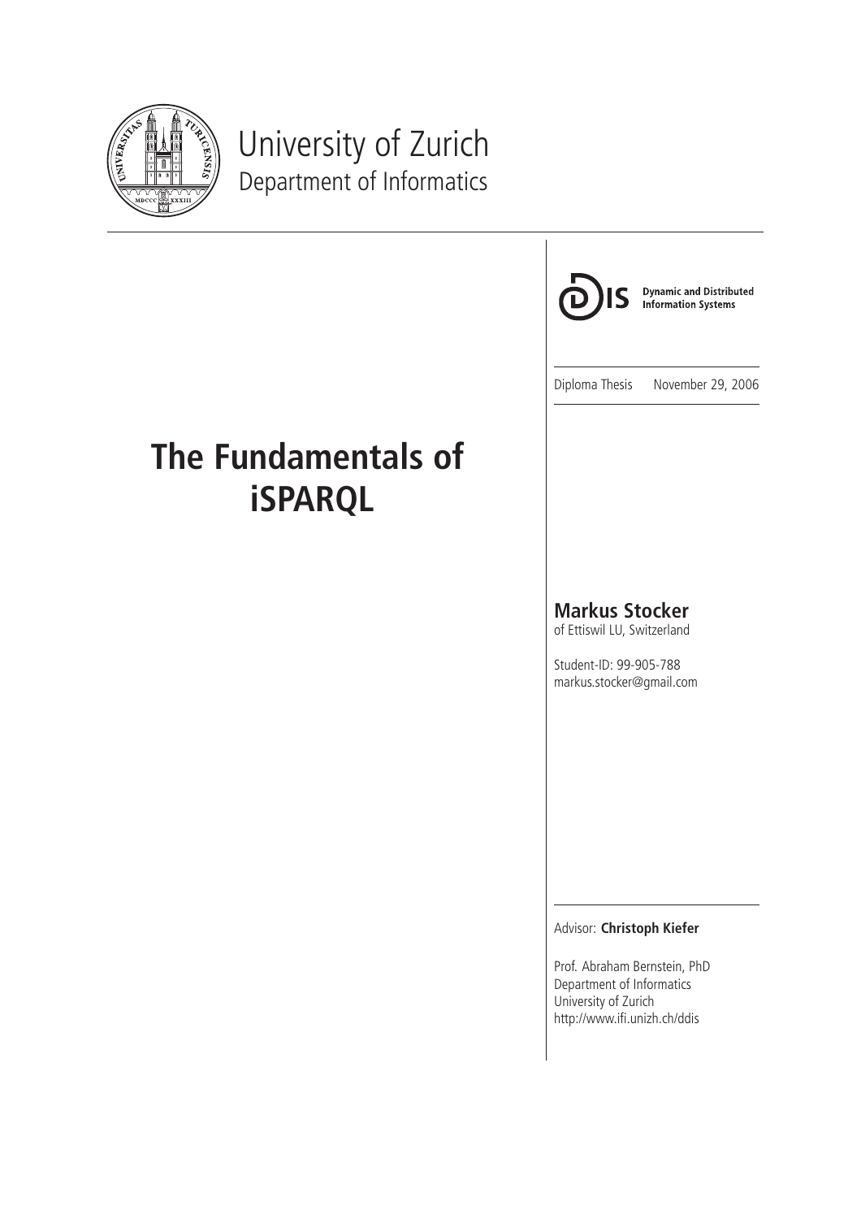University of Zurich
Department of Informatics

**Dynamic and Distributed Information Systems**

Diploma Thesis November 29, 2006

# The Fundamentals of iSPARQL

**Markus Stocker**
of Ettiswil LU, Switzerland

Student-ID: 99-905-788
markus.stocker@gmail.com

Advisor: **Christoph Kiefer**

Prof. Abraham Bernstein, PhD
Department of Informatics
University of Zurich
http://www.ifi.unizh.ch/ddis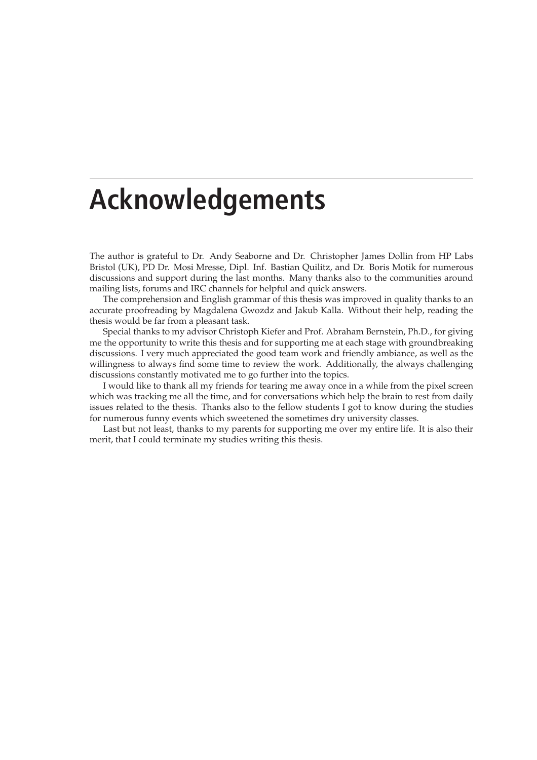# Acknowledgements

The author is grateful to Dr. Andy Seaborne and Dr. Christopher James Dollin from HP Labs Bristol (UK), PD Dr. Mosi Mresse, Dipl. Inf. Bastian Quilitz, and Dr. Boris Motik for numerous discussions and support during the last months. Many thanks also to the communities around mailing lists, forums and IRC channels for helpful and quick answers.

The comprehension and English grammar of this thesis was improved in quality thanks to an accurate proofreading by Magdalena Gwozdz and Jakub Kalla. Without their help, reading the thesis would be far from a pleasant task.

Special thanks to my advisor Christoph Kiefer and Prof. Abraham Bernstein, Ph.D., for giving me the opportunity to write this thesis and for supporting me at each stage with groundbreaking discussions. I very much appreciated the good team work and friendly ambiance, as well as the willingness to always find some time to review the work. Additionally, the always challenging discussions constantly motivated me to go further into the topics.

I would like to thank all my friends for tearing me away once in a while from the pixel screen which was tracking me all the time, and for conversations which help the brain to rest from daily issues related to the thesis. Thanks also to the fellow students I got to know during the studies for numerous funny events which sweetened the sometimes dry university classes.

Last but not least, thanks to my parents for supporting me over my entire life. It is also their merit, that I could terminate my studies writing this thesis.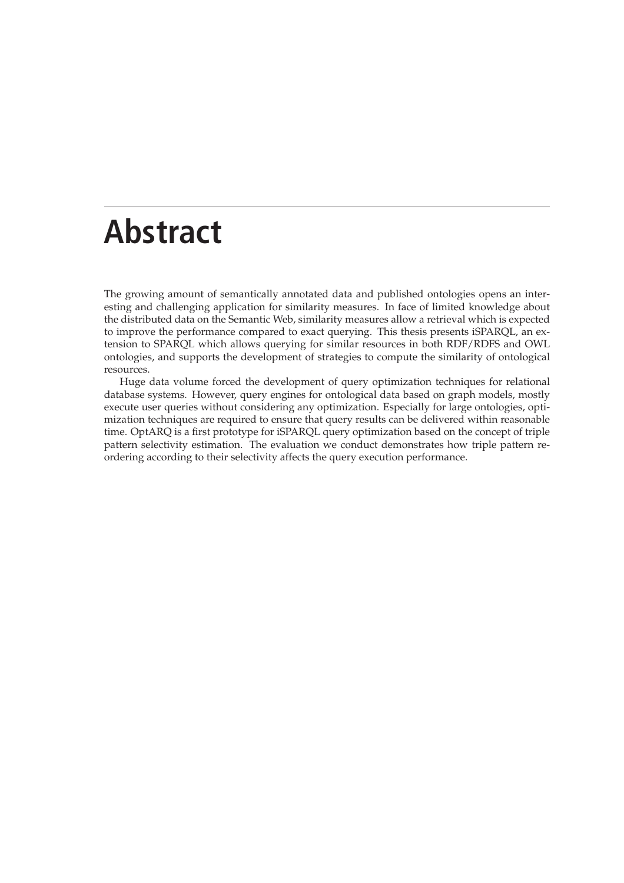# Abstract

The growing amount of semantically annotated data and published ontologies opens an interesting and challenging application for similarity measures. In face of limited knowledge about the distributed data on the Semantic Web, similarity measures allow a retrieval which is expected to improve the performance compared to exact querying. This thesis presents iSPARQL, an extension to SPARQL which allows querying for similar resources in both RDF/RDFS and OWL ontologies, and supports the development of strategies to compute the similarity of ontological resources.

Huge data volume forced the development of query optimization techniques for relational database systems. However, query engines for ontological data based on graph models, mostly execute user queries without considering any optimization. Especially for large ontologies, optimization techniques are required to ensure that query results can be delivered within reasonable time. OptARQ is a first prototype for iSPARQL query optimization based on the concept of triple pattern selectivity estimation. The evaluation we conduct demonstrates how triple pattern reordering according to their selectivity affects the query execution performance.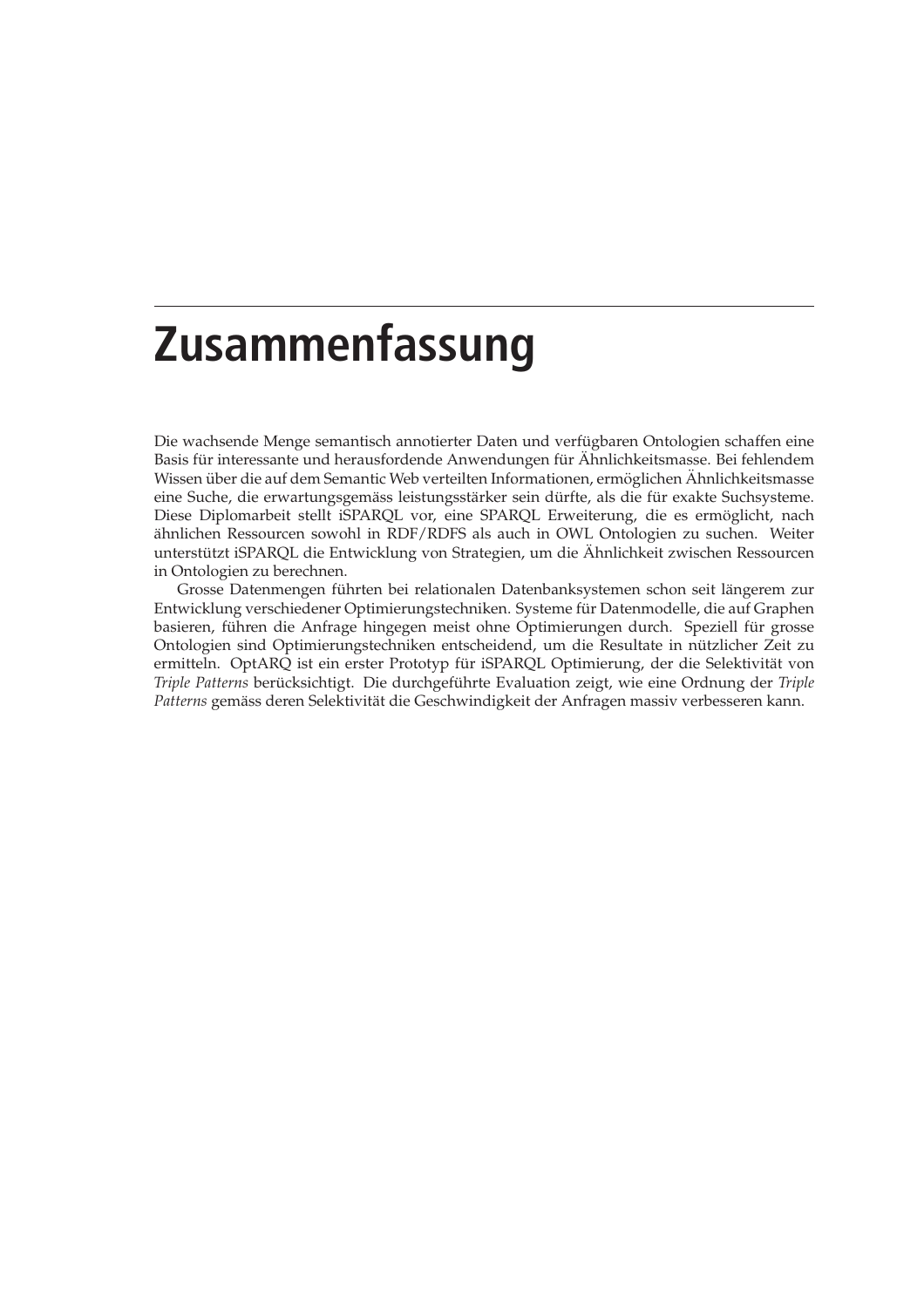# Zusammenfassung

Die wachsende Menge semantisch annotierter Daten und verfügbaren Ontologien schaffen eine Basis für interessante und herausfordende Anwendungen für Ähnlichkeitsmasse. Bei fehlendem Wissen über die auf dem Semantic Web verteilten Informationen, ermöglichen Ähnlichkeitsmasse eine Suche, die erwartungsgemäss leistungsstärker sein dürfte, als die für exakte Suchsysteme. Diese Diplomarbeit stellt iSPARQL vor, eine SPARQL Erweiterung, die es ermöglicht, nach ähnlichen Ressourcen sowohl in RDF/RDFS als auch in OWL Ontologien zu suchen. Weiter unterstützt iSPARQL die Entwicklung von Strategien, um die Ähnlichkeit zwischen Ressourcen in Ontologien zu berechnen.

Grosse Datenmengen führten bei relationalen Datenbanksystemen schon seit längerem zur Entwicklung verschiedener Optimierungstechniken. Systeme für Datenmodelle, die auf Graphen basieren, führen die Anfrage hingegen meist ohne Optimierungen durch. Speziell für grosse Ontologien sind Optimierungstechniken entscheidend, um die Resultate in nützlicher Zeit zu ermitteln. OptARQ ist ein erster Prototyp für iSPARQL Optimierung, der die Selektivität von *Triple Patterns* berücksichtigt. Die durchgeführte Evaluation zeigt, wie eine Ordnung der *Triple Patterns* gemäss deren Selektivität die Geschwindigkeit der Anfragen massiv verbesseren kann.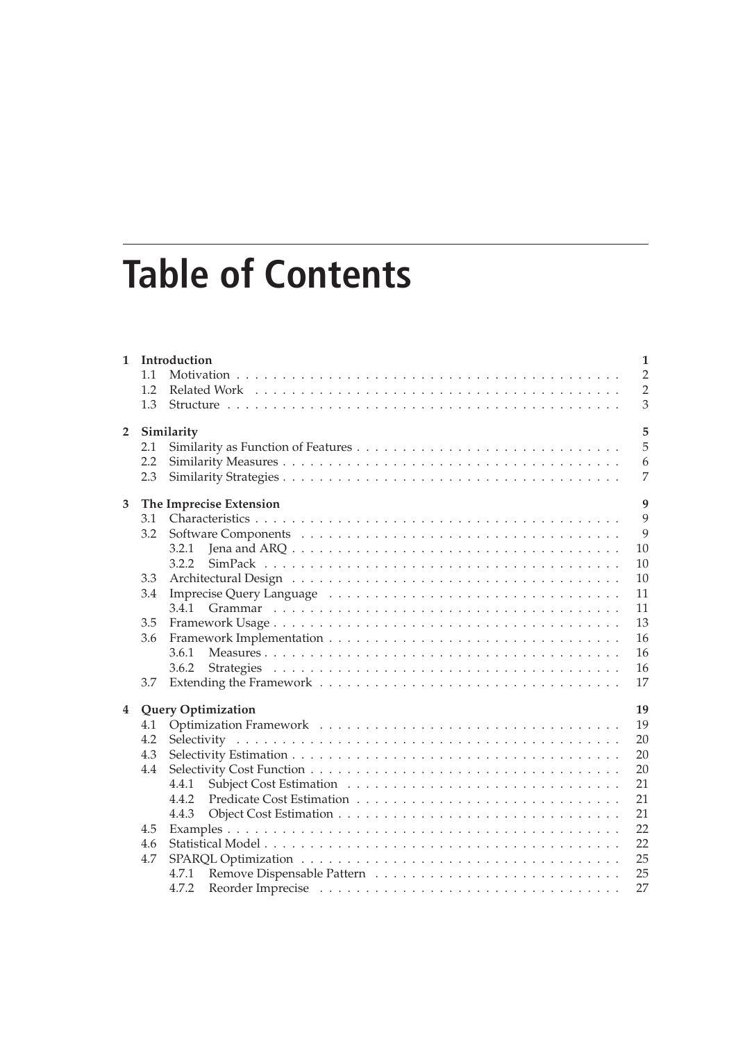# Table of Contents

**1 Introduction** — **1**
- 1.1 Motivation — 2
- 1.2 Related Work — 2
- 1.3 Structure — 3

**2 Similarity** — **5**
- 2.1 Similarity as Function of Features — 5
- 2.2 Similarity Measures — 6
- 2.3 Similarity Strategies — 7

**3 The Imprecise Extension** — **9**
- 3.1 Characteristics — 9
- 3.2 Software Components — 9
  - 3.2.1 Jena and ARQ — 10
  - 3.2.2 SimPack — 10
- 3.3 Architectural Design — 10
- 3.4 Imprecise Query Language — 11
  - 3.4.1 Grammar — 11
- 3.5 Framework Usage — 13
- 3.6 Framework Implementation — 16
  - 3.6.1 Measures — 16
  - 3.6.2 Strategies — 16
- 3.7 Extending the Framework — 17

**4 Query Optimization** — **19**
- 4.1 Optimization Framework — 19
- 4.2 Selectivity — 20
- 4.3 Selectivity Estimation — 20
- 4.4 Selectivity Cost Function — 20
  - 4.4.1 Subject Cost Estimation — 21
  - 4.4.2 Predicate Cost Estimation — 21
  - 4.4.3 Object Cost Estimation — 21
- 4.5 Examples — 22
- 4.6 Statistical Model — 22
- 4.7 SPARQL Optimization — 25
  - 4.7.1 Remove Dispensable Pattern — 25
  - 4.7.2 Reorder Imprecise — 27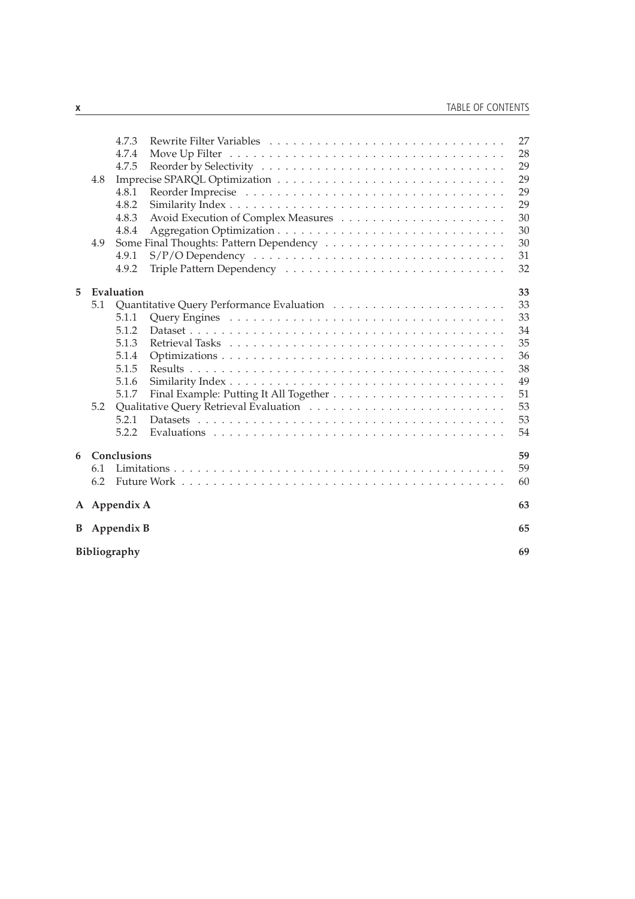- 4.7.3 Rewrite Filter Variables . . . . . 27
- 4.7.4 Move Up Filter . . . . . 28
- 4.7.5 Reorder by Selectivity . . . . . 29
- 4.8 Imprecise SPARQL Optimization . . . . . 29
  - 4.8.1 Reorder Imprecise . . . . . 29
  - 4.8.2 Similarity Index . . . . . 29
  - 4.8.3 Avoid Execution of Complex Measures . . . . . 30
  - 4.8.4 Aggregation Optimization . . . . . 30
- 4.9 Some Final Thoughts: Pattern Dependency . . . . . 30
  - 4.9.1 S/P/O Dependency . . . . . 31
  - 4.9.2 Triple Pattern Dependency . . . . . 32

**5 Evaluation** **33**
- 5.1 Quantitative Query Performance Evaluation . . . . . 33
  - 5.1.1 Query Engines . . . . . 33
  - 5.1.2 Dataset . . . . . 34
  - 5.1.3 Retrieval Tasks . . . . . 35
  - 5.1.4 Optimizations . . . . . 36
  - 5.1.5 Results . . . . . 38
  - 5.1.6 Similarity Index . . . . . 49
  - 5.1.7 Final Example: Putting It All Together . . . . . 51
- 5.2 Qualitative Query Retrieval Evaluation . . . . . 53
  - 5.2.1 Datasets . . . . . 53
  - 5.2.2 Evaluations . . . . . 54

**6 Conclusions** **59**
- 6.1 Limitations . . . . . 59
- 6.2 Future Work . . . . . 60

**A Appendix A** **63**

**B Appendix B** **65**

**Bibliography** **69**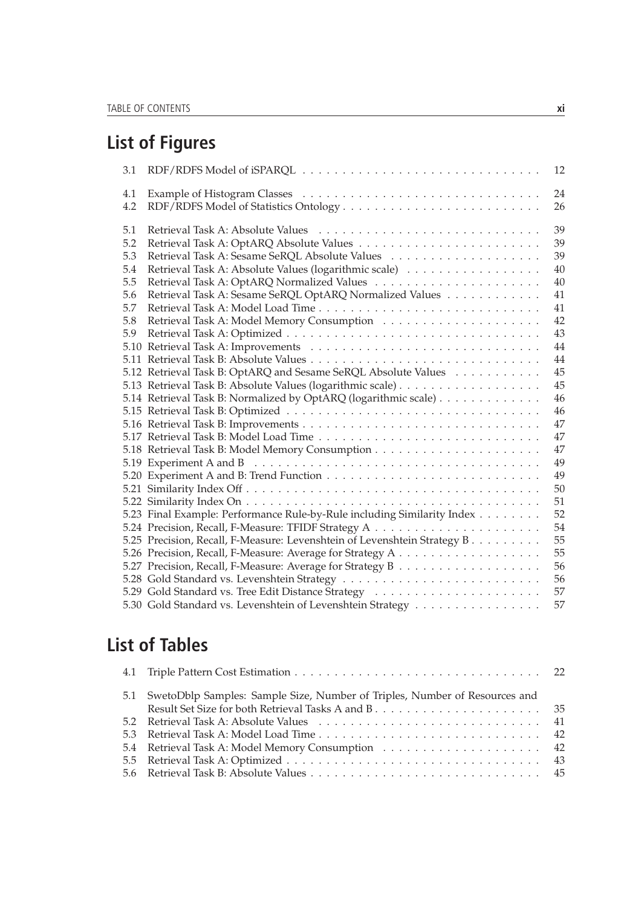## List of Figures

| | | |
|---|---|---|
| 3.1 | RDF/RDFS Model of iSPARQL | 12 |
| 4.1 | Example of Histogram Classes | 24 |
| 4.2 | RDF/RDFS Model of Statistics Ontology | 26 |
| 5.1 | Retrieval Task A: Absolute Values | 39 |
| 5.2 | Retrieval Task A: OptARQ Absolute Values | 39 |
| 5.3 | Retrieval Task A: Sesame SeRQL Absolute Values | 39 |
| 5.4 | Retrieval Task A: Absolute Values (logarithmic scale) | 40 |
| 5.5 | Retrieval Task A: OptARQ Normalized Values | 40 |
| 5.6 | Retrieval Task A: Sesame SeRQL OptARQ Normalized Values | 41 |
| 5.7 | Retrieval Task A: Model Load Time | 41 |
| 5.8 | Retrieval Task A: Model Memory Consumption | 42 |
| 5.9 | Retrieval Task A: Optimized | 43 |
| 5.10 | Retrieval Task A: Improvements | 44 |
| 5.11 | Retrieval Task B: Absolute Values | 44 |
| 5.12 | Retrieval Task B: OptARQ and Sesame SeRQL Absolute Values | 45 |
| 5.13 | Retrieval Task B: Absolute Values (logarithmic scale) | 45 |
| 5.14 | Retrieval Task B: Normalized by OptARQ (logarithmic scale) | 46 |
| 5.15 | Retrieval Task B: Optimized | 46 |
| 5.16 | Retrieval Task B: Improvements | 47 |
| 5.17 | Retrieval Task B: Model Load Time | 47 |
| 5.18 | Retrieval Task B: Model Memory Consumption | 47 |
| 5.19 | Experiment A and B | 49 |
| 5.20 | Experiment A and B: Trend Function | 49 |
| 5.21 | Similarity Index Off | 50 |
| 5.22 | Similarity Index On | 51 |
| 5.23 | Final Example: Performance Rule-by-Rule including Similarity Index | 52 |
| 5.24 | Precision, Recall, F-Measure: TFIDF Strategy A | 54 |
| 5.25 | Precision, Recall, F-Measure: Levenshtein of Levenshtein Strategy B | 55 |
| 5.26 | Precision, Recall, F-Measure: Average for Strategy A | 55 |
| 5.27 | Precision, Recall, F-Measure: Average for Strategy B | 56 |
| 5.28 | Gold Standard vs. Levenshtein Strategy | 56 |
| 5.29 | Gold Standard vs. Tree Edit Distance Strategy | 57 |
| 5.30 | Gold Standard vs. Levenshtein of Levenshtein Strategy | 57 |

## List of Tables

| | | |
|---|---|---|
| 4.1 | Triple Pattern Cost Estimation | 22 |
| 5.1 | SwetoDblp Samples: Sample Size, Number of Triples, Number of Resources and Result Set Size for both Retrieval Tasks A and B | 35 |
| 5.2 | Retrieval Task A: Absolute Values | 41 |
| 5.3 | Retrieval Task A: Model Load Time | 42 |
| 5.4 | Retrieval Task A: Model Memory Consumption | 42 |
| 5.5 | Retrieval Task A: Optimized | 43 |
| 5.6 | Retrieval Task B: Absolute Values | 45 |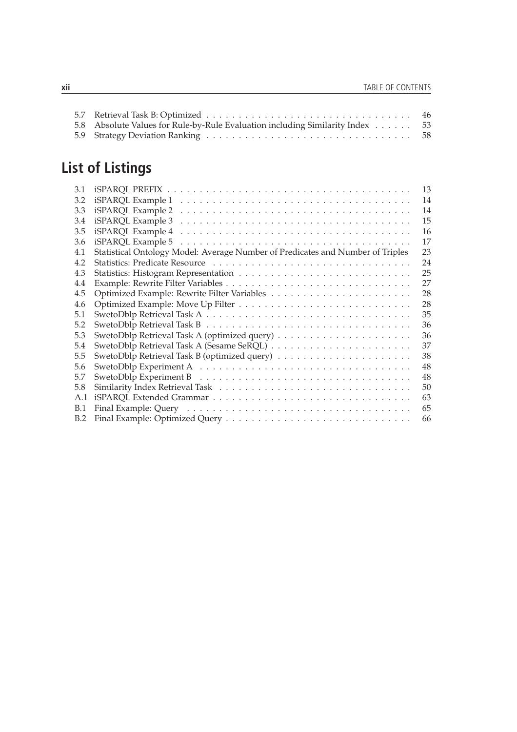5.7 Retrieval Task B: Optimized . . . . . . . . . . . . . . . . . . . . . . . . . . . . . . . 46
5.8 Absolute Values for Rule-by-Rule Evaluation including Similarity Index . . . . . . 53
5.9 Strategy Deviation Ranking . . . . . . . . . . . . . . . . . . . . . . . . . . . . . . . 58

## List of Listings

3.1 iSPARQL PREFIX . . . . . . . . . . . . . . . . . . . . . . . . . . . . . . . . . . . . . 13
3.2 iSPARQL Example 1 . . . . . . . . . . . . . . . . . . . . . . . . . . . . . . . . . . . 14
3.3 iSPARQL Example 2 . . . . . . . . . . . . . . . . . . . . . . . . . . . . . . . . . . . 14
3.4 iSPARQL Example 3 . . . . . . . . . . . . . . . . . . . . . . . . . . . . . . . . . . . 15
3.5 iSPARQL Example 4 . . . . . . . . . . . . . . . . . . . . . . . . . . . . . . . . . . . 16
3.6 iSPARQL Example 5 . . . . . . . . . . . . . . . . . . . . . . . . . . . . . . . . . . . 17
4.1 Statistical Ontology Model: Average Number of Predicates and Number of Triples 23
4.2 Statistics: Predicate Resource . . . . . . . . . . . . . . . . . . . . . . . . . . . . . . 24
4.3 Statistics: Histogram Representation . . . . . . . . . . . . . . . . . . . . . . . . . . 25
4.4 Example: Rewrite Filter Variables . . . . . . . . . . . . . . . . . . . . . . . . . . . . 27
4.5 Optimized Example: Rewrite Filter Variables . . . . . . . . . . . . . . . . . . . . . 28
4.6 Optimized Example: Move Up Filter . . . . . . . . . . . . . . . . . . . . . . . . . . 28
5.1 SwetoDblp Retrieval Task A . . . . . . . . . . . . . . . . . . . . . . . . . . . . . . . 35
5.2 SwetoDblp Retrieval Task B . . . . . . . . . . . . . . . . . . . . . . . . . . . . . . . 36
5.3 SwetoDblp Retrieval Task A (optimized query) . . . . . . . . . . . . . . . . . . . . 36
5.4 SwetoDblp Retrieval Task A (Sesame SeRQL) . . . . . . . . . . . . . . . . . . . . . 37
5.5 SwetoDblp Retrieval Task B (optimized query) . . . . . . . . . . . . . . . . . . . . 38
5.6 SwetoDblp Experiment A . . . . . . . . . . . . . . . . . . . . . . . . . . . . . . . . 48
5.7 SwetoDblp Experiment B . . . . . . . . . . . . . . . . . . . . . . . . . . . . . . . . 48
5.8 Similarity Index Retrieval Task . . . . . . . . . . . . . . . . . . . . . . . . . . . . . 50
A.1 iSPARQL Extended Grammar . . . . . . . . . . . . . . . . . . . . . . . . . . . . . . 63
B.1 Final Example: Query . . . . . . . . . . . . . . . . . . . . . . . . . . . . . . . . . . 65
B.2 Final Example: Optimized Query . . . . . . . . . . . . . . . . . . . . . . . . . . . . 66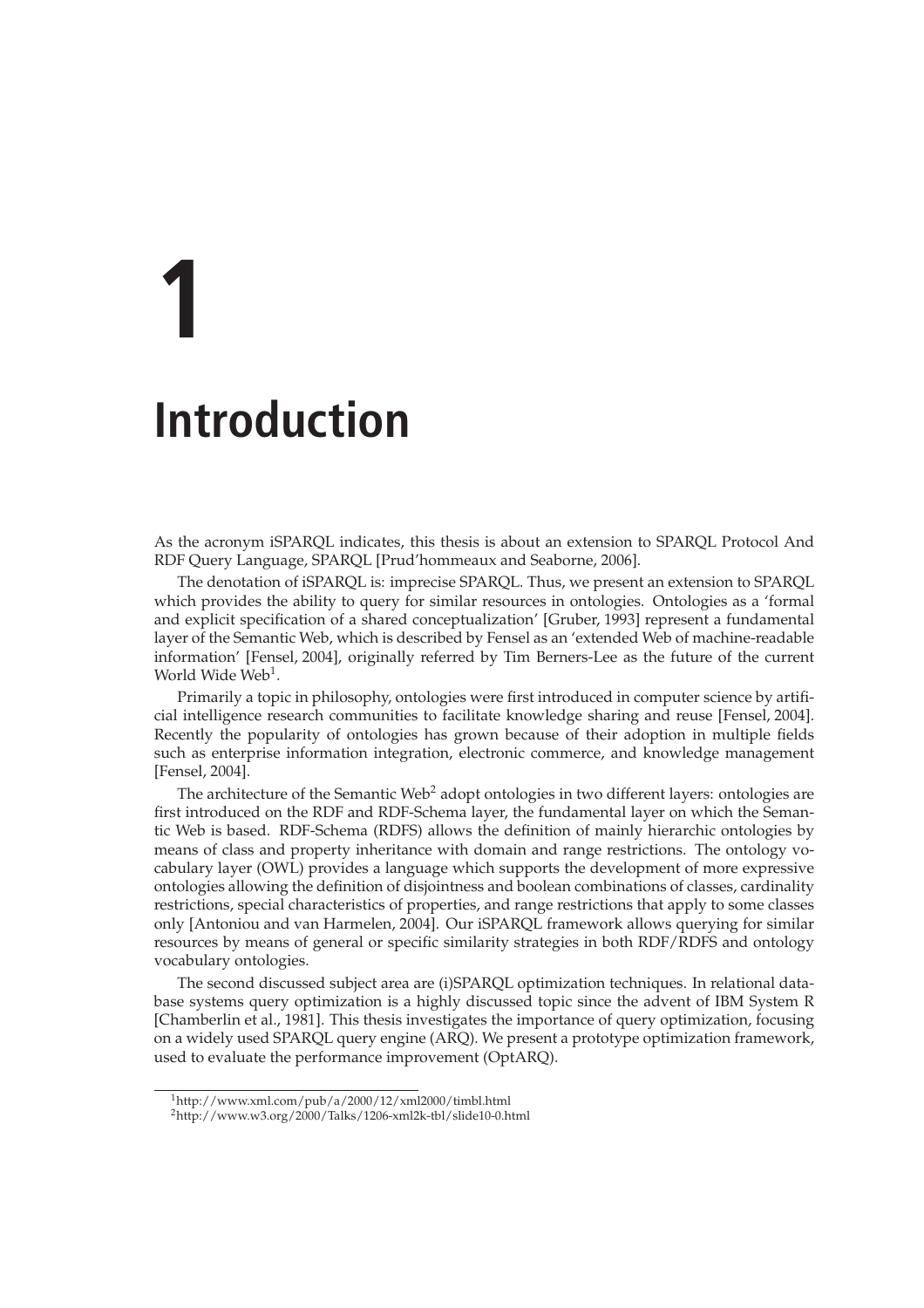# 1 Introduction

As the acronym iSPARQL indicates, this thesis is about an extension to SPARQL Protocol And RDF Query Language, SPARQL [Prud'hommeaux and Seaborne, 2006].

The denotation of iSPARQL is: imprecise SPARQL. Thus, we present an extension to SPARQL which provides the ability to query for similar resources in ontologies. Ontologies as a 'formal and explicit specification of a shared conceptualization' [Gruber, 1993] represent a fundamental layer of the Semantic Web, which is described by Fensel as an 'extended Web of machine-readable information' [Fensel, 2004], originally referred by Tim Berners-Lee as the future of the current World Wide Web[1].

Primarily a topic in philosophy, ontologies were first introduced in computer science by artificial intelligence research communities to facilitate knowledge sharing and reuse [Fensel, 2004]. Recently the popularity of ontologies has grown because of their adoption in multiple fields such as enterprise information integration, electronic commerce, and knowledge management [Fensel, 2004].

The architecture of the Semantic Web[2] adopt ontologies in two different layers: ontologies are first introduced on the RDF and RDF-Schema layer, the fundamental layer on which the Semantic Web is based. RDF-Schema (RDFS) allows the definition of mainly hierarchic ontologies by means of class and property inheritance with domain and range restrictions. The ontology vocabulary layer (OWL) provides a language which supports the development of more expressive ontologies allowing the definition of disjointness and boolean combinations of classes, cardinality restrictions, special characteristics of properties, and range restrictions that apply to some classes only [Antoniou and van Harmelen, 2004]. Our iSPARQL framework allows querying for similar resources by means of general or specific similarity strategies in both RDF/RDFS and ontology vocabulary ontologies.

The second discussed subject area are (i)SPARQL optimization techniques. In relational database systems query optimization is a highly discussed topic since the advent of IBM System R [Chamberlin et al., 1981]. This thesis investigates the importance of query optimization, focusing on a widely used SPARQL query engine (ARQ). We present a prototype optimization framework, used to evaluate the performance improvement (OptARQ).

[1] http://www.xml.com/pub/a/2000/12/xml2000/timbl.html

[2] http://www.w3.org/2000/Talks/1206-xml2k-tbl/slide10-0.html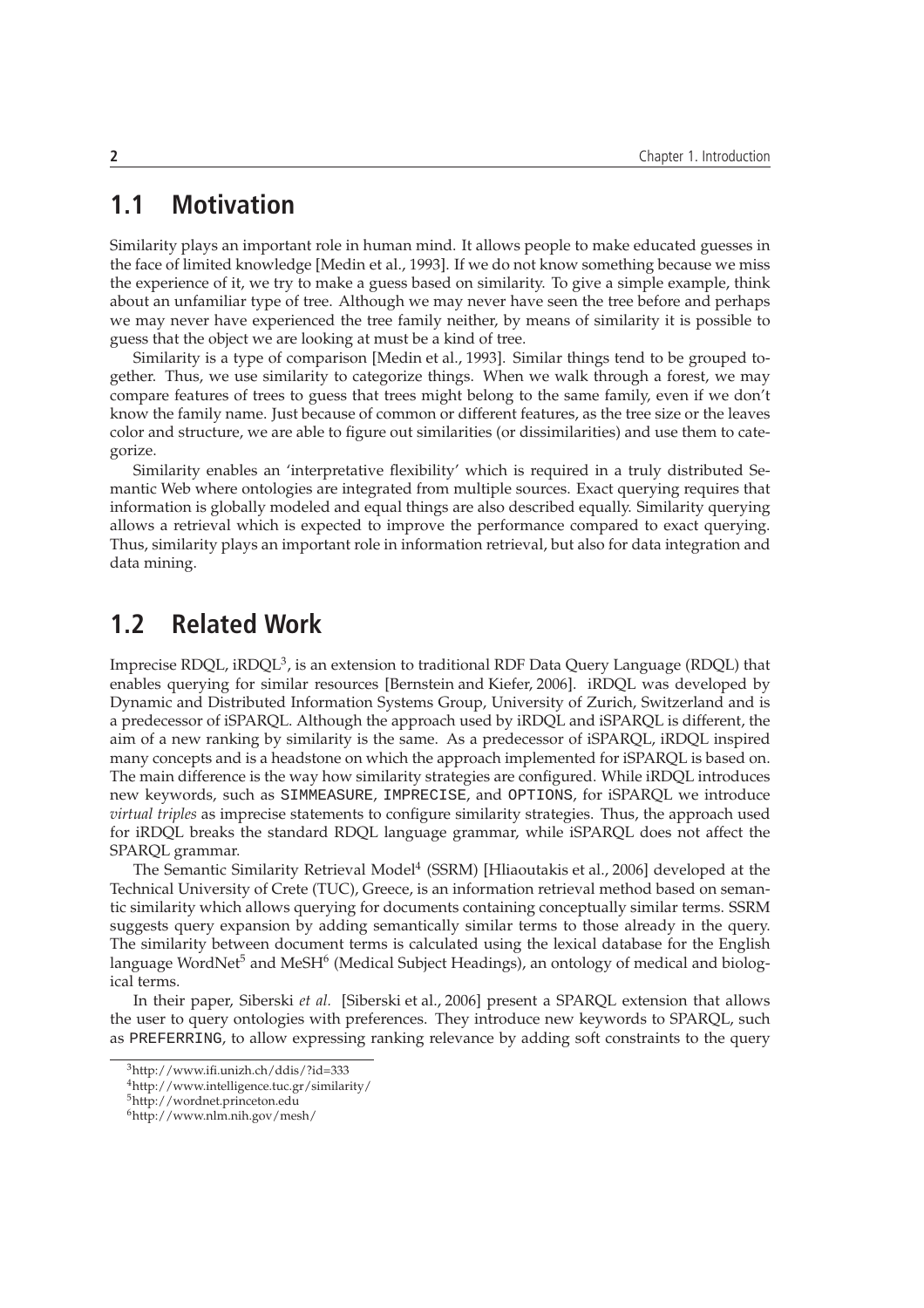## 1.1 Motivation

Similarity plays an important role in human mind. It allows people to make educated guesses in the face of limited knowledge [Medin et al., 1993]. If we do not know something because we miss the experience of it, we try to make a guess based on similarity. To give a simple example, think about an unfamiliar type of tree. Although we may never have seen the tree before and perhaps we may never have experienced the tree family neither, by means of similarity it is possible to guess that the object we are looking at must be a kind of tree.

Similarity is a type of comparison [Medin et al., 1993]. Similar things tend to be grouped together. Thus, we use similarity to categorize things. When we walk through a forest, we may compare features of trees to guess that trees might belong to the same family, even if we don't know the family name. Just because of common or different features, as the tree size or the leaves color and structure, we are able to figure out similarities (or dissimilarities) and use them to categorize.

Similarity enables an 'interpretative flexibility' which is required in a truly distributed Semantic Web where ontologies are integrated from multiple sources. Exact querying requires that information is globally modeled and equal things are also described equally. Similarity querying allows a retrieval which is expected to improve the performance compared to exact querying. Thus, similarity plays an important role in information retrieval, but also for data integration and data mining.

## 1.2 Related Work

Imprecise RDQL, iRDQL[3], is an extension to traditional RDF Data Query Language (RDQL) that enables querying for similar resources [Bernstein and Kiefer, 2006]. iRDQL was developed by Dynamic and Distributed Information Systems Group, University of Zurich, Switzerland and is a predecessor of iSPARQL. Although the approach used by iRDQL and iSPARQL is different, the aim of a new ranking by similarity is the same. As a predecessor of iSPARQL, iRDQL inspired many concepts and is a headstone on which the approach implemented for iSPARQL is based on. The main difference is the way how similarity strategies are configured. While iRDQL introduces new keywords, such as `SIMMEASURE`, `IMPRECISE`, and `OPTIONS`, for iSPARQL we introduce *virtual triples* as imprecise statements to configure similarity strategies. Thus, the approach used for iRDQL breaks the standard RDQL language grammar, while iSPARQL does not affect the SPARQL grammar.

The Semantic Similarity Retrieval Model[4] (SSRM) [Hliaoutakis et al., 2006] developed at the Technical University of Crete (TUC), Greece, is an information retrieval method based on semantic similarity which allows querying for documents containing conceptually similar terms. SSRM suggests query expansion by adding semantically similar terms to those already in the query. The similarity between document terms is calculated using the lexical database for the English language WordNet[5] and MeSH[6] (Medical Subject Headings), an ontology of medical and biological terms.

In their paper, Siberski *et al.* [Siberski et al., 2006] present a SPARQL extension that allows the user to query ontologies with preferences. They introduce new keywords to SPARQL, such as `PREFERRING`, to allow expressing ranking relevance by adding soft constraints to the query

---

[3] http://www.ifi.unizh.ch/ddis/?id=333

[4] http://www.intelligence.tuc.gr/similarity/

[5] http://wordnet.princeton.edu

[6] http://www.nlm.nih.gov/mesh/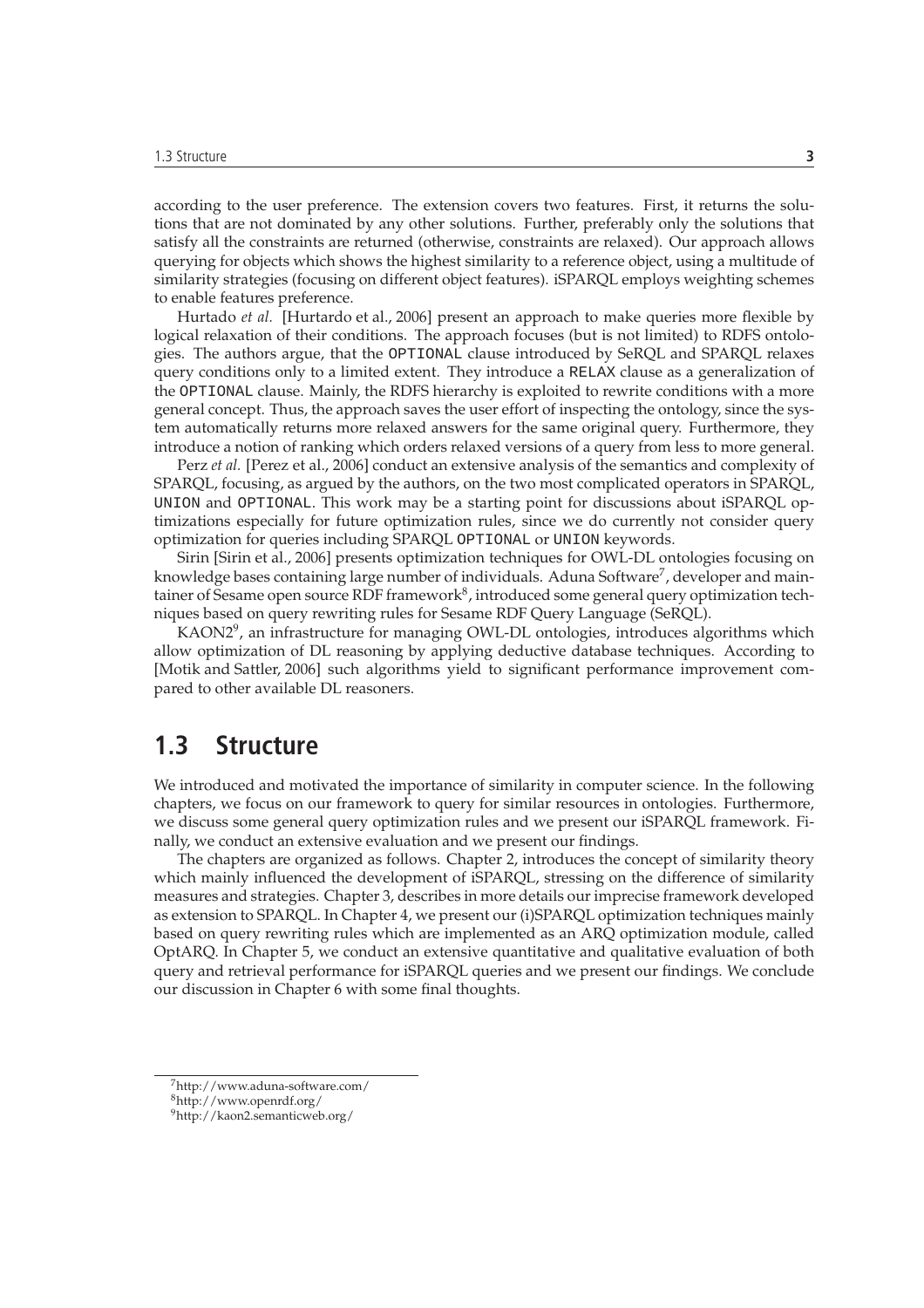according to the user preference. The extension covers two features. First, it returns the solutions that are not dominated by any other solutions. Further, preferably only the solutions that satisfy all the constraints are returned (otherwise, constraints are relaxed). Our approach allows querying for objects which shows the highest similarity to a reference object, using a multitude of similarity strategies (focusing on different object features). iSPARQL employs weighting schemes to enable features preference.

Hurtado *et al.* [Hurtardo et al., 2006] present an approach to make queries more flexible by logical relaxation of their conditions. The approach focuses (but is not limited) to RDFS ontologies. The authors argue, that the `OPTIONAL` clause introduced by SeRQL and SPARQL relaxes query conditions only to a limited extent. They introduce a `RELAX` clause as a generalization of the `OPTIONAL` clause. Mainly, the RDFS hierarchy is exploited to rewrite conditions with a more general concept. Thus, the approach saves the user effort of inspecting the ontology, since the system automatically returns more relaxed answers for the same original query. Furthermore, they introduce a notion of ranking which orders relaxed versions of a query from less to more general.

Perz *et al.* [Perez et al., 2006] conduct an extensive analysis of the semantics and complexity of SPARQL, focusing, as argued by the authors, on the two most complicated operators in SPARQL, `UNION` and `OPTIONAL`. This work may be a starting point for discussions about iSPARQL optimizations especially for future optimization rules, since we do currently not consider query optimization for queries including SPARQL `OPTIONAL` or `UNION` keywords.

Sirin [Sirin et al., 2006] presents optimization techniques for OWL-DL ontologies focusing on knowledge bases containing large number of individuals. Aduna Software[7], developer and maintainer of Sesame open source RDF framework[8], introduced some general query optimization techniques based on query rewriting rules for Sesame RDF Query Language (SeRQL).

KAON2[9], an infrastructure for managing OWL-DL ontologies, introduces algorithms which allow optimization of DL reasoning by applying deductive database techniques. According to [Motik and Sattler, 2006] such algorithms yield to significant performance improvement compared to other available DL reasoners.

## 1.3 Structure

We introduced and motivated the importance of similarity in computer science. In the following chapters, we focus on our framework to query for similar resources in ontologies. Furthermore, we discuss some general query optimization rules and we present our iSPARQL framework. Finally, we conduct an extensive evaluation and we present our findings.

The chapters are organized as follows. Chapter 2, introduces the concept of similarity theory which mainly influenced the development of iSPARQL, stressing on the difference of similarity measures and strategies. Chapter 3, describes in more details our imprecise framework developed as extension to SPARQL. In Chapter 4, we present our (i)SPARQL optimization techniques mainly based on query rewriting rules which are implemented as an ARQ optimization module, called OptARQ. In Chapter 5, we conduct an extensive quantitative and qualitative evaluation of both query and retrieval performance for iSPARQL queries and we present our findings. We conclude our discussion in Chapter 6 with some final thoughts.

---

[7] http://www.aduna-software.com/

[8] http://www.openrdf.org/

[9] http://kaon2.semanticweb.org/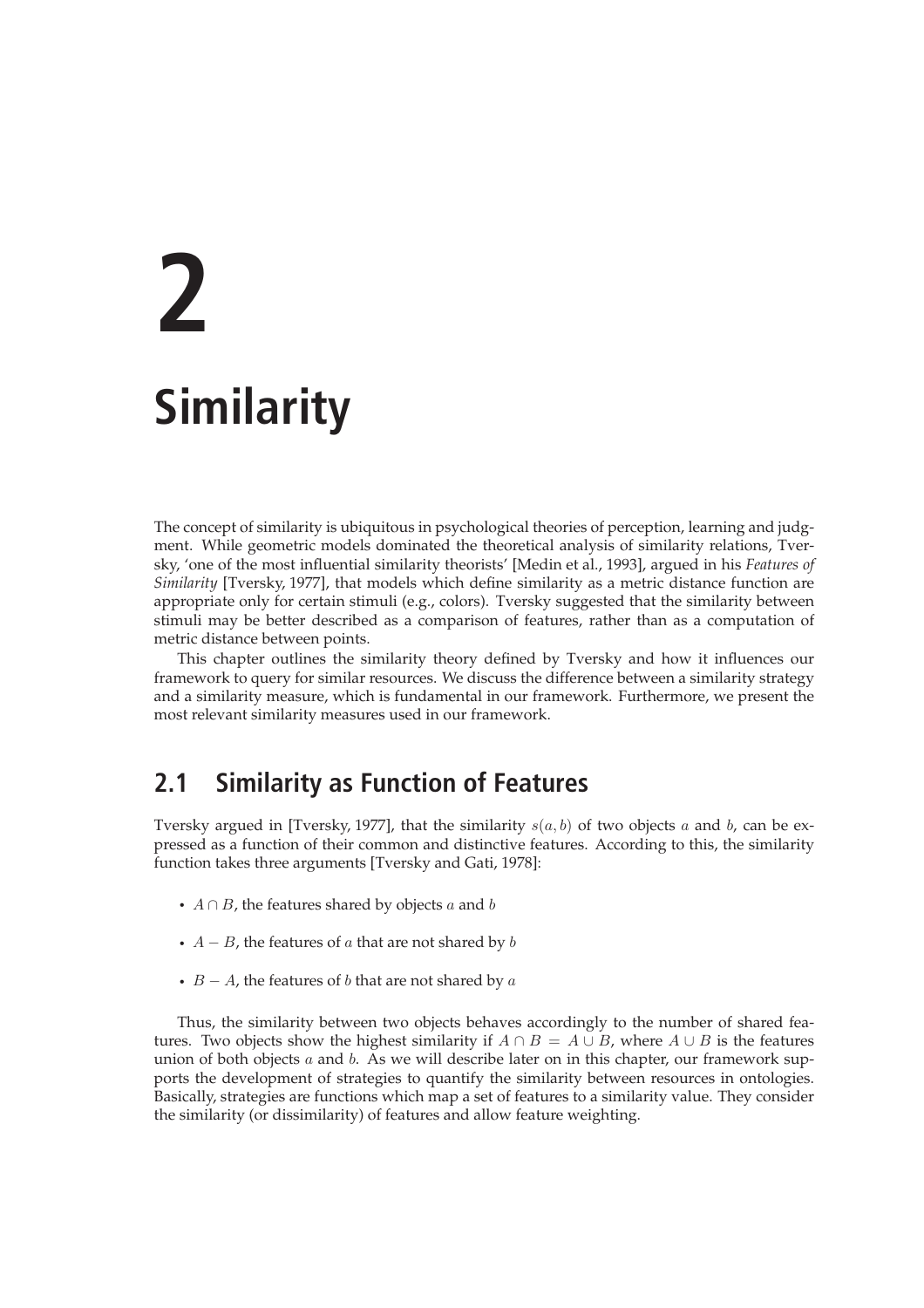# 2

# Similarity

The concept of similarity is ubiquitous in psychological theories of perception, learning and judgment. While geometric models dominated the theoretical analysis of similarity relations, Tversky, 'one of the most influential similarity theorists' [Medin et al., 1993], argued in his *Features of Similarity* [Tversky, 1977], that models which define similarity as a metric distance function are appropriate only for certain stimuli (e.g., colors). Tversky suggested that the similarity between stimuli may be better described as a comparison of features, rather than as a computation of metric distance between points.

This chapter outlines the similarity theory defined by Tversky and how it influences our framework to query for similar resources. We discuss the difference between a similarity strategy and a similarity measure, which is fundamental in our framework. Furthermore, we present the most relevant similarity measures used in our framework.

## 2.1 Similarity as Function of Features

Tversky argued in [Tversky, 1977], that the similarity $s(a, b)$ of two objects $a$ and $b$, can be expressed as a function of their common and distinctive features. According to this, the similarity function takes three arguments [Tversky and Gati, 1978]:

- $A \cap B$, the features shared by objects $a$ and $b$
- $A - B$, the features of $a$ that are not shared by $b$
- $B - A$, the features of $b$ that are not shared by $a$

Thus, the similarity between two objects behaves accordingly to the number of shared features. Two objects show the highest similarity if $A \cap B = A \cup B$, where $A \cup B$ is the features union of both objects $a$ and $b$. As we will describe later on in this chapter, our framework supports the development of strategies to quantify the similarity between resources in ontologies. Basically, strategies are functions which map a set of features to a similarity value. They consider the similarity (or dissimilarity) of features and allow feature weighting.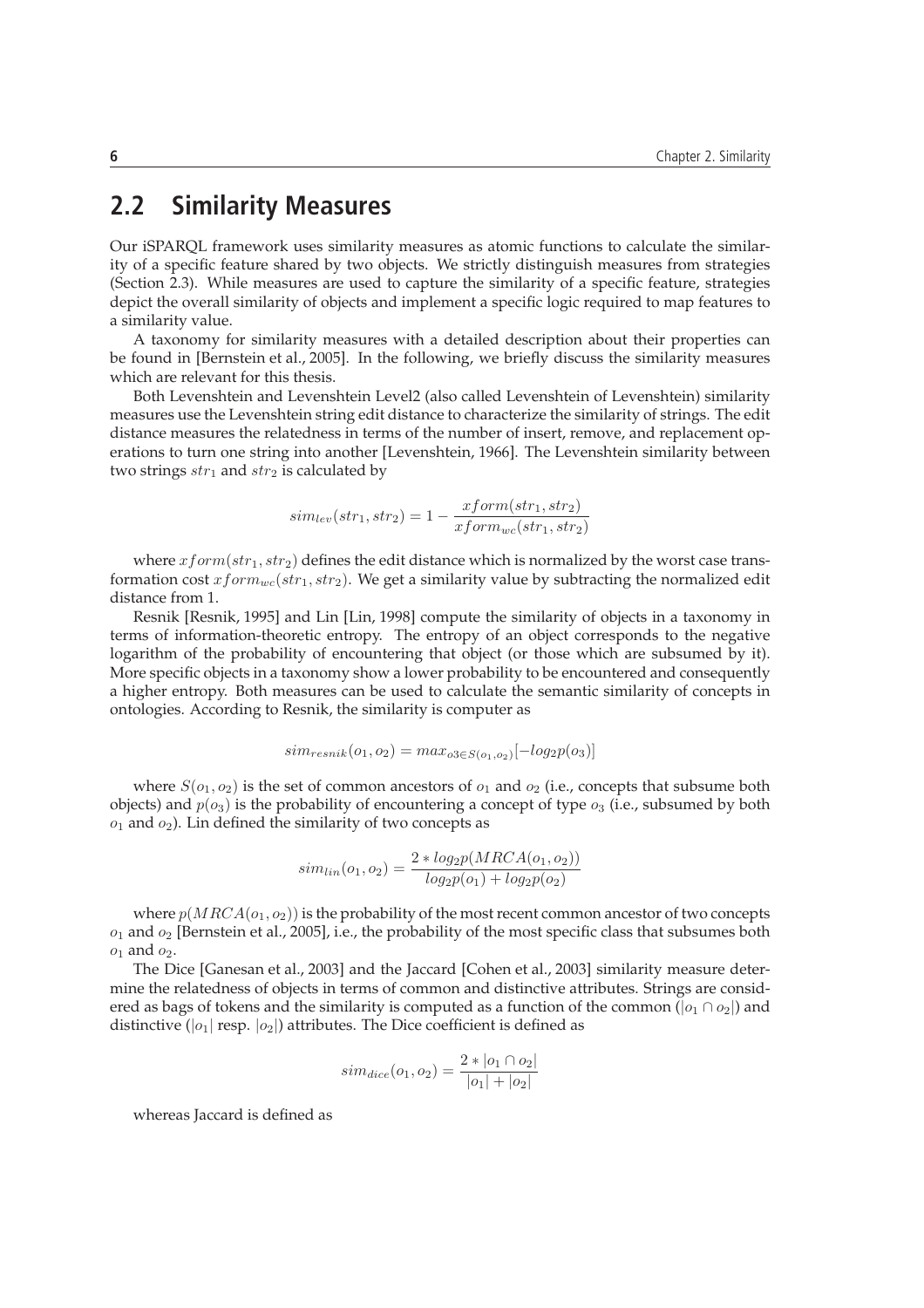## 2.2 Similarity Measures

Our iSPARQL framework uses similarity measures as atomic functions to calculate the similarity of a specific feature shared by two objects. We strictly distinguish measures from strategies (Section 2.3). While measures are used to capture the similarity of a specific feature, strategies depict the overall similarity of objects and implement a specific logic required to map features to a similarity value.

A taxonomy for similarity measures with a detailed description about their properties can be found in [Bernstein et al., 2005]. In the following, we briefly discuss the similarity measures which are relevant for this thesis.

Both Levenshtein and Levenshtein Level2 (also called Levenshtein of Levenshtein) similarity measures use the Levenshtein string edit distance to characterize the similarity of strings. The edit distance measures the relatedness in terms of the number of insert, remove, and replacement operations to turn one string into another [Levenshtein, 1966]. The Levenshtein similarity between two strings $str_1$ and $str_2$ is calculated by

$$sim_{lev}(str_1, str_2) = 1 - \frac{xform(str_1, str_2)}{xform_{wc}(str_1, str_2)}$$

where $xform(str_1, str_2)$ defines the edit distance which is normalized by the worst case transformation cost $xform_{wc}(str_1, str_2)$. We get a similarity value by subtracting the normalized edit distance from 1.

Resnik [Resnik, 1995] and Lin [Lin, 1998] compute the similarity of objects in a taxonomy in terms of information-theoretic entropy. The entropy of an object corresponds to the negative logarithm of the probability of encountering that object (or those which are subsumed by it). More specific objects in a taxonomy show a lower probability to be encountered and consequently a higher entropy. Both measures can be used to calculate the semantic similarity of concepts in ontologies. According to Resnik, the similarity is computer as

$$sim_{resnik}(o_1, o_2) = max_{o3 \in S(o_1, o_2)}[-log_2 p(o_3)]$$

where $S(o_1, o_2)$ is the set of common ancestors of $o_1$ and $o_2$ (i.e., concepts that subsume both objects) and $p(o_3)$ is the probability of encountering a concept of type $o_3$ (i.e., subsumed by both $o_1$ and $o_2$). Lin defined the similarity of two concepts as

$$sim_{lin}(o_1, o_2) = \frac{2 * log_2 p(MRCA(o_1, o_2))}{log_2 p(o_1) + log_2 p(o_2)}$$

where $p(MRCA(o_1, o_2))$ is the probability of the most recent common ancestor of two concepts $o_1$ and $o_2$ [Bernstein et al., 2005], i.e., the probability of the most specific class that subsumes both $o_1$ and $o_2$.

The Dice [Ganesan et al., 2003] and the Jaccard [Cohen et al., 2003] similarity measure determine the relatedness of objects in terms of common and distinctive attributes. Strings are considered as bags of tokens and the similarity is computed as a function of the common ($|o_1 \cap o_2|$) and distinctive ($|o_1|$ resp. $|o_2|$) attributes. The Dice coefficient is defined as

$$sim_{dice}(o_1, o_2) = \frac{2 * |o_1 \cap o_2|}{|o_1| + |o_2|}$$

whereas Jaccard is defined as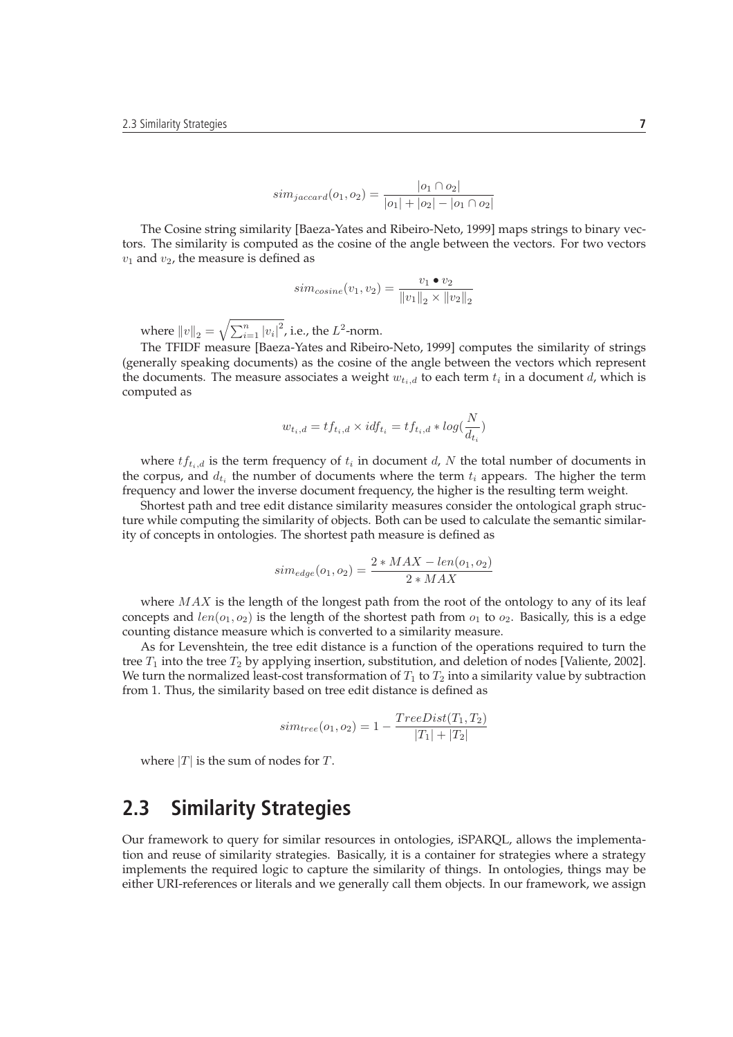$$sim_{jaccard}(o_1, o_2) = \frac{|o_1 \cap o_2|}{|o_1| + |o_2| - |o_1 \cap o_2|}$$

The Cosine string similarity [Baeza-Yates and Ribeiro-Neto, 1999] maps strings to binary vectors. The similarity is computed as the cosine of the angle between the vectors. For two vectors $v_1$ and $v_2$, the measure is defined as

$$sim_{cosine}(v_1, v_2) = \frac{v_1 \bullet v_2}{\|v_1\|_2 \times \|v_2\|_2}$$

where $\|v\|_2 = \sqrt{\sum_{i=1}^{n} |v_i|^2}$, i.e., the $L^2$-norm.

The TFIDF measure [Baeza-Yates and Ribeiro-Neto, 1999] computes the similarity of strings (generally speaking documents) as the cosine of the angle between the vectors which represent the documents. The measure associates a weight $w_{t_i,d}$ to each term $t_i$ in a document $d$, which is computed as

$$w_{t_i,d} = tf_{t_i,d} \times idf_{t_i} = tf_{t_i,d} * log(\frac{N}{d_{t_i}})$$

where $tf_{t_i,d}$ is the term frequency of $t_i$ in document $d$, $N$ the total number of documents in the corpus, and $d_{t_i}$ the number of documents where the term $t_i$ appears. The higher the term frequency and lower the inverse document frequency, the higher is the resulting term weight.

Shortest path and tree edit distance similarity measures consider the ontological graph structure while computing the similarity of objects. Both can be used to calculate the semantic similarity of concepts in ontologies. The shortest path measure is defined as

$$sim_{edge}(o_1, o_2) = \frac{2 * MAX - len(o_1, o_2)}{2 * MAX}$$

where $MAX$ is the length of the longest path from the root of the ontology to any of its leaf concepts and $len(o_1, o_2)$ is the length of the shortest path from $o_1$ to $o_2$. Basically, this is a edge counting distance measure which is converted to a similarity measure.

As for Levenshtein, the tree edit distance is a function of the operations required to turn the tree $T_1$ into the tree $T_2$ by applying insertion, substitution, and deletion of nodes [Valiente, 2002]. We turn the normalized least-cost transformation of $T_1$ to $T_2$ into a similarity value by subtraction from 1. Thus, the similarity based on tree edit distance is defined as

$$sim_{tree}(o_1, o_2) = 1 - \frac{TreeDist(T_1, T_2)}{|T_1| + |T_2|}$$

where $|T|$ is the sum of nodes for $T$.

## 2.3 Similarity Strategies

Our framework to query for similar resources in ontologies, iSPARQL, allows the implementation and reuse of similarity strategies. Basically, it is a container for strategies where a strategy implements the required logic to capture the similarity of things. In ontologies, things may be either URI-references or literals and we generally call them objects. In our framework, we assign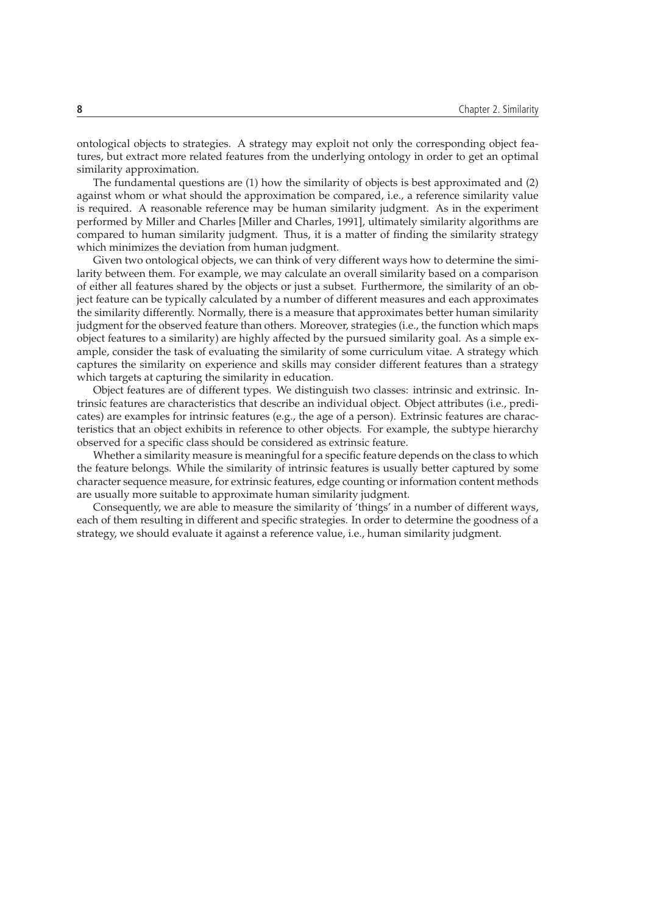ontological objects to strategies. A strategy may exploit not only the corresponding object features, but extract more related features from the underlying ontology in order to get an optimal similarity approximation.

The fundamental questions are (1) how the similarity of objects is best approximated and (2) against whom or what should the approximation be compared, i.e., a reference similarity value is required. A reasonable reference may be human similarity judgment. As in the experiment performed by Miller and Charles [Miller and Charles, 1991], ultimately similarity algorithms are compared to human similarity judgment. Thus, it is a matter of finding the similarity strategy which minimizes the deviation from human judgment.

Given two ontological objects, we can think of very different ways how to determine the similarity between them. For example, we may calculate an overall similarity based on a comparison of either all features shared by the objects or just a subset. Furthermore, the similarity of an object feature can be typically calculated by a number of different measures and each approximates the similarity differently. Normally, there is a measure that approximates better human similarity judgment for the observed feature than others. Moreover, strategies (i.e., the function which maps object features to a similarity) are highly affected by the pursued similarity goal. As a simple example, consider the task of evaluating the similarity of some curriculum vitae. A strategy which captures the similarity on experience and skills may consider different features than a strategy which targets at capturing the similarity in education.

Object features are of different types. We distinguish two classes: intrinsic and extrinsic. Intrinsic features are characteristics that describe an individual object. Object attributes (i.e., predicates) are examples for intrinsic features (e.g., the age of a person). Extrinsic features are characteristics that an object exhibits in reference to other objects. For example, the subtype hierarchy observed for a specific class should be considered as extrinsic feature.

Whether a similarity measure is meaningful for a specific feature depends on the class to which the feature belongs. While the similarity of intrinsic features is usually better captured by some character sequence measure, for extrinsic features, edge counting or information content methods are usually more suitable to approximate human similarity judgment.

Consequently, we are able to measure the similarity of 'things' in a number of different ways, each of them resulting in different and specific strategies. In order to determine the goodness of a strategy, we should evaluate it against a reference value, i.e., human similarity judgment.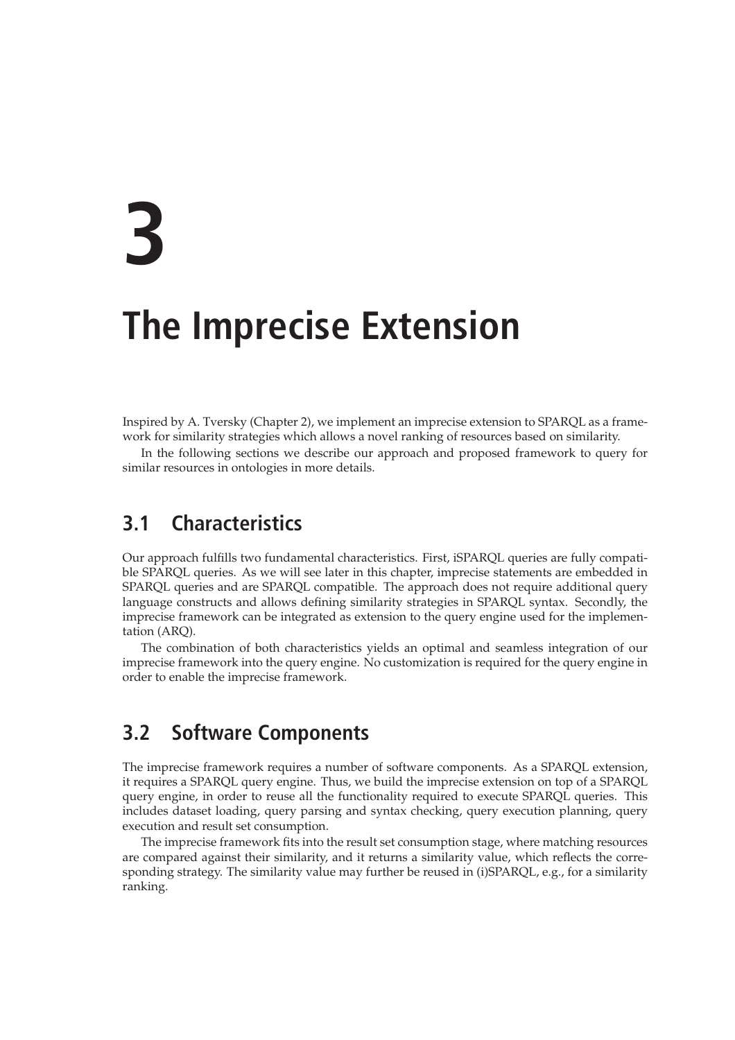# 3 The Imprecise Extension

Inspired by A. Tversky (Chapter 2), we implement an imprecise extension to SPARQL as a framework for similarity strategies which allows a novel ranking of resources based on similarity.

In the following sections we describe our approach and proposed framework to query for similar resources in ontologies in more details.

## 3.1 Characteristics

Our approach fulfills two fundamental characteristics. First, iSPARQL queries are fully compatible SPARQL queries. As we will see later in this chapter, imprecise statements are embedded in SPARQL queries and are SPARQL compatible. The approach does not require additional query language constructs and allows defining similarity strategies in SPARQL syntax. Secondly, the imprecise framework can be integrated as extension to the query engine used for the implementation (ARQ).

The combination of both characteristics yields an optimal and seamless integration of our imprecise framework into the query engine. No customization is required for the query engine in order to enable the imprecise framework.

## 3.2 Software Components

The imprecise framework requires a number of software components. As a SPARQL extension, it requires a SPARQL query engine. Thus, we build the imprecise extension on top of a SPARQL query engine, in order to reuse all the functionality required to execute SPARQL queries. This includes dataset loading, query parsing and syntax checking, query execution planning, query execution and result set consumption.

The imprecise framework fits into the result set consumption stage, where matching resources are compared against their similarity, and it returns a similarity value, which reflects the corresponding strategy. The similarity value may further be reused in (i)SPARQL, e.g., for a similarity ranking.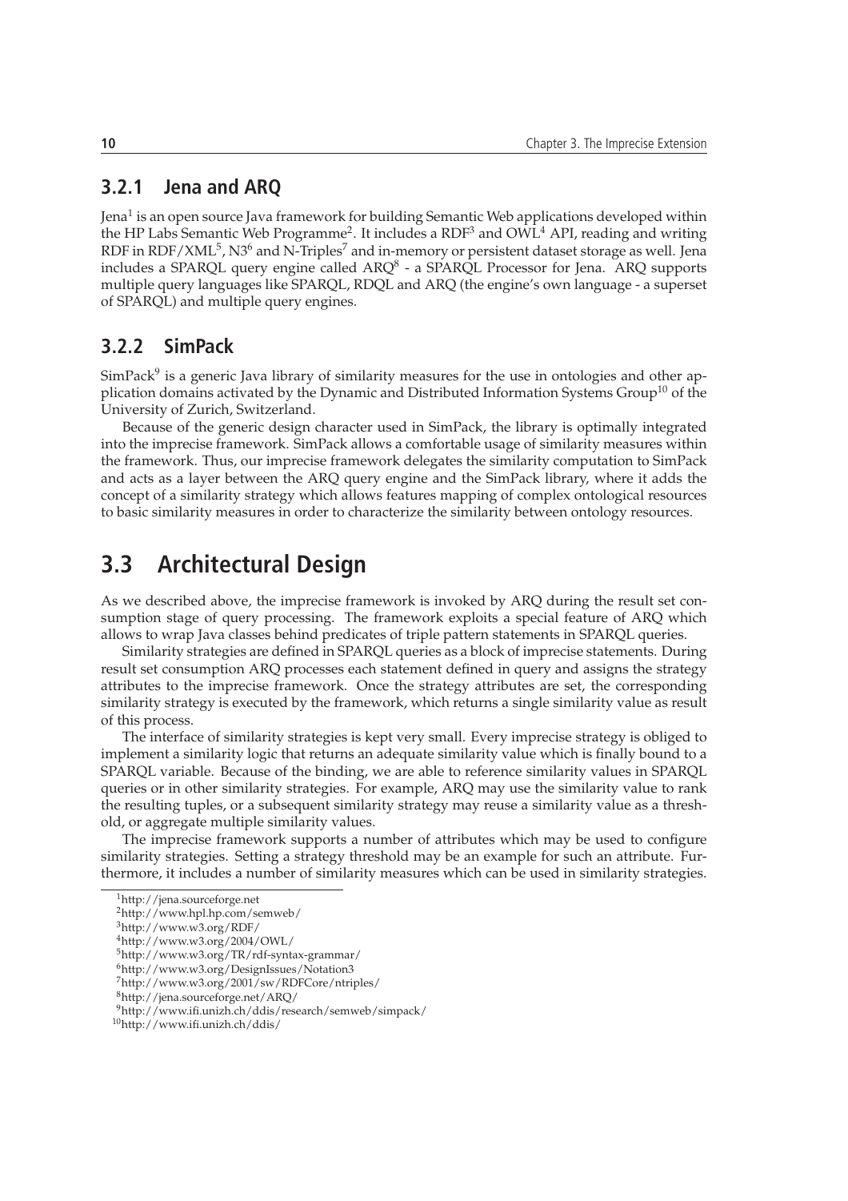### 3.2.1 Jena and ARQ

Jena[1] is an open source Java framework for building Semantic Web applications developed within the HP Labs Semantic Web Programme[2]. It includes a RDF[3] and OWL[4] API, reading and writing RDF in RDF/XML[5], N3[6] and N-Triples[7] and in-memory or persistent dataset storage as well. Jena includes a SPARQL query engine called ARQ[8] - a SPARQL Processor for Jena. ARQ supports multiple query languages like SPARQL, RDQL and ARQ (the engine's own language - a superset of SPARQL) and multiple query engines.

### 3.2.2 SimPack

SimPack[9] is a generic Java library of similarity measures for the use in ontologies and other application domains activated by the Dynamic and Distributed Information Systems Group[10] of the University of Zurich, Switzerland.

Because of the generic design character used in SimPack, the library is optimally integrated into the imprecise framework. SimPack allows a comfortable usage of similarity measures within the framework. Thus, our imprecise framework delegates the similarity computation to SimPack and acts as a layer between the ARQ query engine and the SimPack library, where it adds the concept of a similarity strategy which allows features mapping of complex ontological resources to basic similarity measures in order to characterize the similarity between ontology resources.

## 3.3 Architectural Design

As we described above, the imprecise framework is invoked by ARQ during the result set consumption stage of query processing. The framework exploits a special feature of ARQ which allows to wrap Java classes behind predicates of triple pattern statements in SPARQL queries.

Similarity strategies are defined in SPARQL queries as a block of imprecise statements. During result set consumption ARQ processes each statement defined in query and assigns the strategy attributes to the imprecise framework. Once the strategy attributes are set, the corresponding similarity strategy is executed by the framework, which returns a single similarity value as result of this process.

The interface of similarity strategies is kept very small. Every imprecise strategy is obliged to implement a similarity logic that returns an adequate similarity value which is finally bound to a SPARQL variable. Because of the binding, we are able to reference similarity values in SPARQL queries or in other similarity strategies. For example, ARQ may use the similarity value to rank the resulting tuples, or a subsequent similarity strategy may reuse a similarity value as a threshold, or aggregate multiple similarity values.

The imprecise framework supports a number of attributes which may be used to configure similarity strategies. Setting a strategy threshold may be an example for such an attribute. Furthermore, it includes a number of similarity measures which can be used in similarity strategies.

[1] http://jena.sourceforge.net

[2] http://www.hpl.hp.com/semweb/

[3] http://www.w3.org/RDF/

[4] http://www.w3.org/2004/OWL/

[5] http://www.w3.org/TR/rdf-syntax-grammar/

[6] http://www.w3.org/DesignIssues/Notation3

[7] http://www.w3.org/2001/sw/RDFCore/ntriples/

[8] http://jena.sourceforge.net/ARQ/

[9] http://www.ifi.unizh.ch/ddis/research/semweb/simpack/

[10] http://www.ifi.unizh.ch/ddis/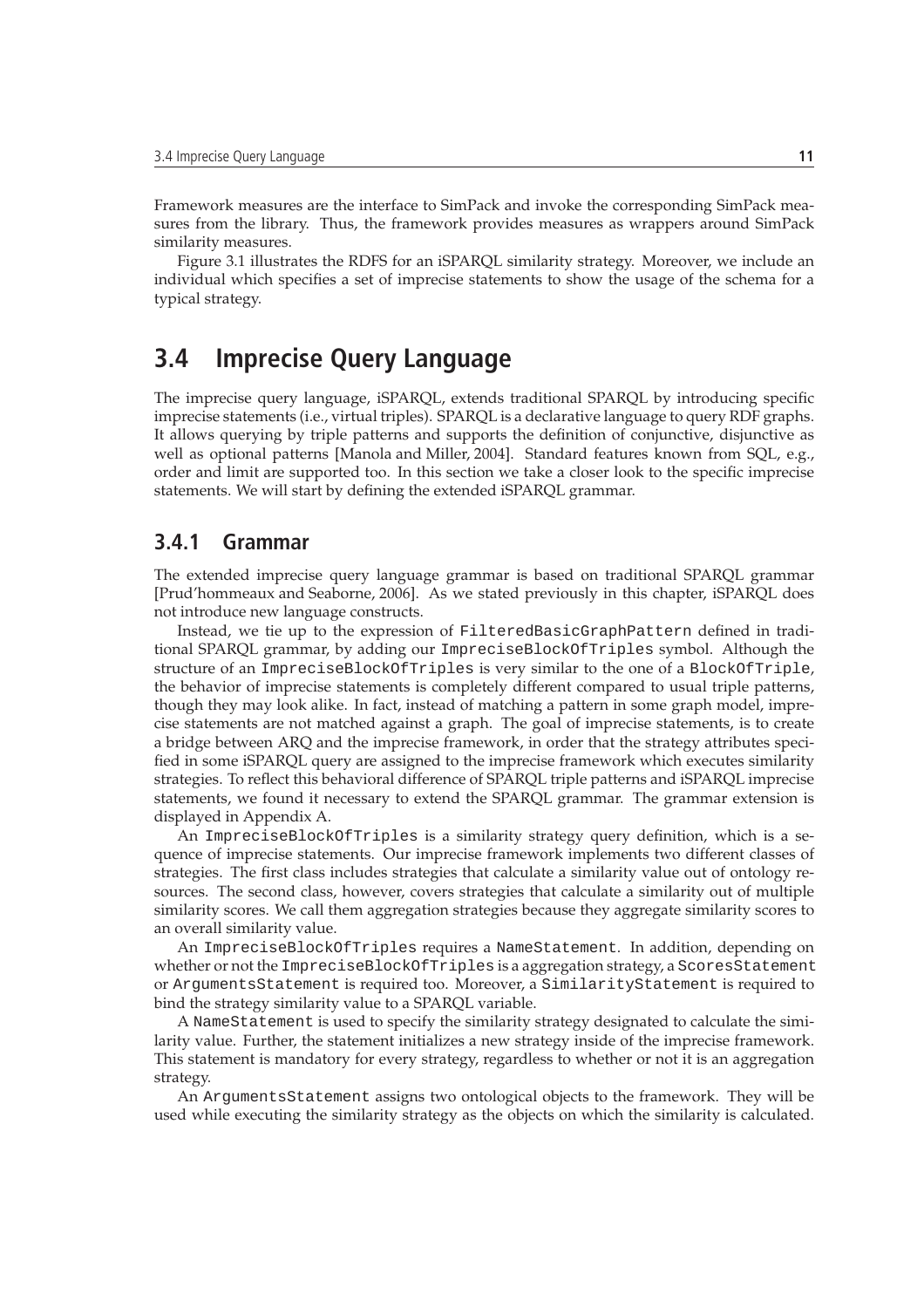Framework measures are the interface to SimPack and invoke the corresponding SimPack measures from the library. Thus, the framework provides measures as wrappers around SimPack similarity measures.

Figure 3.1 illustrates the RDFS for an iSPARQL similarity strategy. Moreover, we include an individual which specifies a set of imprecise statements to show the usage of the schema for a typical strategy.

## 3.4 Imprecise Query Language

The imprecise query language, iSPARQL, extends traditional SPARQL by introducing specific imprecise statements (i.e., virtual triples). SPARQL is a declarative language to query RDF graphs. It allows querying by triple patterns and supports the definition of conjunctive, disjunctive as well as optional patterns [Manola and Miller, 2004]. Standard features known from SQL, e.g., order and limit are supported too. In this section we take a closer look to the specific imprecise statements. We will start by defining the extended iSPARQL grammar.

### 3.4.1 Grammar

The extended imprecise query language grammar is based on traditional SPARQL grammar [Prud'hommeaux and Seaborne, 2006]. As we stated previously in this chapter, iSPARQL does not introduce new language constructs.

Instead, we tie up to the expression of `FilteredBasicGraphPattern` defined in traditional SPARQL grammar, by adding our `ImpreciseBlockOfTriples` symbol. Although the structure of an `ImpreciseBlockOfTriples` is very similar to the one of a `BlockOfTriple`, the behavior of imprecise statements is completely different compared to usual triple patterns, though they may look alike. In fact, instead of matching a pattern in some graph model, imprecise statements are not matched against a graph. The goal of imprecise statements, is to create a bridge between ARQ and the imprecise framework, in order that the strategy attributes specified in some iSPARQL query are assigned to the imprecise framework which executes similarity strategies. To reflect this behavioral difference of SPARQL triple patterns and iSPARQL imprecise statements, we found it necessary to extend the SPARQL grammar. The grammar extension is displayed in Appendix A.

An `ImpreciseBlockOfTriples` is a similarity strategy query definition, which is a sequence of imprecise statements. Our imprecise framework implements two different classes of strategies. The first class includes strategies that calculate a similarity value out of ontology resources. The second class, however, covers strategies that calculate a similarity out of multiple similarity scores. We call them aggregation strategies because they aggregate similarity scores to an overall similarity value.

An `ImpreciseBlockOfTriples` requires a `NameStatement`. In addition, depending on whether or not the `ImpreciseBlockOfTriples` is a aggregation strategy, a `ScoresStatement` or `ArgumentsStatement` is required too. Moreover, a `SimilarityStatement` is required to bind the strategy similarity value to a SPARQL variable.

A `NameStatement` is used to specify the similarity strategy designated to calculate the similarity value. Further, the statement initializes a new strategy inside of the imprecise framework. This statement is mandatory for every strategy, regardless to whether or not it is an aggregation strategy.

An `ArgumentsStatement` assigns two ontological objects to the framework. They will be used while executing the similarity strategy as the objects on which the similarity is calculated.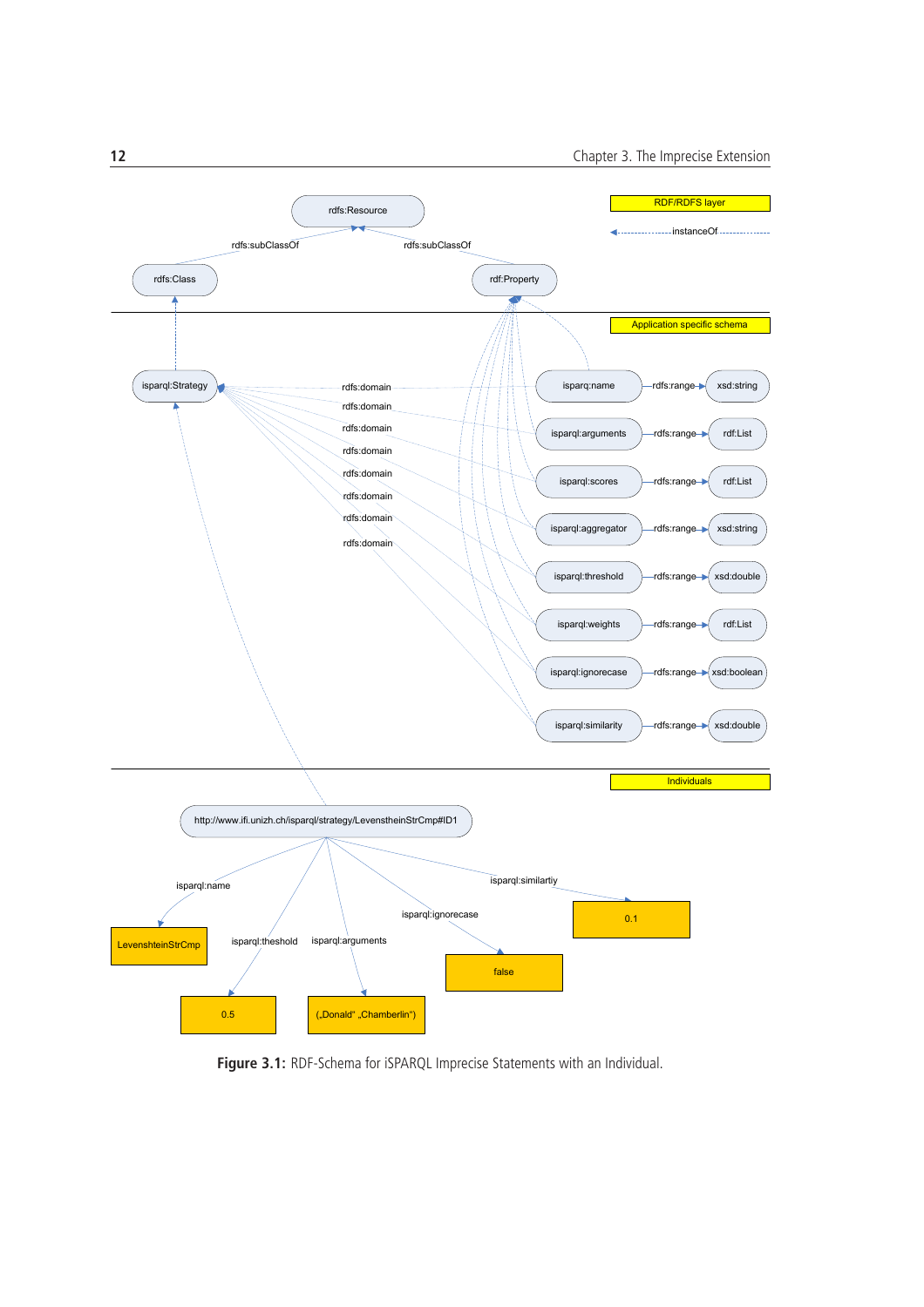Figure 3.1: RDF-Schema for iSPARQL Imprecise Statements with an Individual.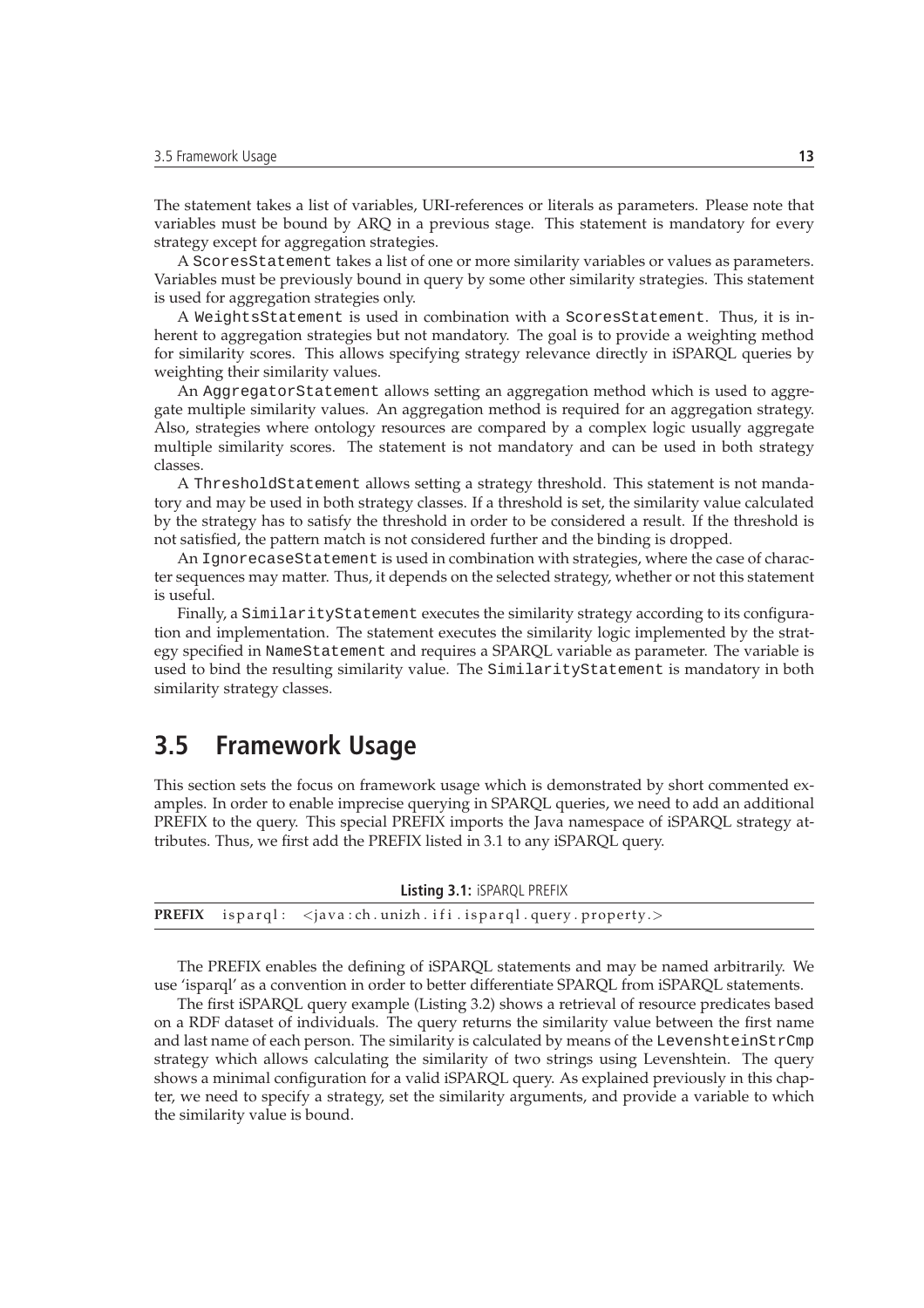The statement takes a list of variables, URI-references or literals as parameters. Please note that variables must be bound by ARQ in a previous stage. This statement is mandatory for every strategy except for aggregation strategies.

A `ScoresStatement` takes a list of one or more similarity variables or values as parameters. Variables must be previously bound in query by some other similarity strategies. This statement is used for aggregation strategies only.

A `WeightsStatement` is used in combination with a `ScoresStatement`. Thus, it is inherent to aggregation strategies but not mandatory. The goal is to provide a weighting method for similarity scores. This allows specifying strategy relevance directly in iSPARQL queries by weighting their similarity values.

An `AggregatorStatement` allows setting an aggregation method which is used to aggregate multiple similarity values. An aggregation method is required for an aggregation strategy. Also, strategies where ontology resources are compared by a complex logic usually aggregate multiple similarity scores. The statement is not mandatory and can be used in both strategy classes.

A `ThresholdStatement` allows setting a strategy threshold. This statement is not mandatory and may be used in both strategy classes. If a threshold is set, the similarity value calculated by the strategy has to satisfy the threshold in order to be considered a result. If the threshold is not satisfied, the pattern match is not considered further and the binding is dropped.

An `IgnorecaseStatement` is used in combination with strategies, where the case of character sequences may matter. Thus, it depends on the selected strategy, whether or not this statement is useful.

Finally, a `SimilarityStatement` executes the similarity strategy according to its configuration and implementation. The statement executes the similarity logic implemented by the strategy specified in `NameStatement` and requires a SPARQL variable as parameter. The variable is used to bind the resulting similarity value. The `SimilarityStatement` is mandatory in both similarity strategy classes.

## 3.5 Framework Usage

This section sets the focus on framework usage which is demonstrated by short commented examples. In order to enable imprecise querying in SPARQL queries, we need to add an additional PREFIX to the query. This special PREFIX imports the Java namespace of iSPARQL strategy attributes. Thus, we first add the PREFIX listed in 3.1 to any iSPARQL query.

**Listing 3.1:** iSPARQL PREFIX

```
PREFIX isparql: <java:ch.unizh.ifi.isparql.query.property.>
```

The PREFIX enables the defining of iSPARQL statements and may be named arbitrarily. We use 'isparql' as a convention in order to better differentiate SPARQL from iSPARQL statements.

The first iSPARQL query example (Listing 3.2) shows a retrieval of resource predicates based on a RDF dataset of individuals. The query returns the similarity value between the first name and last name of each person. The similarity is calculated by means of the `LevenshteinStrCmp` strategy which allows calculating the similarity of two strings using Levenshtein. The query shows a minimal configuration for a valid iSPARQL query. As explained previously in this chapter, we need to specify a strategy, set the similarity arguments, and provide a variable to which the similarity value is bound.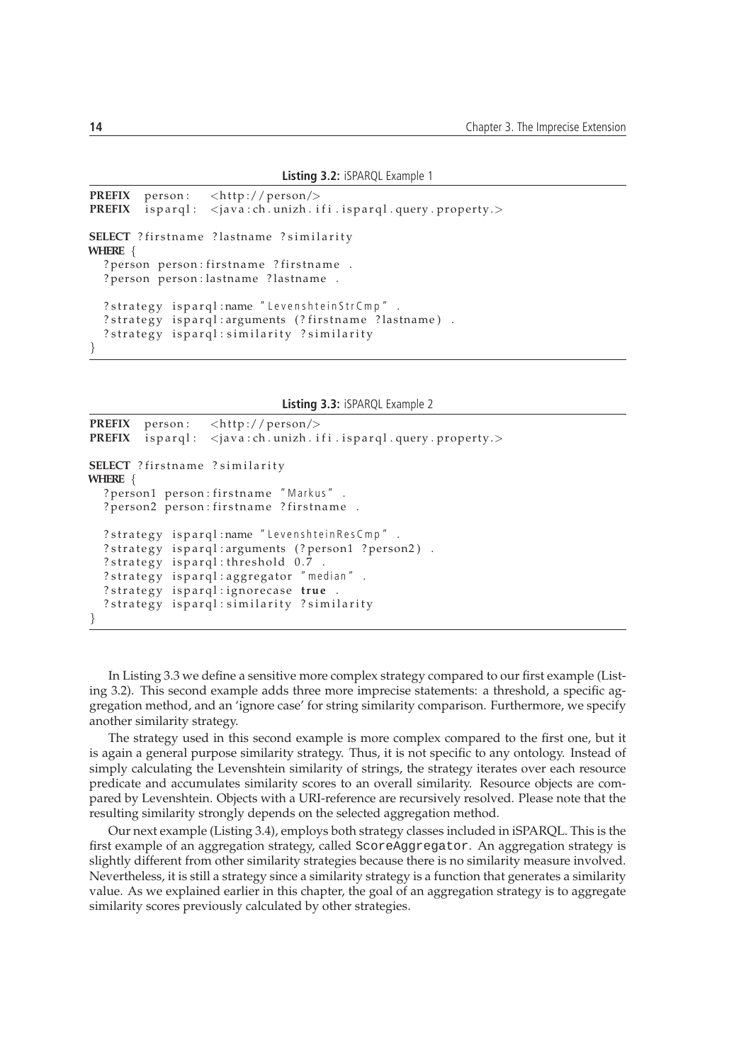**Listing 3.2:** iSPARQL Example 1

```
PREFIX  person:   <http://person/>
PREFIX  isparql:  <java:ch.unizh.ifi.isparql.query.property.>

SELECT ?firstname ?lastname ?similarity
WHERE {
  ?person person:firstname ?firstname .
  ?person person:lastname ?lastname .

  ?strategy isparql:name "LevenshteinStrCmp" .
  ?strategy isparql:arguments (?firstname ?lastname) .
  ?strategy isparql:similarity ?similarity
}
```

**Listing 3.3:** iSPARQL Example 2

```
PREFIX  person:   <http://person/>
PREFIX  isparql:  <java:ch.unizh.ifi.isparql.query.property.>

SELECT ?firstname ?similarity
WHERE {
  ?person1 person:firstname "Markus" .
  ?person2 person:firstname ?firstname .

  ?strategy isparql:name "LevenshteinResCmp" .
  ?strategy isparql:arguments (?person1 ?person2) .
  ?strategy isparql:threshold 0.7 .
  ?strategy isparql:aggregator "median" .
  ?strategy isparql:ignorecase true .
  ?strategy isparql:similarity ?similarity
}
```

In Listing 3.3 we define a sensitive more complex strategy compared to our first example (Listing 3.2). This second example adds three more imprecise statements: a threshold, a specific aggregation method, and an 'ignore case' for string similarity comparison. Furthermore, we specify another similarity strategy.

The strategy used in this second example is more complex compared to the first one, but it is again a general purpose similarity strategy. Thus, it is not specific to any ontology. Instead of simply calculating the Levenshtein similarity of strings, the strategy iterates over each resource predicate and accumulates similarity scores to an overall similarity. Resource objects are compared by Levenshtein. Objects with a URI-reference are recursively resolved. Please note that the resulting similarity strongly depends on the selected aggregation method.

Our next example (Listing 3.4), employs both strategy classes included in iSPARQL. This is the first example of an aggregation strategy, called `ScoreAggregator`. An aggregation strategy is slightly different from other similarity strategies because there is no similarity measure involved. Nevertheless, it is still a strategy since a similarity strategy is a function that generates a similarity value. As we explained earlier in this chapter, the goal of an aggregation strategy is to aggregate similarity scores previously calculated by other strategies.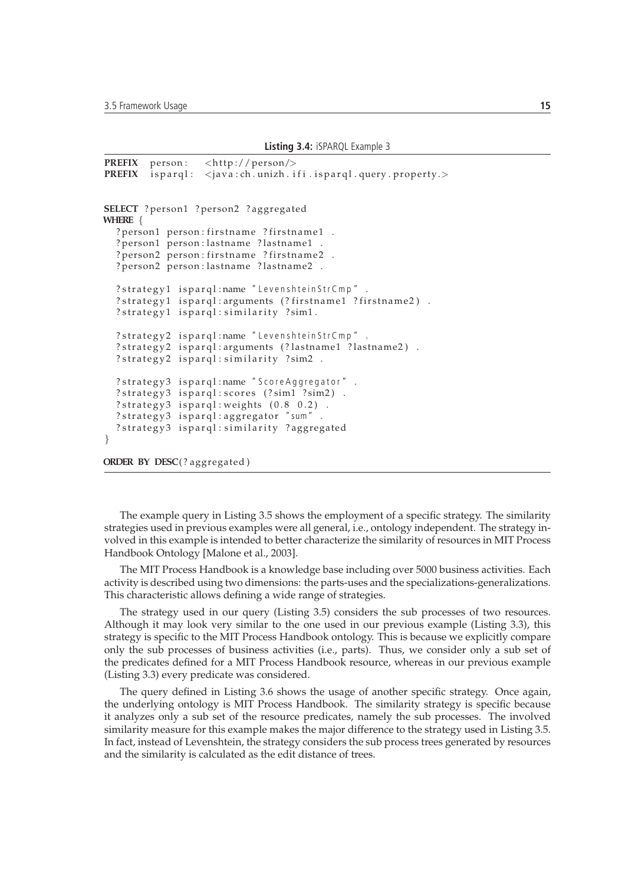**Listing 3.4:** iSPARQL Example 3

```
PREFIX  person:   <http://person/>
PREFIX  isparql:  <java:ch.unizh.ifi.isparql.query.property.>


SELECT ?person1 ?person2 ?aggregated
WHERE {
  ?person1 person:firstname ?firstname1 .
  ?person1 person:lastname ?lastname1 .
  ?person2 person:firstname ?firstname2 .
  ?person2 person:lastname ?lastname2 .

  ?strategy1 isparql:name "LevenshteinStrCmp" .
  ?strategy1 isparql:arguments (?firstname1 ?firstname2) .
  ?strategy1 isparql:similarity ?sim1.

  ?strategy2 isparql:name "LevenshteinStrCmp" .
  ?strategy2 isparql:arguments (?lastname1 ?lastname2) .
  ?strategy2 isparql:similarity ?sim2 .

  ?strategy3 isparql:name "ScoreAggregator" .
  ?strategy3 isparql:scores (?sim1 ?sim2) .
  ?strategy3 isparql:weights (0.8 0.2) .
  ?strategy3 isparql:aggregator "sum" .
  ?strategy3 isparql:similarity ?aggregated
}

ORDER BY DESC(?aggregated)
```

The example query in Listing 3.5 shows the employment of a specific strategy. The similarity strategies used in previous examples were all general, i.e., ontology independent. The strategy involved in this example is intended to better characterize the similarity of resources in MIT Process Handbook Ontology [Malone et al., 2003].

The MIT Process Handbook is a knowledge base including over 5000 business activities. Each activity is described using two dimensions: the parts-uses and the specializations-generalizations. This characteristic allows defining a wide range of strategies.

The strategy used in our query (Listing 3.5) considers the sub processes of two resources. Although it may look very similar to the one used in our previous example (Listing 3.3), this strategy is specific to the MIT Process Handbook ontology. This is because we explicitly compare only the sub processes of business activities (i.e., parts). Thus, we consider only a sub set of the predicates defined for a MIT Process Handbook resource, whereas in our previous example (Listing 3.3) every predicate was considered.

The query defined in Listing 3.6 shows the usage of another specific strategy. Once again, the underlying ontology is MIT Process Handbook. The similarity strategy is specific because it analyzes only a sub set of the resource predicates, namely the sub processes. The involved similarity measure for this example makes the major difference to the strategy used in Listing 3.5. In fact, instead of Levenshtein, the strategy considers the sub process trees generated by resources and the similarity is calculated as the edit distance of trees.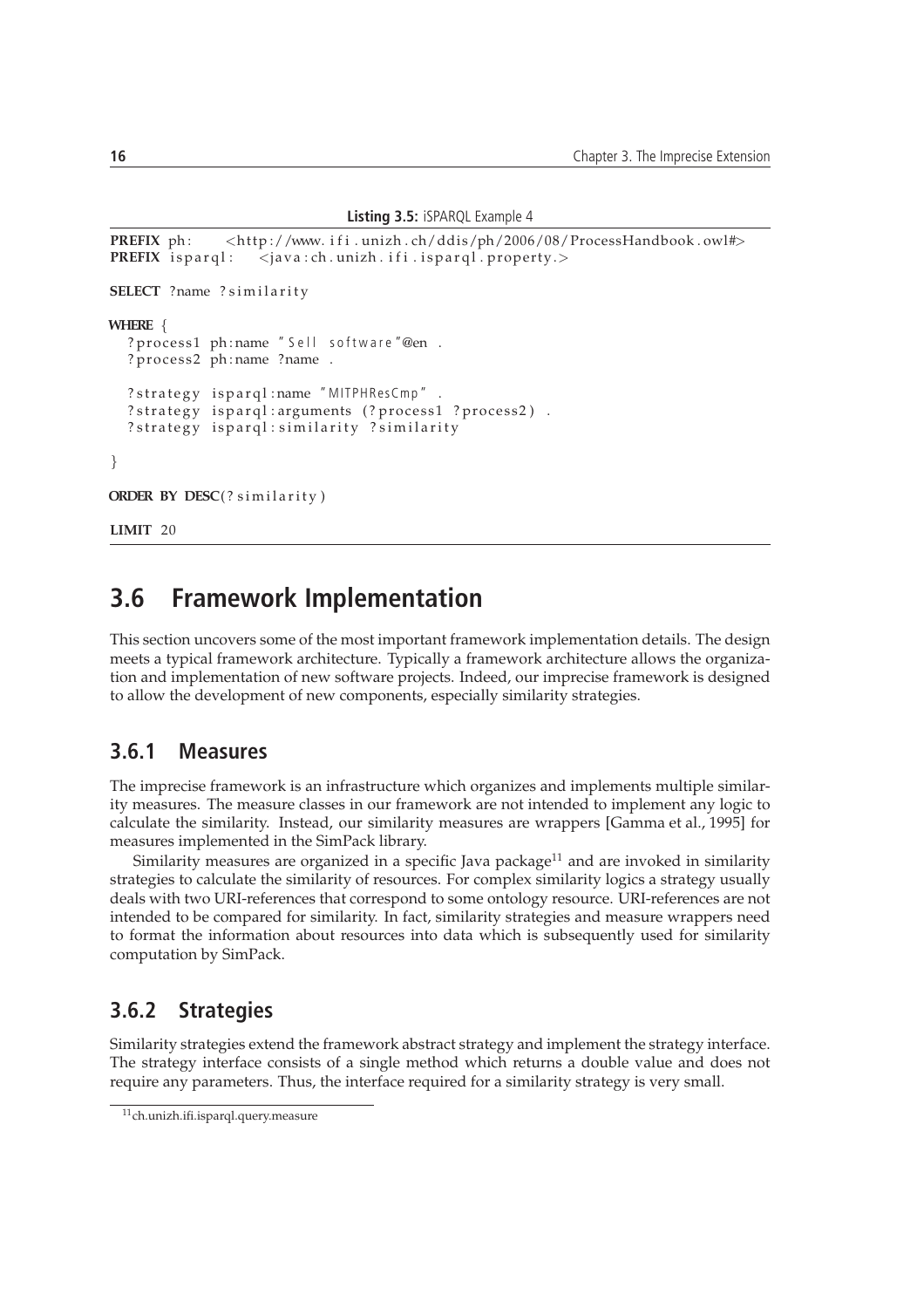**Listing 3.5:** iSPARQL Example 4

```
PREFIX ph:      <http://www.ifi.unizh.ch/ddis/ph/2006/08/ProcessHandbook.owl#>
PREFIX isparql:    <java:ch.unizh.ifi.isparql.property.>

SELECT ?name ?similarity

WHERE {
  ?process1 ph:name "Sell software"@en .
  ?process2 ph:name ?name .

  ?strategy isparql:name "MITPHResCmp" .
  ?strategy isparql:arguments (?process1 ?process2) .
  ?strategy isparql:similarity ?similarity

}

ORDER BY DESC(?similarity)

LIMIT 20
```

## 3.6 Framework Implementation

This section uncovers some of the most important framework implementation details. The design meets a typical framework architecture. Typically a framework architecture allows the organization and implementation of new software projects. Indeed, our imprecise framework is designed to allow the development of new components, especially similarity strategies.

### 3.6.1 Measures

The imprecise framework is an infrastructure which organizes and implements multiple similarity measures. The measure classes in our framework are not intended to implement any logic to calculate the similarity. Instead, our similarity measures are wrappers [Gamma et al., 1995] for measures implemented in the SimPack library.

Similarity measures are organized in a specific Java package[11] and are invoked in similarity strategies to calculate the similarity of resources. For complex similarity logics a strategy usually deals with two URI-references that correspond to some ontology resource. URI-references are not intended to be compared for similarity. In fact, similarity strategies and measure wrappers need to format the information about resources into data which is subsequently used for similarity computation by SimPack.

### 3.6.2 Strategies

Similarity strategies extend the framework abstract strategy and implement the strategy interface. The strategy interface consists of a single method which returns a double value and does not require any parameters. Thus, the interface required for a similarity strategy is very small.

[11] ch.unizh.ifi.isparql.query.measure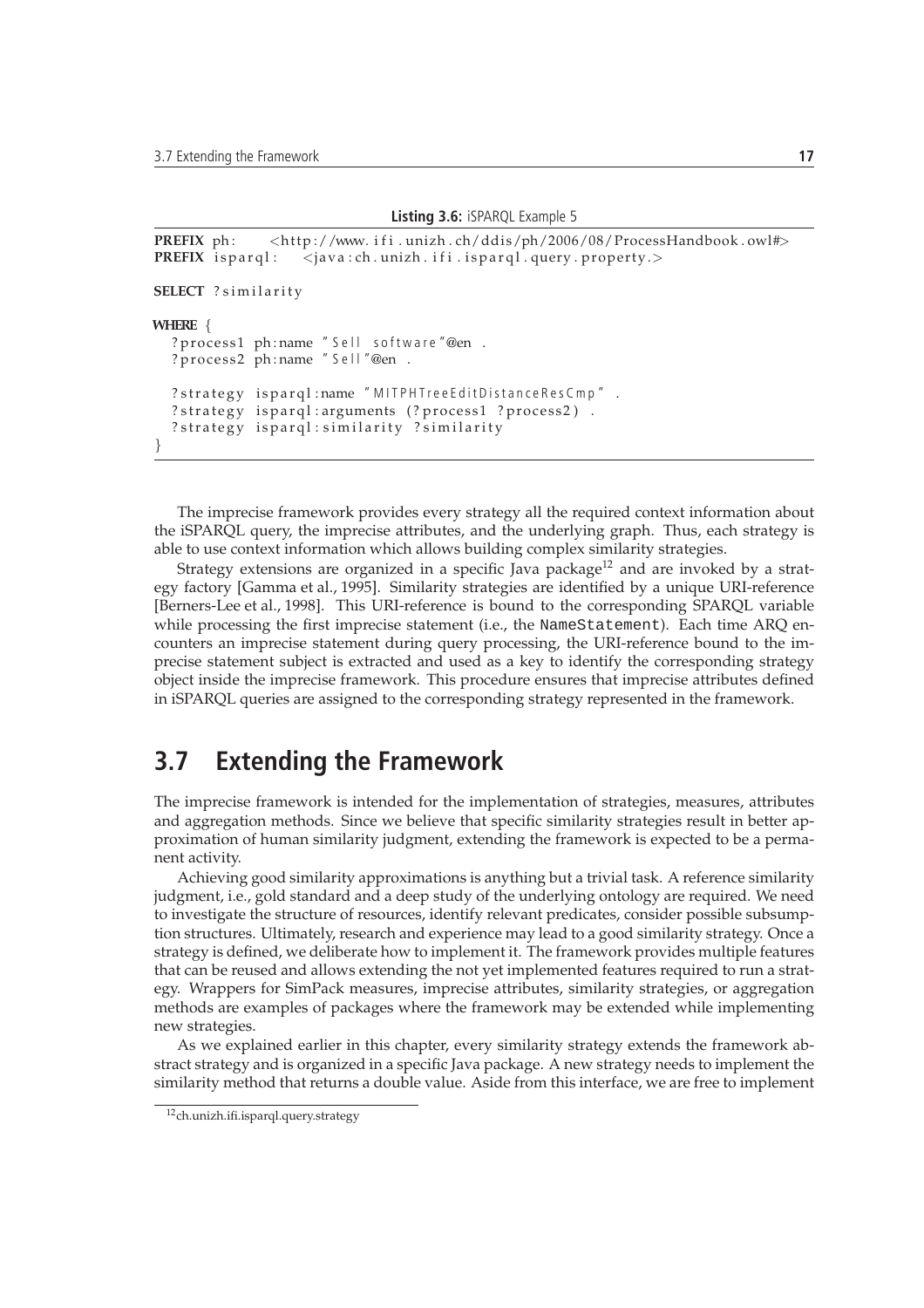**Listing 3.6:** iSPARQL Example 5

```
PREFIX ph:      <http://www.ifi.unizh.ch/ddis/ph/2006/08/ProcessHandbook.owl#>
PREFIX isparql:  <java:ch.unizh.ifi.isparql.query.property.>

SELECT ?similarity

WHERE {
  ?process1 ph:name "Sell software"@en .
  ?process2 ph:name "Sell"@en .

  ?strategy isparql:name "MITPHTreeEditDistanceResCmp" .
  ?strategy isparql:arguments (?process1 ?process2) .
  ?strategy isparql:similarity ?similarity
}
```

The imprecise framework provides every strategy all the required context information about the iSPARQL query, the imprecise attributes, and the underlying graph. Thus, each strategy is able to use context information which allows building complex similarity strategies.

Strategy extensions are organized in a specific Java package[12] and are invoked by a strategy factory [Gamma et al., 1995]. Similarity strategies are identified by a unique URI-reference [Berners-Lee et al., 1998]. This URI-reference is bound to the corresponding SPARQL variable while processing the first imprecise statement (i.e., the `NameStatement`). Each time ARQ encounters an imprecise statement during query processing, the URI-reference bound to the imprecise statement subject is extracted and used as a key to identify the corresponding strategy object inside the imprecise framework. This procedure ensures that imprecise attributes defined in iSPARQL queries are assigned to the corresponding strategy represented in the framework.

## 3.7 Extending the Framework

The imprecise framework is intended for the implementation of strategies, measures, attributes and aggregation methods. Since we believe that specific similarity strategies result in better approximation of human similarity judgment, extending the framework is expected to be a permanent activity.

Achieving good similarity approximations is anything but a trivial task. A reference similarity judgment, i.e., gold standard and a deep study of the underlying ontology are required. We need to investigate the structure of resources, identify relevant predicates, consider possible subsumption structures. Ultimately, research and experience may lead to a good similarity strategy. Once a strategy is defined, we deliberate how to implement it. The framework provides multiple features that can be reused and allows extending the not yet implemented features required to run a strategy. Wrappers for SimPack measures, imprecise attributes, similarity strategies, or aggregation methods are examples of packages where the framework may be extended while implementing new strategies.

As we explained earlier in this chapter, every similarity strategy extends the framework abstract strategy and is organized in a specific Java package. A new strategy needs to implement the similarity method that returns a double value. Aside from this interface, we are free to implement

[12] ch.unizh.ifi.isparql.query.strategy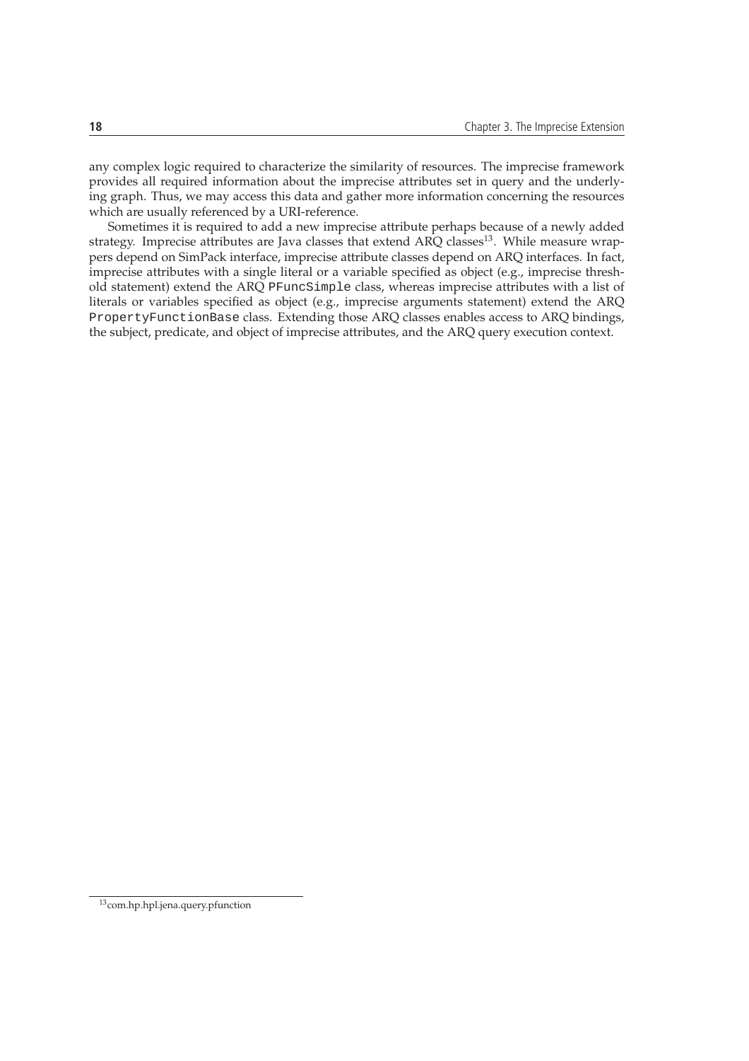any complex logic required to characterize the similarity of resources. The imprecise framework provides all required information about the imprecise attributes set in query and the underlying graph. Thus, we may access this data and gather more information concerning the resources which are usually referenced by a URI-reference.

Sometimes it is required to add a new imprecise attribute perhaps because of a newly added strategy. Imprecise attributes are Java classes that extend ARQ classes[13]. While measure wrappers depend on SimPack interface, imprecise attribute classes depend on ARQ interfaces. In fact, imprecise attributes with a single literal or a variable specified as object (e.g., imprecise threshold statement) extend the ARQ `PFuncSimple` class, whereas imprecise attributes with a list of literals or variables specified as object (e.g., imprecise arguments statement) extend the ARQ `PropertyFunctionBase` class. Extending those ARQ classes enables access to ARQ bindings, the subject, predicate, and object of imprecise attributes, and the ARQ query execution context.

[13] com.hp.hpl.jena.query.pfunction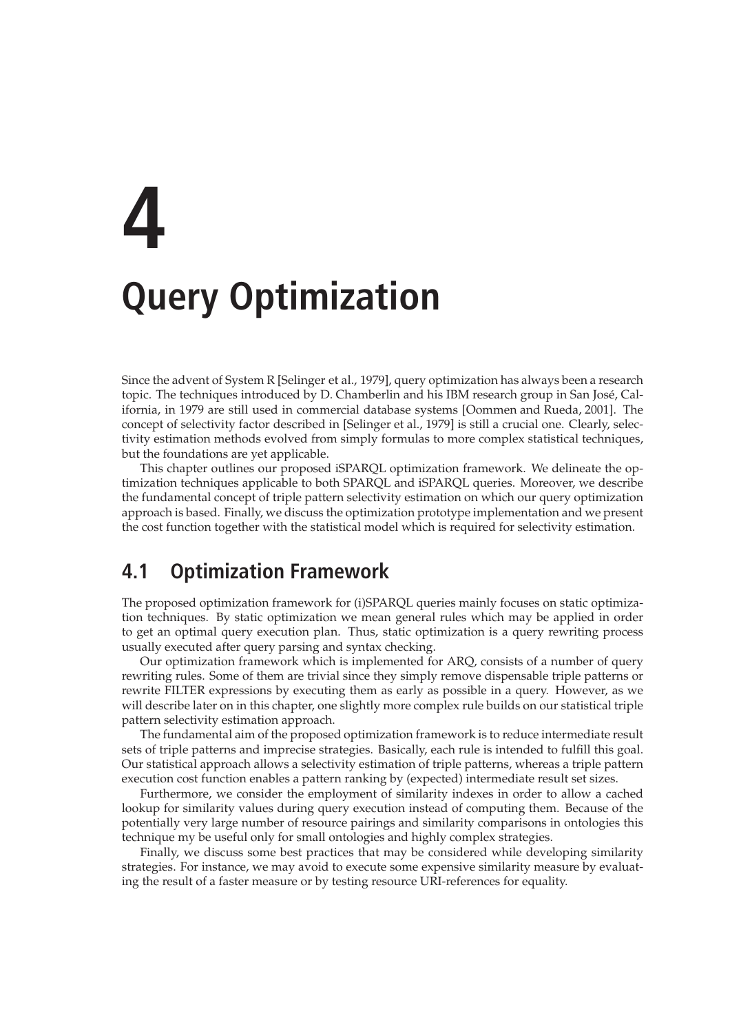# 4 Query Optimization

Since the advent of System R [Selinger et al., 1979], query optimization has always been a research topic. The techniques introduced by D. Chamberlin and his IBM research group in San José, California, in 1979 are still used in commercial database systems [Oommen and Rueda, 2001]. The concept of selectivity factor described in [Selinger et al., 1979] is still a crucial one. Clearly, selectivity estimation methods evolved from simply formulas to more complex statistical techniques, but the foundations are yet applicable.

This chapter outlines our proposed iSPARQL optimization framework. We delineate the optimization techniques applicable to both SPARQL and iSPARQL queries. Moreover, we describe the fundamental concept of triple pattern selectivity estimation on which our query optimization approach is based. Finally, we discuss the optimization prototype implementation and we present the cost function together with the statistical model which is required for selectivity estimation.

## 4.1 Optimization Framework

The proposed optimization framework for (i)SPARQL queries mainly focuses on static optimization techniques. By static optimization we mean general rules which may be applied in order to get an optimal query execution plan. Thus, static optimization is a query rewriting process usually executed after query parsing and syntax checking.

Our optimization framework which is implemented for ARQ, consists of a number of query rewriting rules. Some of them are trivial since they simply remove dispensable triple patterns or rewrite FILTER expressions by executing them as early as possible in a query. However, as we will describe later on in this chapter, one slightly more complex rule builds on our statistical triple pattern selectivity estimation approach.

The fundamental aim of the proposed optimization framework is to reduce intermediate result sets of triple patterns and imprecise strategies. Basically, each rule is intended to fulfill this goal. Our statistical approach allows a selectivity estimation of triple patterns, whereas a triple pattern execution cost function enables a pattern ranking by (expected) intermediate result set sizes.

Furthermore, we consider the employment of similarity indexes in order to allow a cached lookup for similarity values during query execution instead of computing them. Because of the potentially very large number of resource pairings and similarity comparisons in ontologies this technique my be useful only for small ontologies and highly complex strategies.

Finally, we discuss some best practices that may be considered while developing similarity strategies. For instance, we may avoid to execute some expensive similarity measure by evaluating the result of a faster measure or by testing resource URI-references for equality.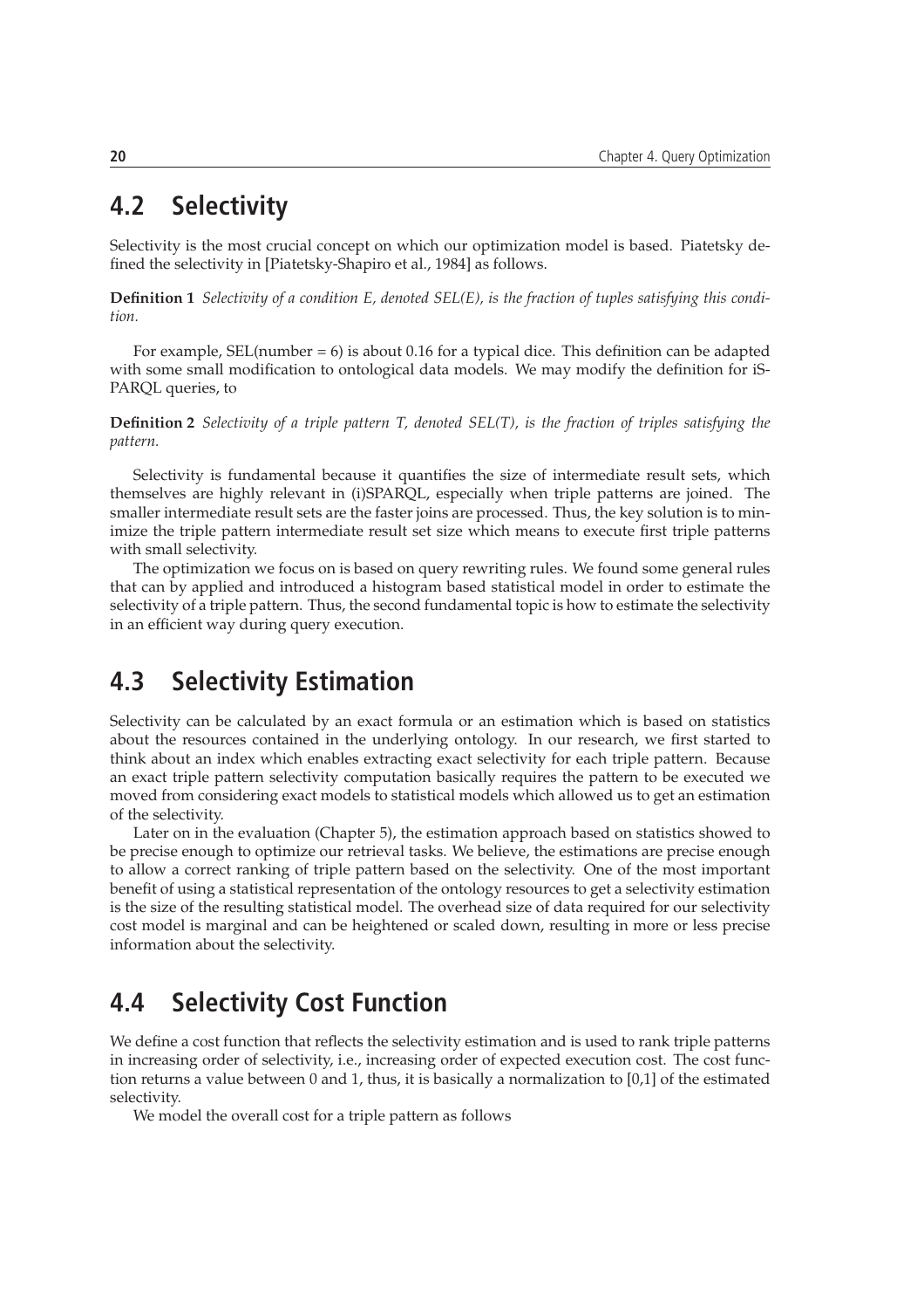## 4.2 Selectivity

Selectivity is the most crucial concept on which our optimization model is based. Piatetsky defined the selectivity in [Piatetsky-Shapiro et al., 1984] as follows.

**Definition 1** *Selectivity of a condition E, denoted SEL(E), is the fraction of tuples satisfying this condition.*

For example, SEL(number = 6) is about 0.16 for a typical dice. This definition can be adapted with some small modification to ontological data models. We may modify the definition for iSPARQL queries, to

**Definition 2** *Selectivity of a triple pattern T, denoted SEL(T), is the fraction of triples satisfying the pattern.*

Selectivity is fundamental because it quantifies the size of intermediate result sets, which themselves are highly relevant in (i)SPARQL, especially when triple patterns are joined. The smaller intermediate result sets are the faster joins are processed. Thus, the key solution is to minimize the triple pattern intermediate result set size which means to execute first triple patterns with small selectivity.

The optimization we focus on is based on query rewriting rules. We found some general rules that can by applied and introduced a histogram based statistical model in order to estimate the selectivity of a triple pattern. Thus, the second fundamental topic is how to estimate the selectivity in an efficient way during query execution.

## 4.3 Selectivity Estimation

Selectivity can be calculated by an exact formula or an estimation which is based on statistics about the resources contained in the underlying ontology. In our research, we first started to think about an index which enables extracting exact selectivity for each triple pattern. Because an exact triple pattern selectivity computation basically requires the pattern to be executed we moved from considering exact models to statistical models which allowed us to get an estimation of the selectivity.

Later on in the evaluation (Chapter 5), the estimation approach based on statistics showed to be precise enough to optimize our retrieval tasks. We believe, the estimations are precise enough to allow a correct ranking of triple pattern based on the selectivity. One of the most important benefit of using a statistical representation of the ontology resources to get a selectivity estimation is the size of the resulting statistical model. The overhead size of data required for our selectivity cost model is marginal and can be heightened or scaled down, resulting in more or less precise information about the selectivity.

## 4.4 Selectivity Cost Function

We define a cost function that reflects the selectivity estimation and is used to rank triple patterns in increasing order of selectivity, i.e., increasing order of expected execution cost. The cost function returns a value between 0 and 1, thus, it is basically a normalization to [0,1] of the estimated selectivity.

We model the overall cost for a triple pattern as follows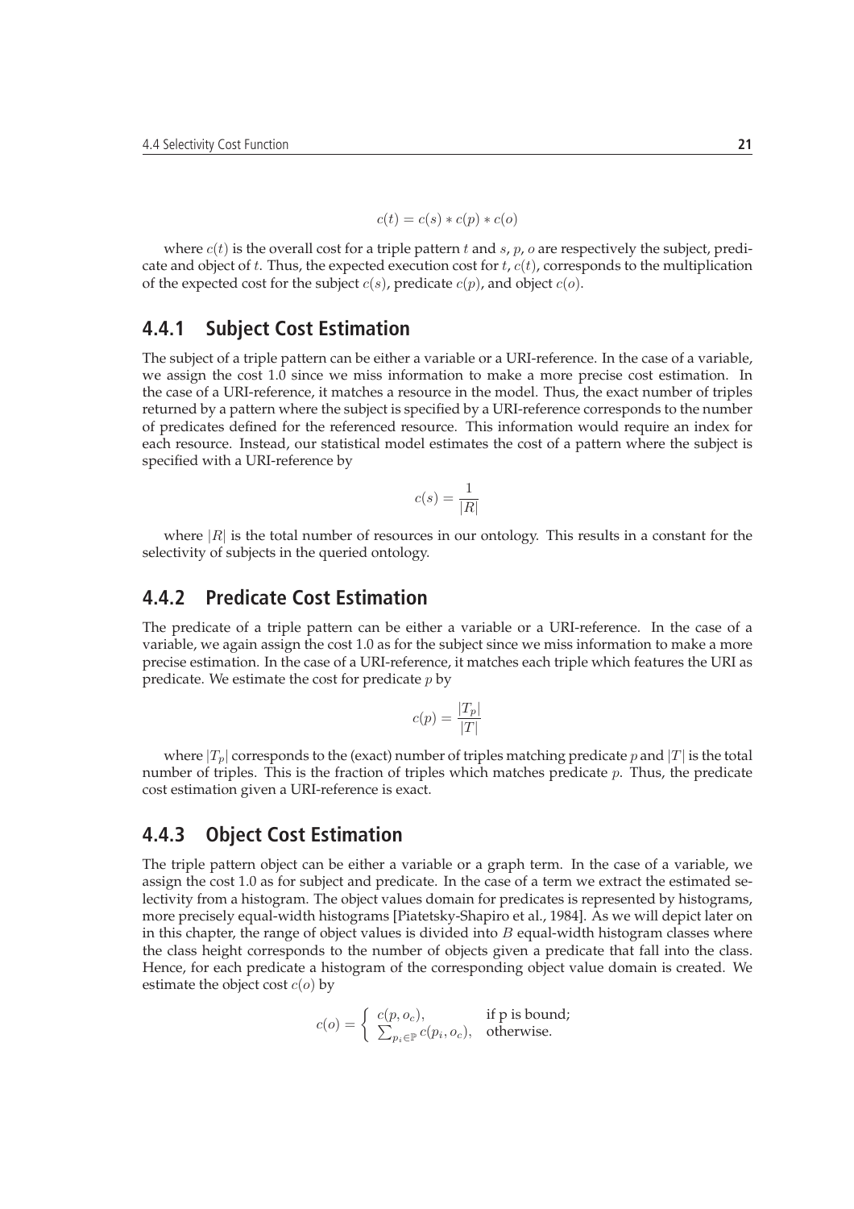$$c(t) = c(s) * c(p) * c(o)$$

where $c(t)$ is the overall cost for a triple pattern $t$ and $s$, $p$, $o$ are respectively the subject, predicate and object of $t$. Thus, the expected execution cost for $t$, $c(t)$, corresponds to the multiplication of the expected cost for the subject $c(s)$, predicate $c(p)$, and object $c(o)$.

### 4.4.1 Subject Cost Estimation

The subject of a triple pattern can be either a variable or a URI-reference. In the case of a variable, we assign the cost 1.0 since we miss information to make a more precise cost estimation. In the case of a URI-reference, it matches a resource in the model. Thus, the exact number of triples returned by a pattern where the subject is specified by a URI-reference corresponds to the number of predicates defined for the referenced resource. This information would require an index for each resource. Instead, our statistical model estimates the cost of a pattern where the subject is specified with a URI-reference by

$$c(s) = \frac{1}{|R|}$$

where $|R|$ is the total number of resources in our ontology. This results in a constant for the selectivity of subjects in the queried ontology.

### 4.4.2 Predicate Cost Estimation

The predicate of a triple pattern can be either a variable or a URI-reference. In the case of a variable, we again assign the cost 1.0 as for the subject since we miss information to make a more precise estimation. In the case of a URI-reference, it matches each triple which features the URI as predicate. We estimate the cost for predicate $p$ by

$$c(p) = \frac{|T_p|}{|T|}$$

where $|T_p|$ corresponds to the (exact) number of triples matching predicate $p$ and $|T|$ is the total number of triples. This is the fraction of triples which matches predicate $p$. Thus, the predicate cost estimation given a URI-reference is exact.

### 4.4.3 Object Cost Estimation

The triple pattern object can be either a variable or a graph term. In the case of a variable, we assign the cost 1.0 as for subject and predicate. In the case of a term we extract the estimated selectivity from a histogram. The object values domain for predicates is represented by histograms, more precisely equal-width histograms [Piatetsky-Shapiro et al., 1984]. As we will depict later on in this chapter, the range of object values is divided into $B$ equal-width histogram classes where the class height corresponds to the number of objects given a predicate that fall into the class. Hence, for each predicate a histogram of the corresponding object value domain is created. We estimate the object cost $c(o)$ by

$$c(o) = \begin{cases} c(p, o_c), & \text{if p is bound;} \\ \sum_{p_i \in \mathbb{P}} c(p_i, o_c), & \text{otherwise.} \end{cases}$$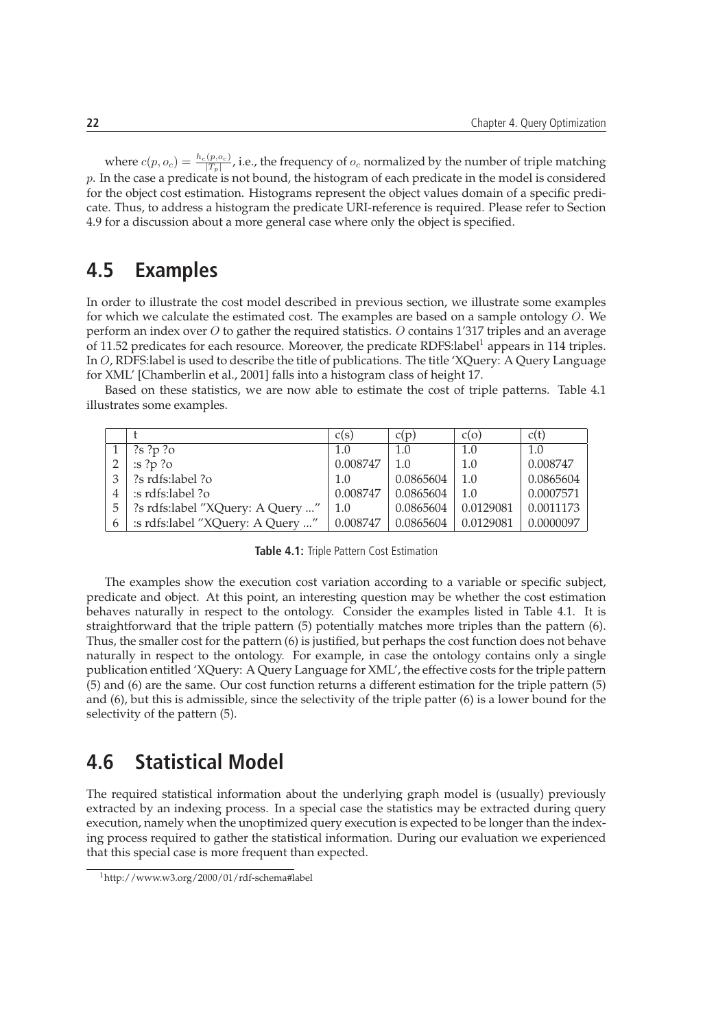where $c(p, o_c) = \frac{h_c(p, o_c)}{|T_p|}$, i.e., the frequency of $o_c$ normalized by the number of triple matching $p$. In the case a predicate is not bound, the histogram of each predicate in the model is considered for the object cost estimation. Histograms represent the object values domain of a specific predicate. Thus, to address a histogram the predicate URI-reference is required. Please refer to Section 4.9 for a discussion about a more general case where only the object is specified.

## 4.5 Examples

In order to illustrate the cost model described in previous section, we illustrate some examples for which we calculate the estimated cost. The examples are based on a sample ontology $O$. We perform an index over $O$ to gather the required statistics. $O$ contains 1'317 triples and an average of 11.52 predicates for each resource. Moreover, the predicate RDFS:label[1] appears in 114 triples. In $O$, RDFS:label is used to describe the title of publications. The title 'XQuery: A Query Language for XML' [Chamberlin et al., 2001] falls into a histogram class of height 17.

Based on these statistics, we are now able to estimate the cost of triple patterns. Table 4.1 illustrates some examples.

| | t | c(s) | c(p) | c(o) | c(t) |
|---|---|---|---|---|---|
| 1 | ?s ?p ?o | 1.0 | 1.0 | 1.0 | 1.0 |
| 2 | :s ?p ?o | 0.008747 | 1.0 | 1.0 | 0.008747 |
| 3 | ?s rdfs:label ?o | 1.0 | 0.0865604 | 1.0 | 0.0865604 |
| 4 | :s rdfs:label ?o | 0.008747 | 0.0865604 | 1.0 | 0.0007571 |
| 5 | ?s rdfs:label "XQuery: A Query ..." | 1.0 | 0.0865604 | 0.0129081 | 0.0011173 |
| 6 | :s rdfs:label "XQuery: A Query ..." | 0.008747 | 0.0865604 | 0.0129081 | 0.0000097 |

**Table 4.1:** Triple Pattern Cost Estimation

The examples show the execution cost variation according to a variable or specific subject, predicate and object. At this point, an interesting question may be whether the cost estimation behaves naturally in respect to the ontology. Consider the examples listed in Table 4.1. It is straightforward that the triple pattern (5) potentially matches more triples than the pattern (6). Thus, the smaller cost for the pattern (6) is justified, but perhaps the cost function does not behave naturally in respect to the ontology. For example, in case the ontology contains only a single publication entitled 'XQuery: A Query Language for XML', the effective costs for the triple pattern (5) and (6) are the same. Our cost function returns a different estimation for the triple pattern (5) and (6), but this is admissible, since the selectivity of the triple patter (6) is a lower bound for the selectivity of the pattern (5).

## 4.6 Statistical Model

The required statistical information about the underlying graph model is (usually) previously extracted by an indexing process. In a special case the statistics may be extracted during query execution, namely when the unoptimized query execution is expected to be longer than the indexing process required to gather the statistical information. During our evaluation we experienced that this special case is more frequent than expected.

[1] http://www.w3.org/2000/01/rdf-schema#label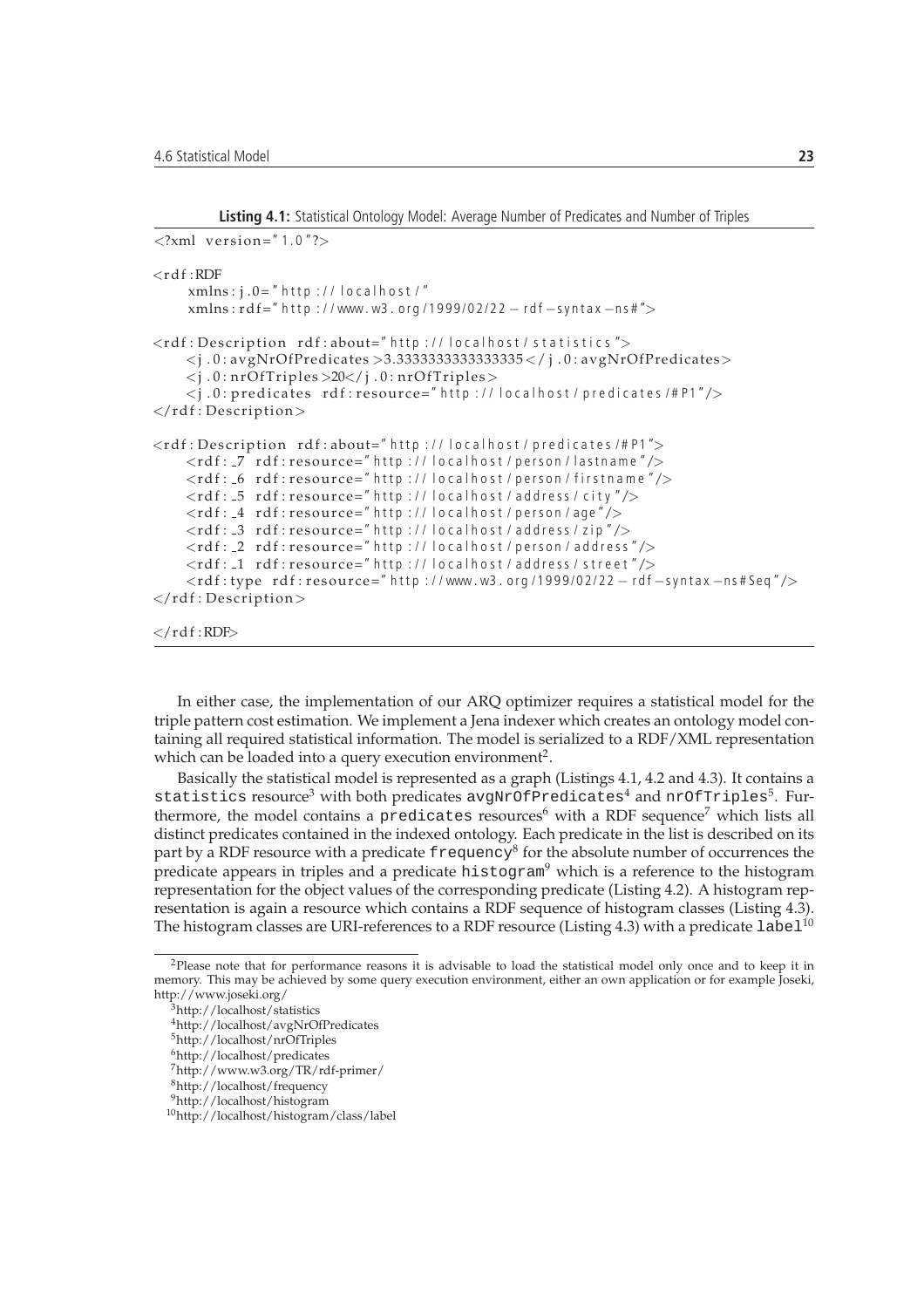**Listing 4.1:** Statistical Ontology Model: Average Number of Predicates and Number of Triples

```
<?xml version="1.0"?>

<rdf:RDF
    xmlns:j.0="http://localhost/"
    xmlns:rdf="http://www.w3.org/1999/02/22-rdf-syntax-ns#">

<rdf:Description rdf:about="http://localhost/statistics">
    <j.0:avgNrOfPredicates>3.3333333333333335</j.0:avgNrOfPredicates>
    <j.0:nrOfTriples>20</j.0:nrOfTriples>
    <j.0:predicates rdf:resource="http://localhost/predicates/#P1"/>
</rdf:Description>

<rdf:Description rdf:about="http://localhost/predicates/#P1">
    <rdf:_7 rdf:resource="http://localhost/person/lastname"/>
    <rdf:_6 rdf:resource="http://localhost/person/firstname"/>
    <rdf:_5 rdf:resource="http://localhost/address/city"/>
    <rdf:_4 rdf:resource="http://localhost/person/age"/>
    <rdf:_3 rdf:resource="http://localhost/address/zip"/>
    <rdf:_2 rdf:resource="http://localhost/person/address"/>
    <rdf:_1 rdf:resource="http://localhost/address/street"/>
    <rdf:type rdf:resource="http://www.w3.org/1999/02/22-rdf-syntax-ns#Seq"/>
</rdf:Description>

</rdf:RDF>
```

In either case, the implementation of our ARQ optimizer requires a statistical model for the triple pattern cost estimation. We implement a Jena indexer which creates an ontology model containing all required statistical information. The model is serialized to a RDF/XML representation which can be loaded into a query execution environment[2].

Basically the statistical model is represented as a graph (Listings 4.1, 4.2 and 4.3). It contains a `statistics` resource[3] with both predicates `avgNrOfPredicates`[4] and `nrOfTriples`[5]. Furthermore, the model contains a `predicates` resources[6] with a RDF sequence[7] which lists all distinct predicates contained in the indexed ontology. Each predicate in the list is described on its part by a RDF resource with a predicate `frequency`[8] for the absolute number of occurrences the predicate appears in triples and a predicate `histogram`[9] which is a reference to the histogram representation for the object values of the corresponding predicate (Listing 4.2). A histogram representation is again a resource which contains a RDF sequence of histogram classes (Listing 4.3). The histogram classes are URI-references to a RDF resource (Listing 4.3) with a predicate `label`[10]

---

[2] Please note that for performance reasons it is advisable to load the statistical model only once and to keep it in memory. This may be achieved by some query execution environment, either an own application or for example Joseki, http://www.joseki.org/

[3] http://localhost/statistics

[4] http://localhost/avgNrOfPredicates

[5] http://localhost/nrOfTriples

[6] http://localhost/predicates

[7] http://www.w3.org/TR/rdf-primer/

[8] http://localhost/frequency

[9] http://localhost/histogram

[10] http://localhost/histogram/class/label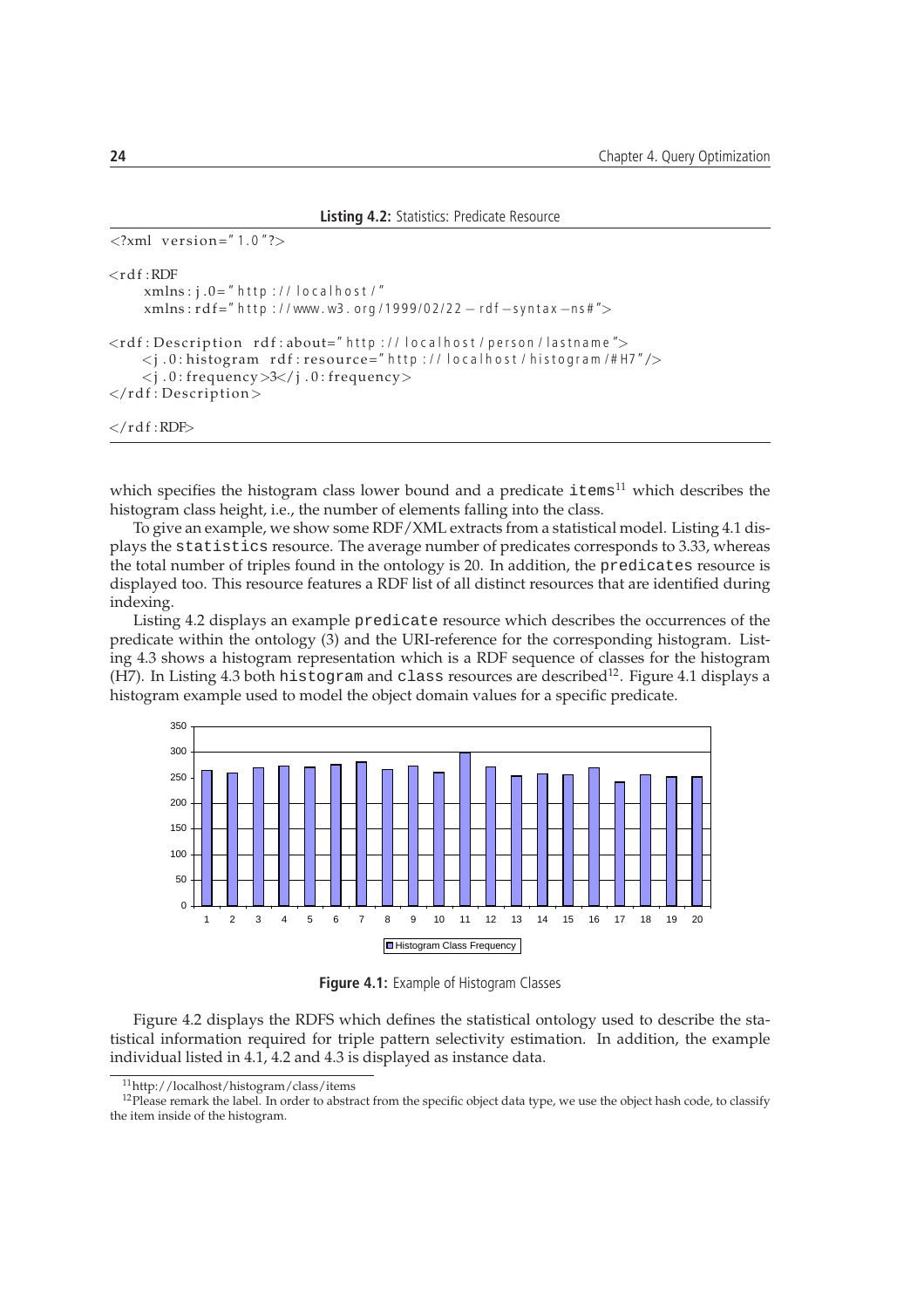**Listing 4.2:** Statistics: Predicate Resource

```
<?xml version="1.0"?>

<rdf:RDF
    xmlns:j.0="http://localhost/"
    xmlns:rdf="http://www.w3.org/1999/02/22-rdf-syntax-ns#">

<rdf:Description rdf:about="http://localhost/person/lastname">
    <j.0:histogram rdf:resource="http://localhost/histogram/#H7"/>
    <j.0:frequency>3</j.0:frequency>
</rdf:Description>

</rdf:RDF>
```

which specifies the histogram class lower bound and a predicate `items`[11] which describes the histogram class height, i.e., the number of elements falling into the class.

To give an example, we show some RDF/XML extracts from a statistical model. Listing 4.1 displays the `statistics` resource. The average number of predicates corresponds to 3.33, whereas the total number of triples found in the ontology is 20. In addition, the `predicates` resource is displayed too. This resource features a RDF list of all distinct resources that are identified during indexing.

Listing 4.2 displays an example `predicate` resource which describes the occurrences of the predicate within the ontology (3) and the URI-reference for the corresponding histogram. Listing 4.3 shows a histogram representation which is a RDF sequence of classes for the histogram (H7). In Listing 4.3 both `histogram` and `class` resources are described[12]. Figure 4.1 displays a histogram example used to model the object domain values for a specific predicate.

**Figure 4.1:** Example of Histogram Classes

Figure 4.2 displays the RDFS which defines the statistical ontology used to describe the statistical information required for triple pattern selectivity estimation. In addition, the example individual listed in 4.1, 4.2 and 4.3 is displayed as instance data.

[11] http://localhost/histogram/class/items

[12] Please remark the label. In order to abstract from the specific object data type, we use the object hash code, to classify the item inside of the histogram.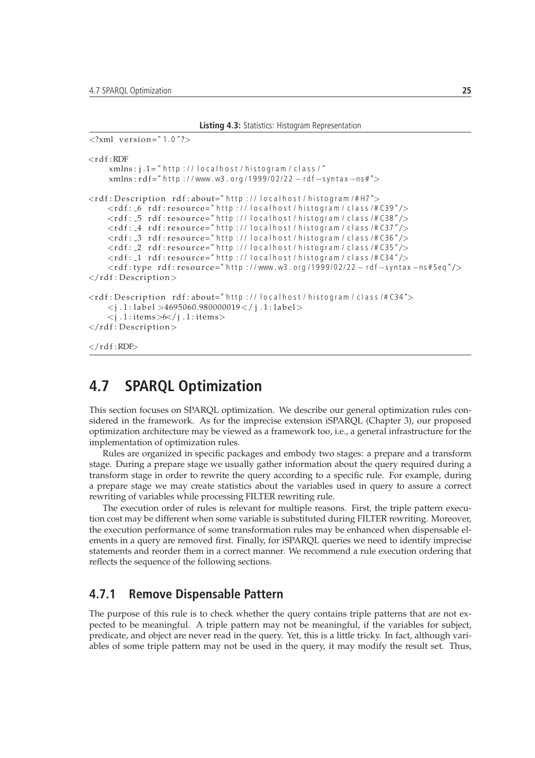**Listing 4.3:** Statistics: Histogram Representation

```
<?xml version="1.0"?>

<rdf:RDF
    xmlns:j.1="http://localhost/histogram/class/"
    xmlns:rdf="http://www.w3.org/1999/02/22-rdf-syntax-ns#">

<rdf:Description rdf:about="http://localhost/histogram/#H7">
    <rdf:_6 rdf:resource="http://localhost/histogram/class/#C39"/>
    <rdf:_5 rdf:resource="http://localhost/histogram/class/#C38"/>
    <rdf:_4 rdf:resource="http://localhost/histogram/class/#C37"/>
    <rdf:_3 rdf:resource="http://localhost/histogram/class/#C36"/>
    <rdf:_2 rdf:resource="http://localhost/histogram/class/#C35"/>
    <rdf:_1 rdf:resource="http://localhost/histogram/class/#C34"/>
    <rdf:type rdf:resource="http://www.w3.org/1999/02/22-rdf-syntax-ns#Seq"/>
</rdf:Description>

<rdf:Description rdf:about="http://localhost/histogram/class/#C34">
    <j.1:label>4695060.980000019</j.1:label>
    <j.1:items>6</j.1:items>
</rdf:Description>

</rdf:RDF>
```

## 4.7 SPARQL Optimization

This section focuses on SPARQL optimization. We describe our general optimization rules considered in the framework. As for the imprecise extension iSPARQL (Chapter 3), our proposed optimization architecture may be viewed as a framework too, i.e., a general infrastructure for the implementation of optimization rules.

Rules are organized in specific packages and embody two stages: a prepare and a transform stage. During a prepare stage we usually gather information about the query required during a transform stage in order to rewrite the query according to a specific rule. For example, during a prepare stage we may create statistics about the variables used in query to assure a correct rewriting of variables while processing FILTER rewriting rule.

The execution order of rules is relevant for multiple reasons. First, the triple pattern execution cost may be different when some variable is substituted during FILTER rewriting. Moreover, the execution performance of some transformation rules may be enhanced when dispensable elements in a query are removed first. Finally, for iSPARQL queries we need to identify imprecise statements and reorder them in a correct manner. We recommend a rule execution ordering that reflects the sequence of the following sections.

### 4.7.1 Remove Dispensable Pattern

The purpose of this rule is to check whether the query contains triple patterns that are not expected to be meaningful. A triple pattern may not be meaningful, if the variables for subject, predicate, and object are never read in the query. Yet, this is a little tricky. In fact, although variables of some triple pattern may not be used in the query, it may modify the result set. Thus,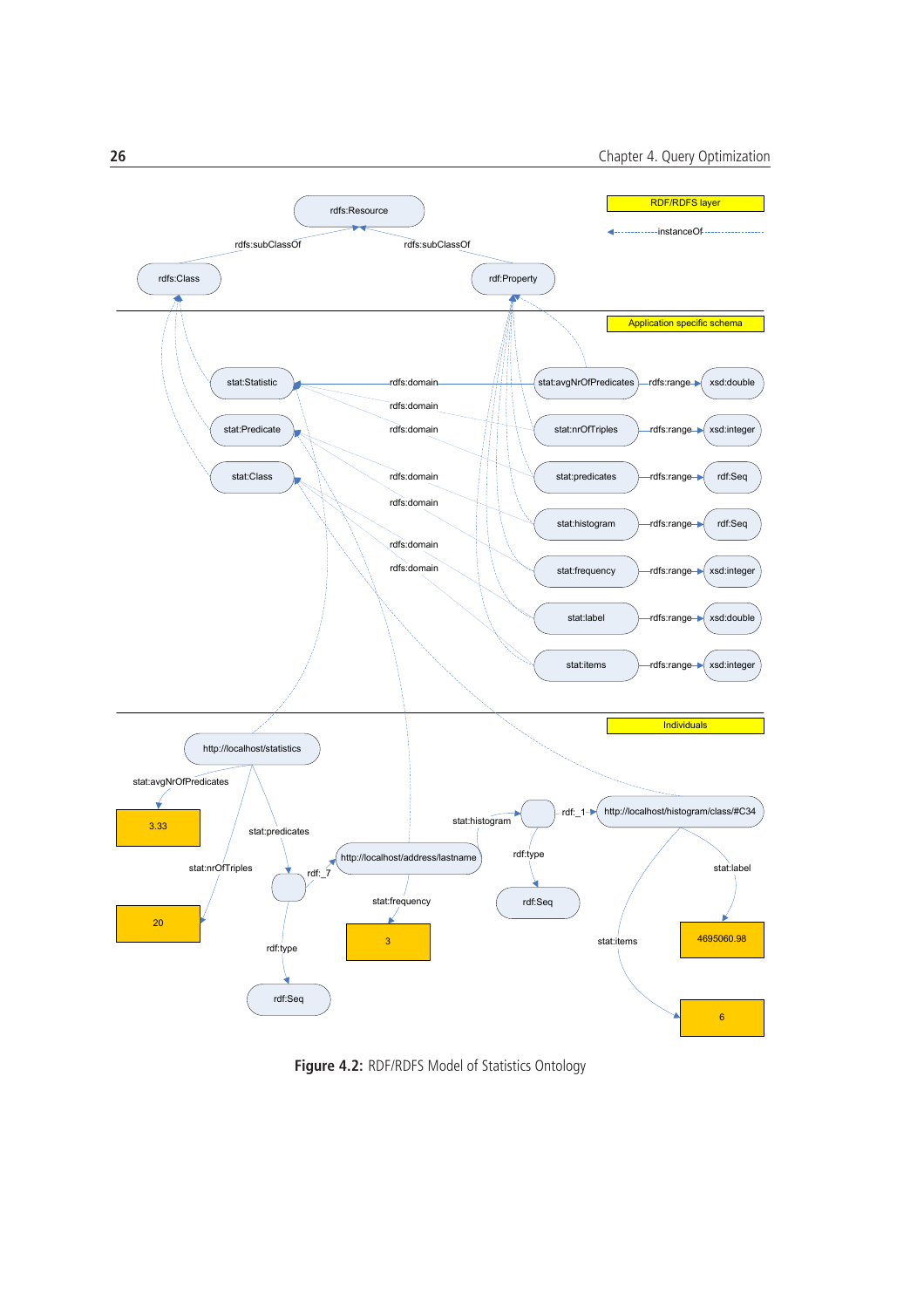Figure 4.2: RDF/RDFS Model of Statistics Ontology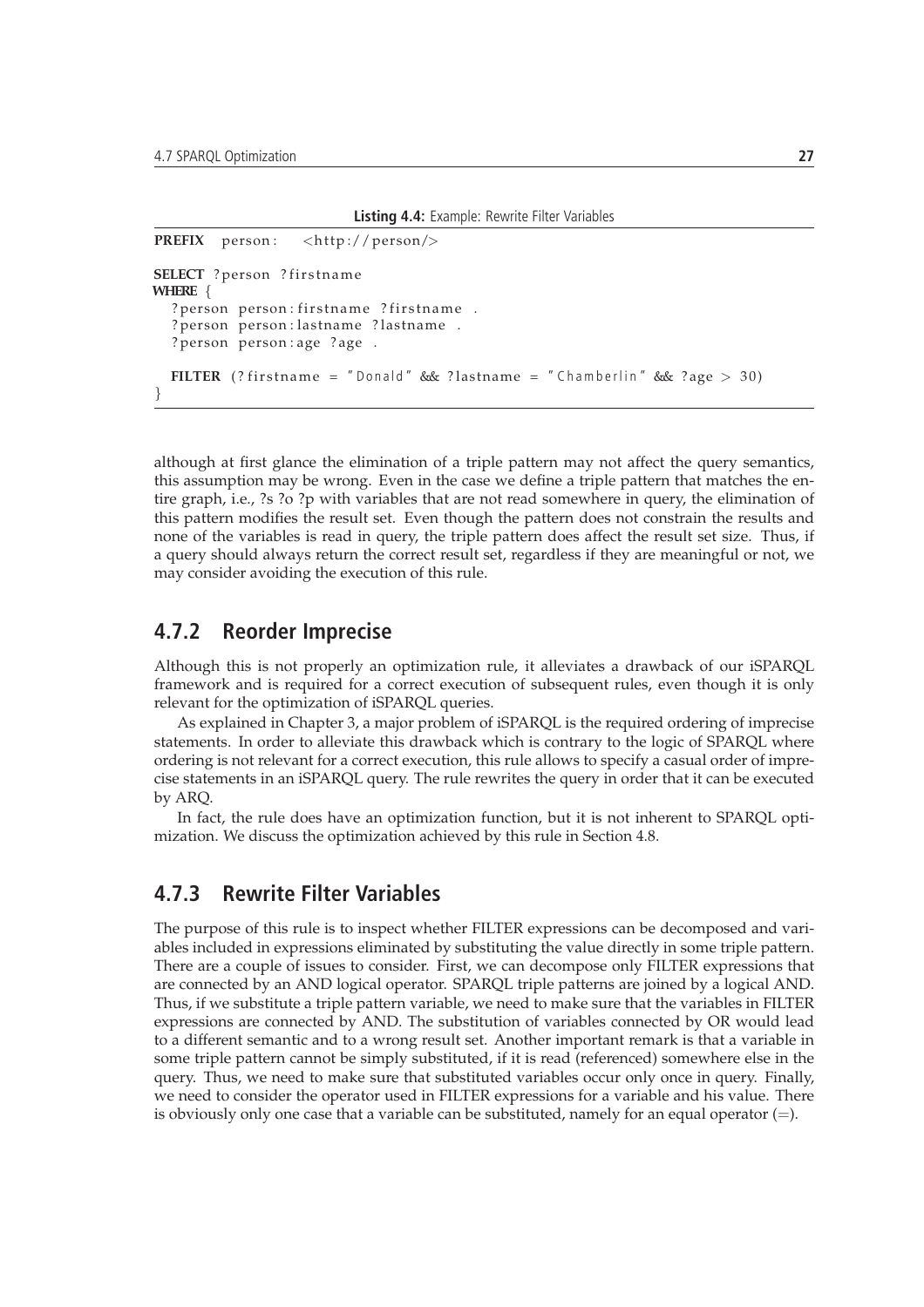**Listing 4.4:** Example: Rewrite Filter Variables

```
PREFIX  person:  <http://person/>

SELECT ?person ?firstname
WHERE {
  ?person person:firstname ?firstname .
  ?person person:lastname ?lastname .
  ?person person:age ?age .

  FILTER (?firstname = "Donald" && ?lastname = "Chamberlin" && ?age > 30)
}
```

although at first glance the elimination of a triple pattern may not affect the query semantics, this assumption may be wrong. Even in the case we define a triple pattern that matches the entire graph, i.e., ?s ?o ?p with variables that are not read somewhere in query, the elimination of this pattern modifies the result set. Even though the pattern does not constrain the results and none of the variables is read in query, the triple pattern does affect the result set size. Thus, if a query should always return the correct result set, regardless if they are meaningful or not, we may consider avoiding the execution of this rule.

## 4.7.2 Reorder Imprecise

Although this is not properly an optimization rule, it alleviates a drawback of our iSPARQL framework and is required for a correct execution of subsequent rules, even though it is only relevant for the optimization of iSPARQL queries.

As explained in Chapter 3, a major problem of iSPARQL is the required ordering of imprecise statements. In order to alleviate this drawback which is contrary to the logic of SPARQL where ordering is not relevant for a correct execution, this rule allows to specify a casual order of imprecise statements in an iSPARQL query. The rule rewrites the query in order that it can be executed by ARQ.

In fact, the rule does have an optimization function, but it is not inherent to SPARQL optimization. We discuss the optimization achieved by this rule in Section 4.8.

## 4.7.3 Rewrite Filter Variables

The purpose of this rule is to inspect whether FILTER expressions can be decomposed and variables included in expressions eliminated by substituting the value directly in some triple pattern. There are a couple of issues to consider. First, we can decompose only FILTER expressions that are connected by an AND logical operator. SPARQL triple patterns are joined by a logical AND. Thus, if we substitute a triple pattern variable, we need to make sure that the variables in FILTER expressions are connected by AND. The substitution of variables connected by OR would lead to a different semantic and to a wrong result set. Another important remark is that a variable in some triple pattern cannot be simply substituted, if it is read (referenced) somewhere else in the query. Thus, we need to make sure that substituted variables occur only once in query. Finally, we need to consider the operator used in FILTER expressions for a variable and his value. There is obviously only one case that a variable can be substituted, namely for an equal operator (=).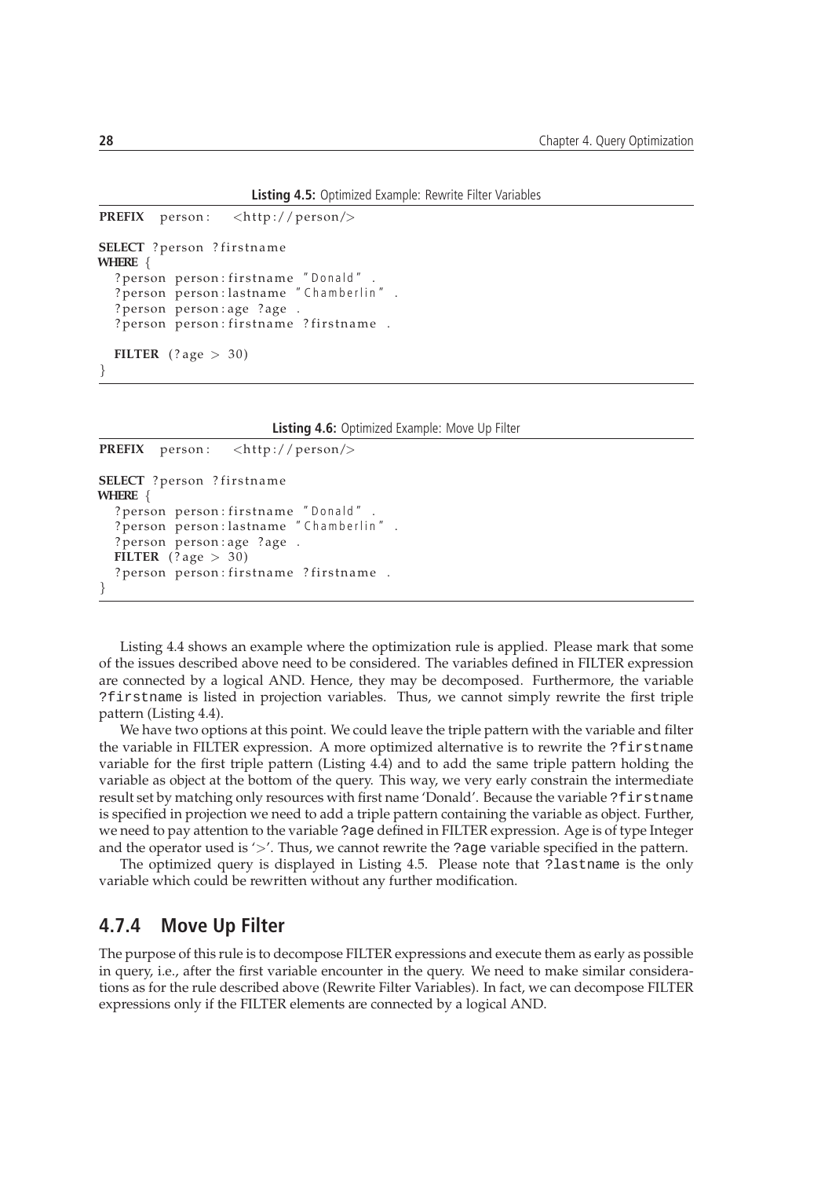**Listing 4.5:** Optimized Example: Rewrite Filter Variables

```
PREFIX   person:    <http://person/>

SELECT ?person ?firstname
WHERE {
  ?person person:firstname "Donald" .
  ?person person:lastname "Chamberlin" .
  ?person person:age ?age .
  ?person person:firstname ?firstname .

  FILTER (?age > 30)
}
```

**Listing 4.6:** Optimized Example: Move Up Filter

```
PREFIX   person:    <http://person/>

SELECT ?person ?firstname
WHERE {
  ?person person:firstname "Donald" .
  ?person person:lastname "Chamberlin" .
  ?person person:age ?age .
  FILTER (?age > 30)
  ?person person:firstname ?firstname .
}
```

Listing 4.4 shows an example where the optimization rule is applied. Please mark that some of the issues described above need to be considered. The variables defined in FILTER expression are connected by a logical AND. Hence, they may be decomposed. Furthermore, the variable `?firstname` is listed in projection variables. Thus, we cannot simply rewrite the first triple pattern (Listing 4.4).

We have two options at this point. We could leave the triple pattern with the variable and filter the variable in FILTER expression. A more optimized alternative is to rewrite the `?firstname` variable for the first triple pattern (Listing 4.4) and to add the same triple pattern holding the variable as object at the bottom of the query. This way, we very early constrain the intermediate result set by matching only resources with first name 'Donald'. Because the variable `?firstname` is specified in projection we need to add a triple pattern containing the variable as object. Further, we need to pay attention to the variable `?age` defined in FILTER expression. Age is of type Integer and the operator used is '>'. Thus, we cannot rewrite the `?age` variable specified in the pattern.

The optimized query is displayed in Listing 4.5. Please note that `?lastname` is the only variable which could be rewritten without any further modification.

### 4.7.4 Move Up Filter

The purpose of this rule is to decompose FILTER expressions and execute them as early as possible in query, i.e., after the first variable encounter in the query. We need to make similar considerations as for the rule described above (Rewrite Filter Variables). In fact, we can decompose FILTER expressions only if the FILTER elements are connected by a logical AND.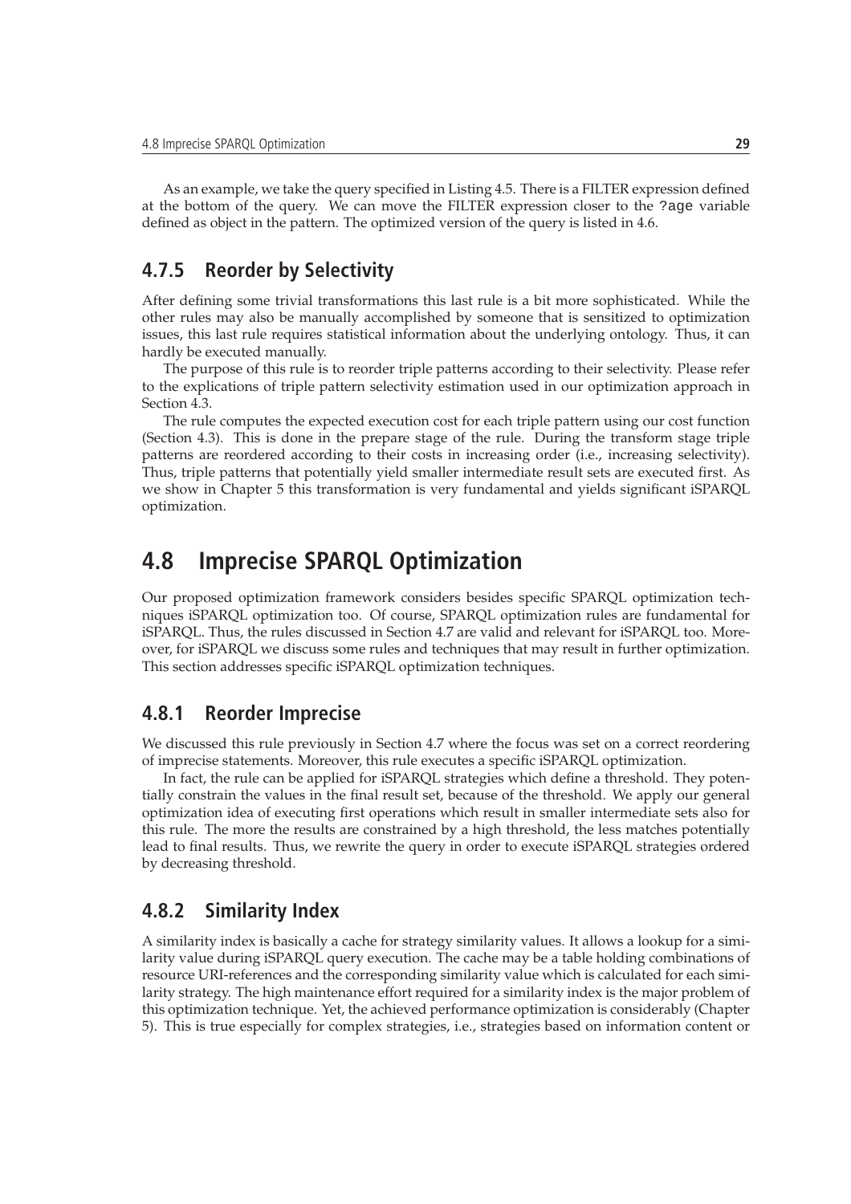As an example, we take the query specified in Listing 4.5. There is a FILTER expression defined at the bottom of the query. We can move the FILTER expression closer to the `?age` variable defined as object in the pattern. The optimized version of the query is listed in 4.6.

### 4.7.5 Reorder by Selectivity

After defining some trivial transformations this last rule is a bit more sophisticated. While the other rules may also be manually accomplished by someone that is sensitized to optimization issues, this last rule requires statistical information about the underlying ontology. Thus, it can hardly be executed manually.

The purpose of this rule is to reorder triple patterns according to their selectivity. Please refer to the explications of triple pattern selectivity estimation used in our optimization approach in Section 4.3.

The rule computes the expected execution cost for each triple pattern using our cost function (Section 4.3). This is done in the prepare stage of the rule. During the transform stage triple patterns are reordered according to their costs in increasing order (i.e., increasing selectivity). Thus, triple patterns that potentially yield smaller intermediate result sets are executed first. As we show in Chapter 5 this transformation is very fundamental and yields significant iSPARQL optimization.

## 4.8 Imprecise SPARQL Optimization

Our proposed optimization framework considers besides specific SPARQL optimization techniques iSPARQL optimization too. Of course, SPARQL optimization rules are fundamental for iSPARQL. Thus, the rules discussed in Section 4.7 are valid and relevant for iSPARQL too. Moreover, for iSPARQL we discuss some rules and techniques that may result in further optimization. This section addresses specific iSPARQL optimization techniques.

### 4.8.1 Reorder Imprecise

We discussed this rule previously in Section 4.7 where the focus was set on a correct reordering of imprecise statements. Moreover, this rule executes a specific iSPARQL optimization.

In fact, the rule can be applied for iSPARQL strategies which define a threshold. They potentially constrain the values in the final result set, because of the threshold. We apply our general optimization idea of executing first operations which result in smaller intermediate sets also for this rule. The more the results are constrained by a high threshold, the less matches potentially lead to final results. Thus, we rewrite the query in order to execute iSPARQL strategies ordered by decreasing threshold.

### 4.8.2 Similarity Index

A similarity index is basically a cache for strategy similarity values. It allows a lookup for a similarity value during iSPARQL query execution. The cache may be a table holding combinations of resource URI-references and the corresponding similarity value which is calculated for each similarity strategy. The high maintenance effort required for a similarity index is the major problem of this optimization technique. Yet, the achieved performance optimization is considerably (Chapter 5). This is true especially for complex strategies, i.e., strategies based on information content or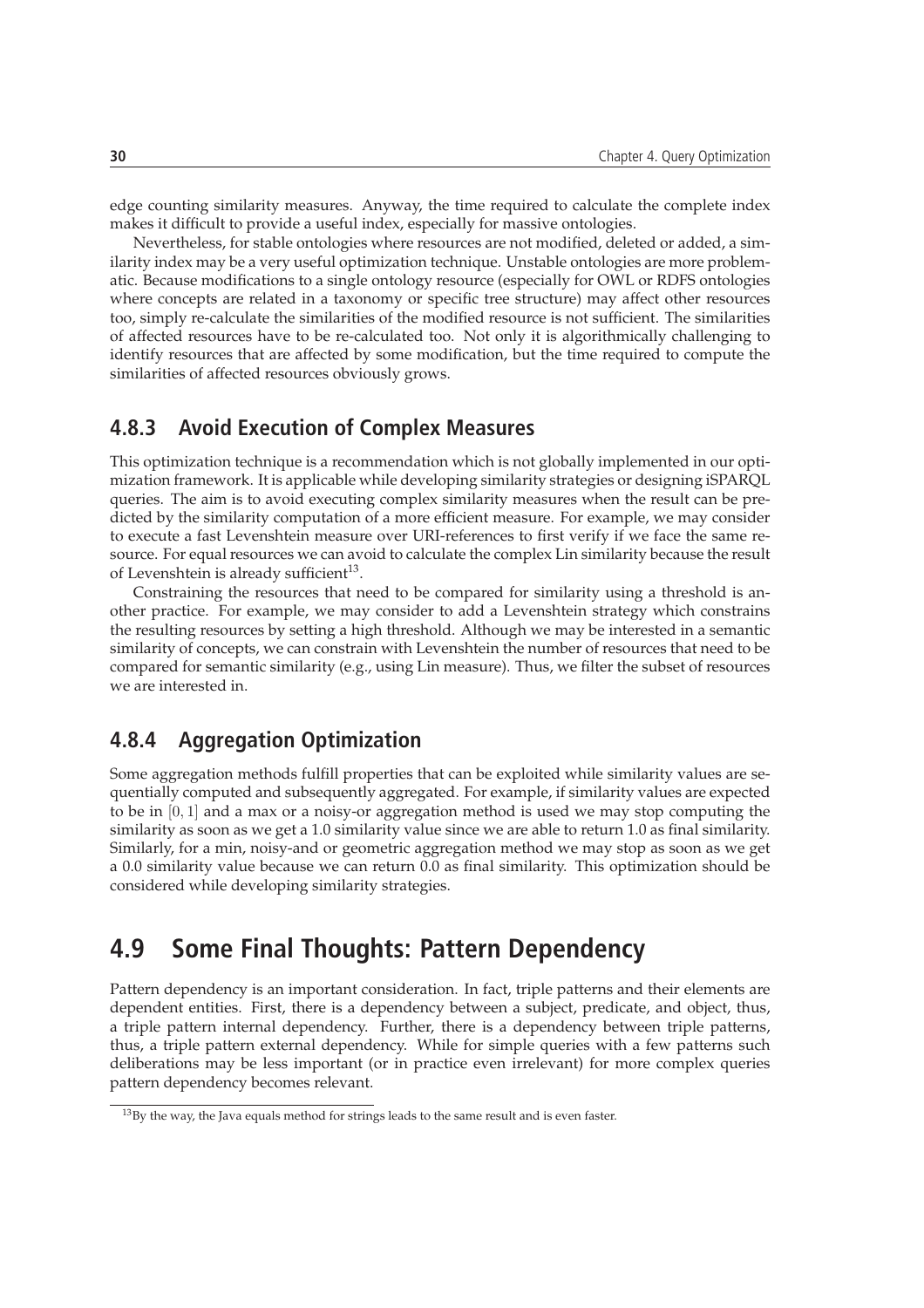edge counting similarity measures. Anyway, the time required to calculate the complete index makes it difficult to provide a useful index, especially for massive ontologies.

Nevertheless, for stable ontologies where resources are not modified, deleted or added, a similarity index may be a very useful optimization technique. Unstable ontologies are more problematic. Because modifications to a single ontology resource (especially for OWL or RDFS ontologies where concepts are related in a taxonomy or specific tree structure) may affect other resources too, simply re-calculate the similarities of the modified resource is not sufficient. The similarities of affected resources have to be re-calculated too. Not only it is algorithmically challenging to identify resources that are affected by some modification, but the time required to compute the similarities of affected resources obviously grows.

### 4.8.3 Avoid Execution of Complex Measures

This optimization technique is a recommendation which is not globally implemented in our optimization framework. It is applicable while developing similarity strategies or designing iSPARQL queries. The aim is to avoid executing complex similarity measures when the result can be predicted by the similarity computation of a more efficient measure. For example, we may consider to execute a fast Levenshtein measure over URI-references to first verify if we face the same resource. For equal resources we can avoid to calculate the complex Lin similarity because the result of Levenshtein is already sufficient[13].

Constraining the resources that need to be compared for similarity using a threshold is another practice. For example, we may consider to add a Levenshtein strategy which constrains the resulting resources by setting a high threshold. Although we may be interested in a semantic similarity of concepts, we can constrain with Levenshtein the number of resources that need to be compared for semantic similarity (e.g., using Lin measure). Thus, we filter the subset of resources we are interested in.

### 4.8.4 Aggregation Optimization

Some aggregation methods fulfill properties that can be exploited while similarity values are sequentially computed and subsequently aggregated. For example, if similarity values are expected to be in $[0, 1]$ and a max or a noisy-or aggregation method is used we may stop computing the similarity as soon as we get a 1.0 similarity value since we are able to return 1.0 as final similarity. Similarly, for a min, noisy-and or geometric aggregation method we may stop as soon as we get a 0.0 similarity value because we can return 0.0 as final similarity. This optimization should be considered while developing similarity strategies.

## 4.9 Some Final Thoughts: Pattern Dependency

Pattern dependency is an important consideration. In fact, triple patterns and their elements are dependent entities. First, there is a dependency between a subject, predicate, and object, thus, a triple pattern internal dependency. Further, there is a dependency between triple patterns, thus, a triple pattern external dependency. While for simple queries with a few patterns such deliberations may be less important (or in practice even irrelevant) for more complex queries pattern dependency becomes relevant.

[13] By the way, the Java equals method for strings leads to the same result and is even faster.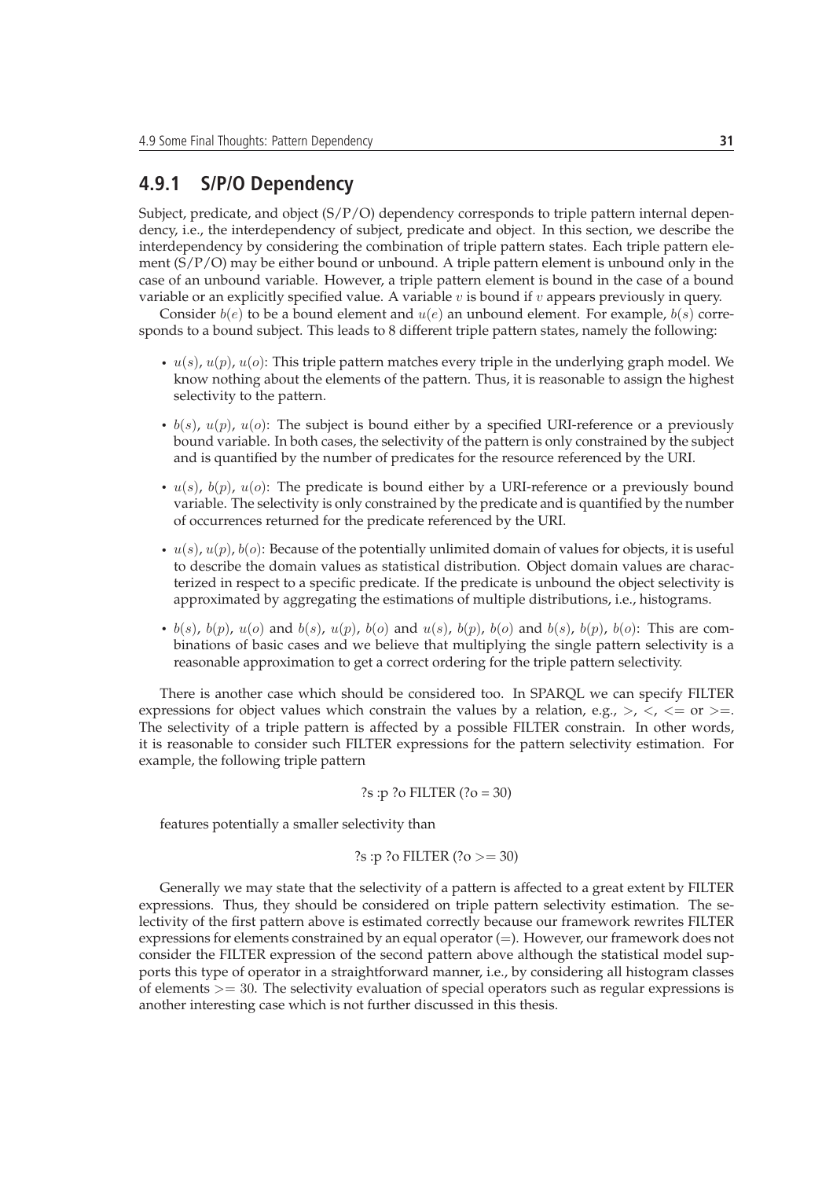### 4.9.1 S/P/O Dependency

Subject, predicate, and object (S/P/O) dependency corresponds to triple pattern internal dependency, i.e., the interdependency of subject, predicate and object. In this section, we describe the interdependency by considering the combination of triple pattern states. Each triple pattern element (S/P/O) may be either bound or unbound. A triple pattern element is unbound only in the case of an unbound variable. However, a triple pattern element is bound in the case of a bound variable or an explicitly specified value. A variable $v$ is bound if $v$ appears previously in query.

Consider $b(e)$ to be a bound element and $u(e)$ an unbound element. For example, $b(s)$ corresponds to a bound subject. This leads to 8 different triple pattern states, namely the following:

- $u(s)$, $u(p)$, $u(o)$: This triple pattern matches every triple in the underlying graph model. We know nothing about the elements of the pattern. Thus, it is reasonable to assign the highest selectivity to the pattern.
- $b(s)$, $u(p)$, $u(o)$: The subject is bound either by a specified URI-reference or a previously bound variable. In both cases, the selectivity of the pattern is only constrained by the subject and is quantified by the number of predicates for the resource referenced by the URI.
- $u(s)$, $b(p)$, $u(o)$: The predicate is bound either by a URI-reference or a previously bound variable. The selectivity is only constrained by the predicate and is quantified by the number of occurrences returned for the predicate referenced by the URI.
- $u(s)$, $u(p)$, $b(o)$: Because of the potentially unlimited domain of values for objects, it is useful to describe the domain values as statistical distribution. Object domain values are characterized in respect to a specific predicate. If the predicate is unbound the object selectivity is approximated by aggregating the estimations of multiple distributions, i.e., histograms.
- $b(s)$, $b(p)$, $u(o)$ and $b(s)$, $u(p)$, $b(o)$ and $u(s)$, $b(p)$, $b(o)$ and $b(s)$, $b(p)$, $b(o)$: This are combinations of basic cases and we believe that multiplying the single pattern selectivity is a reasonable approximation to get a correct ordering for the triple pattern selectivity.

There is another case which should be considered too. In SPARQL we can specify FILTER expressions for object values which constrain the values by a relation, e.g., $>$, $<$, $<=$ or $>=$. The selectivity of a triple pattern is affected by a possible FILTER constrain. In other words, it is reasonable to consider such FILTER expressions for the pattern selectivity estimation. For example, the following triple pattern

?s :p ?o FILTER (?o = 30)

features potentially a smaller selectivity than

?s :p ?o FILTER (?o >= 30)

Generally we may state that the selectivity of a pattern is affected to a great extent by FILTER expressions. Thus, they should be considered on triple pattern selectivity estimation. The selectivity of the first pattern above is estimated correctly because our framework rewrites FILTER expressions for elements constrained by an equal operator ($=$). However, our framework does not consider the FILTER expression of the second pattern above although the statistical model supports this type of operator in a straightforward manner, i.e., by considering all histogram classes of elements $>= 30$. The selectivity evaluation of special operators such as regular expressions is another interesting case which is not further discussed in this thesis.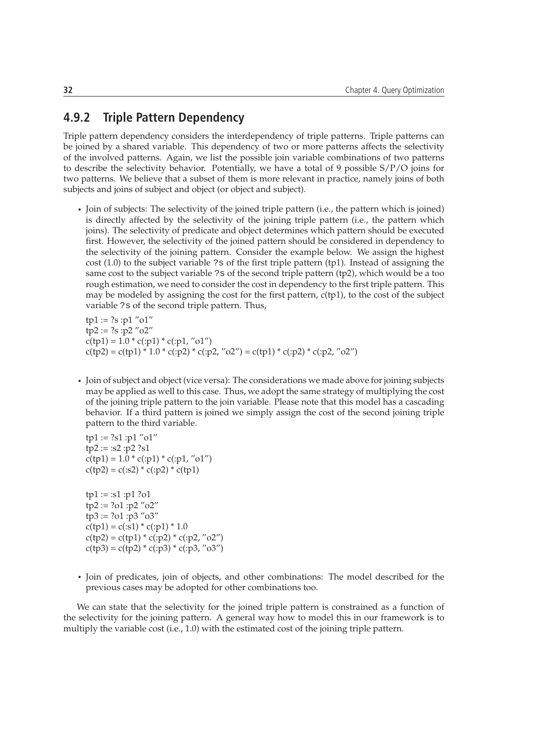### 4.9.2 Triple Pattern Dependency

Triple pattern dependency considers the interdependency of triple patterns. Triple patterns can be joined by a shared variable. This dependency of two or more patterns affects the selectivity of the involved patterns. Again, we list the possible join variable combinations of two patterns to describe the selectivity behavior. Potentially, we have a total of 9 possible S/P/O joins for two patterns. We believe that a subset of them is more relevant in practice, namely joins of both subjects and joins of subject and object (or object and subject).

- Join of subjects: The selectivity of the joined triple pattern (i.e., the pattern which is joined) is directly affected by the selectivity of the joining triple pattern (i.e., the pattern which joins). The selectivity of predicate and object determines which pattern should be executed first. However, the selectivity of the joined pattern should be considered in dependency to the selectivity of the joining pattern. Consider the example below. We assign the highest cost (1.0) to the subject variable `?s` of the first triple pattern (tp1). Instead of assigning the same cost to the subject variable `?s` of the second triple pattern (tp2), which would be a too rough estimation, we need to consider the cost in dependency to the first triple pattern. This may be modeled by assigning the cost for the first pattern, c(tp1), to the cost of the subject variable `?s` of the second triple pattern. Thus,

  tp1 := ?s :p1 "o1"
  tp2 := ?s :p2 "o2"
  c(tp1) = 1.0 * c(:p1) * c(:p1, "o1")
  c(tp2) = c(tp1) * 1.0 * c(:p2) * c(:p2, "o2") = c(tp1) * c(:p2) * c(:p2, "o2")

- Join of subject and object (vice versa): The considerations we made above for joining subjects may be applied as well to this case. Thus, we adopt the same strategy of multiplying the cost of the joining triple pattern to the join variable. Please note that this model has a cascading behavior. If a third pattern is joined we simply assign the cost of the second joining triple pattern to the third variable.

  tp1 := ?s1 :p1 "o1"
  tp2 := :s2 :p2 ?s1
  c(tp1) = 1.0 * c(:p1) * c(:p1, "o1")
  c(tp2) = c(:s2) * c(:p2) * c(tp1)

  tp1 := :s1 :p1 ?o1
  tp2 := ?o1 :p2 "o2"
  tp3 := ?o1 :p3 "o3"
  c(tp1) = c(:s1) * c(:p1) * 1.0
  c(tp2) = c(tp1) * c(:p2) * c(:p2, "o2")
  c(tp3) = c(tp2) * c(:p3) * c(:p3, "o3")

- Join of predicates, join of objects, and other combinations: The model described for the previous cases may be adopted for other combinations too.

We can state that the selectivity for the joined triple pattern is constrained as a function of the selectivity for the joining pattern. A general way how to model this in our framework is to multiply the variable cost (i.e., 1.0) with the estimated cost of the joining triple pattern.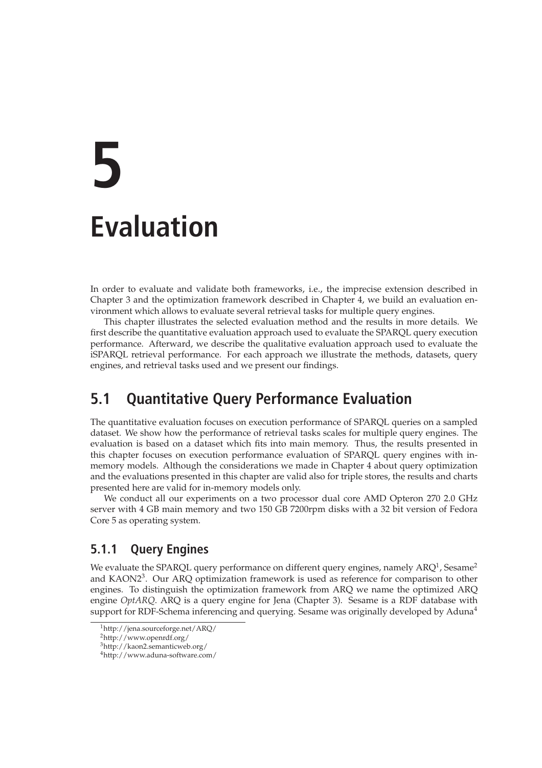# 5

# Evaluation

In order to evaluate and validate both frameworks, i.e., the imprecise extension described in Chapter 3 and the optimization framework described in Chapter 4, we build an evaluation environment which allows to evaluate several retrieval tasks for multiple query engines.

This chapter illustrates the selected evaluation method and the results in more details. We first describe the quantitative evaluation approach used to evaluate the SPARQL query execution performance. Afterward, we describe the qualitative evaluation approach used to evaluate the iSPARQL retrieval performance. For each approach we illustrate the methods, datasets, query engines, and retrieval tasks used and we present our findings.

## 5.1 Quantitative Query Performance Evaluation

The quantitative evaluation focuses on execution performance of SPARQL queries on a sampled dataset. We show how the performance of retrieval tasks scales for multiple query engines. The evaluation is based on a dataset which fits into main memory. Thus, the results presented in this chapter focuses on execution performance evaluation of SPARQL query engines with in-memory models. Although the considerations we made in Chapter 4 about query optimization and the evaluations presented in this chapter are valid also for triple stores, the results and charts presented here are valid for in-memory models only.

We conduct all our experiments on a two processor dual core AMD Opteron 270 2.0 GHz server with 4 GB main memory and two 150 GB 7200rpm disks with a 32 bit version of Fedora Core 5 as operating system.

### 5.1.1 Query Engines

We evaluate the SPARQL query performance on different query engines, namely ARQ[1], Sesame[2] and KAON2[3]. Our ARQ optimization framework is used as reference for comparison to other engines. To distinguish the optimization framework from ARQ we name the optimized ARQ engine *OptARQ*. ARQ is a query engine for Jena (Chapter 3). Sesame is a RDF database with support for RDF-Schema inferencing and querying. Sesame was originally developed by Aduna[4]

[1] http://jena.sourceforge.net/ARQ/

[2] http://www.openrdf.org/

[3] http://kaon2.semanticweb.org/

[4] http://www.aduna-software.com/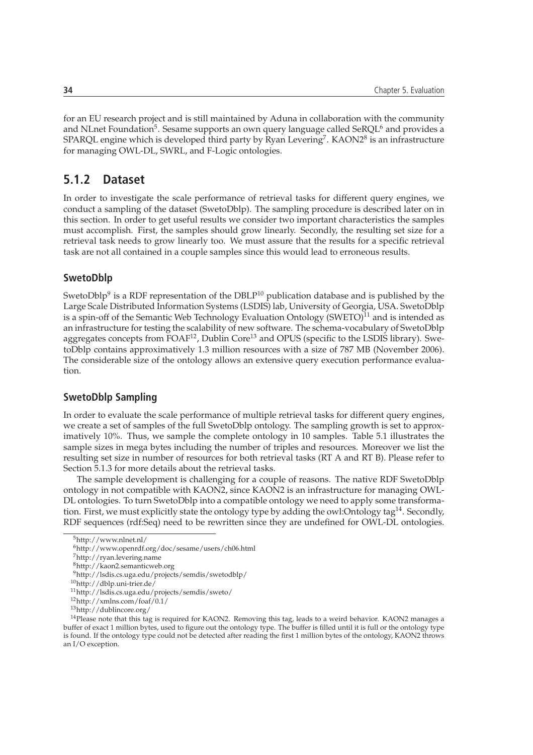for an EU research project and is still maintained by Aduna in collaboration with the community and NLnet Foundation[5]. Sesame supports an own query language called SeRQL[6] and provides a SPARQL engine which is developed third party by Ryan Levering[7]. KAON2[8] is an infrastructure for managing OWL-DL, SWRL, and F-Logic ontologies.

## 5.1.2 Dataset

In order to investigate the scale performance of retrieval tasks for different query engines, we conduct a sampling of the dataset (SwetoDblp). The sampling procedure is described later on in this section. In order to get useful results we consider two important characteristics the samples must accomplish. First, the samples should grow linearly. Secondly, the resulting set size for a retrieval task needs to grow linearly too. We must assure that the results for a specific retrieval task are not all contained in a couple samples since this would lead to erroneous results.

### SwetoDblp

SwetoDblp[9] is a RDF representation of the DBLP[10] publication database and is published by the Large Scale Distributed Information Systems (LSDIS) lab, University of Georgia, USA. SwetoDblp is a spin-off of the Semantic Web Technology Evaluation Ontology (SWETO)[11] and is intended as an infrastructure for testing the scalability of new software. The schema-vocabulary of SwetoDblp aggregates concepts from FOAF[12], Dublin Core[13] and OPUS (specific to the LSDIS library). SwetoDblp contains approximatively 1.3 million resources with a size of 787 MB (November 2006). The considerable size of the ontology allows an extensive query execution performance evaluation.

### SwetoDblp Sampling

In order to evaluate the scale performance of multiple retrieval tasks for different query engines, we create a set of samples of the full SwetoDblp ontology. The sampling growth is set to approximatively 10%. Thus, we sample the complete ontology in 10 samples. Table 5.1 illustrates the sample sizes in mega bytes including the number of triples and resources. Moreover we list the resulting set size in number of resources for both retrieval tasks (RT A and RT B). Please refer to Section 5.1.3 for more details about the retrieval tasks.

The sample development is challenging for a couple of reasons. The native RDF SwetoDblp ontology in not compatible with KAON2, since KAON2 is an infrastructure for managing OWL-DL ontologies. To turn SwetoDblp into a compatible ontology we need to apply some transformation. First, we must explicitly state the ontology type by adding the owl:Ontology tag[14]. Secondly, RDF sequences (rdf:Seq) need to be rewritten since they are undefined for OWL-DL ontologies.

---

[5] http://www.nlnet.nl/

[6] http://www.openrdf.org/doc/sesame/users/ch06.html

[7] http://ryan.levering.name

[8] http://kaon2.semanticweb.org

[9] http://lsdis.cs.uga.edu/projects/semdis/swetodblp/

[10] http://dblp.uni-trier.de/

[11] http://lsdis.cs.uga.edu/projects/semdis/sweto/

[12] http://xmlns.com/foaf/0.1/

[13] http://dublincore.org/

[14] Please note that this tag is required for KAON2. Removing this tag, leads to a weird behavior. KAON2 manages a buffer of exact 1 million bytes, used to figure out the ontology type. The buffer is filled until it is full or the ontology type is found. If the ontology type could not be detected after reading the first 1 million bytes of the ontology, KAON2 throws an I/O exception.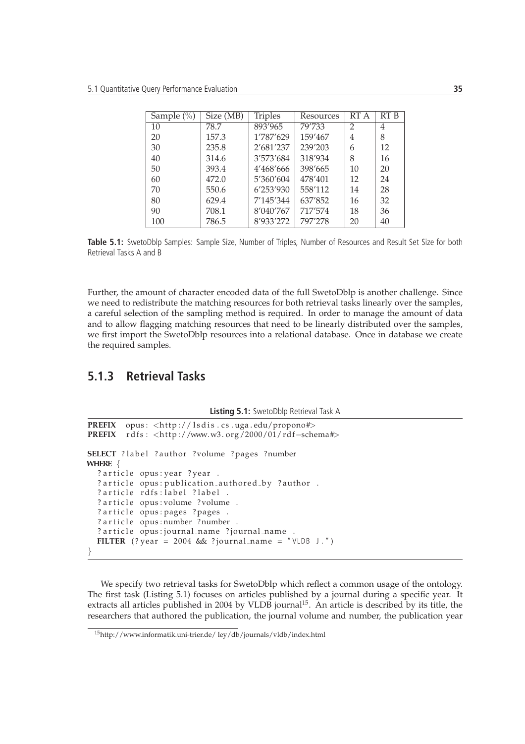| Sample (%) | Size (MB) | Triples | Resources | RT A | RT B |
| --- | --- | --- | --- | --- | --- |
| 10 | 78.7 | 893'965 | 79'733 | 2 | 4 |
| 20 | 157.3 | 1'787'629 | 159'467 | 4 | 8 |
| 30 | 235.8 | 2'681'237 | 239'203 | 6 | 12 |
| 40 | 314.6 | 3'573'684 | 318'934 | 8 | 16 |
| 50 | 393.4 | 4'468'666 | 398'665 | 10 | 20 |
| 60 | 472.0 | 5'360'604 | 478'401 | 12 | 24 |
| 70 | 550.6 | 6'253'930 | 558'112 | 14 | 28 |
| 80 | 629.4 | 7'145'344 | 637'852 | 16 | 32 |
| 90 | 708.1 | 8'040'767 | 717'574 | 18 | 36 |
| 100 | 786.5 | 8'933'272 | 797'278 | 20 | 40 |

**Table 5.1:** SwetoDblp Samples: Sample Size, Number of Triples, Number of Resources and Result Set Size for both Retrieval Tasks A and B

Further, the amount of character encoded data of the full SwetoDblp is another challenge. Since we need to redistribute the matching resources for both retrieval tasks linearly over the samples, a careful selection of the sampling method is required. In order to manage the amount of data and to allow flagging matching resources that need to be linearly distributed over the samples, we first import the SwetoDblp resources into a relational database. Once in database we create the required samples.

### 5.1.3 Retrieval Tasks

**Listing 5.1:** SwetoDblp Retrieval Task A

```
PREFIX  opus: <http://lsdis.cs.uga.edu/propono#>
PREFIX  rdfs: <http://www.w3.org/2000/01/rdf-schema#>

SELECT ?label ?author ?volume ?pages ?number
WHERE {
  ?article opus:year ?year .
  ?article opus:publication_authored_by ?author .
  ?article rdfs:label ?label .
  ?article opus:volume ?volume .
  ?article opus:pages ?pages .
  ?article opus:number ?number .
  ?article opus:journal_name ?journal_name .
  FILTER (?year = 2004 && ?journal_name = "VLDB J.")
}
```

We specify two retrieval tasks for SwetoDblp which reflect a common usage of the ontology. The first task (Listing 5.1) focuses on articles published by a journal during a specific year. It extracts all articles published in 2004 by VLDB journal[15]. An article is described by its title, the researchers that authored the publication, the journal volume and number, the publication year

[15]http://www.informatik.uni-trier.de/ ley/db/journals/vldb/index.html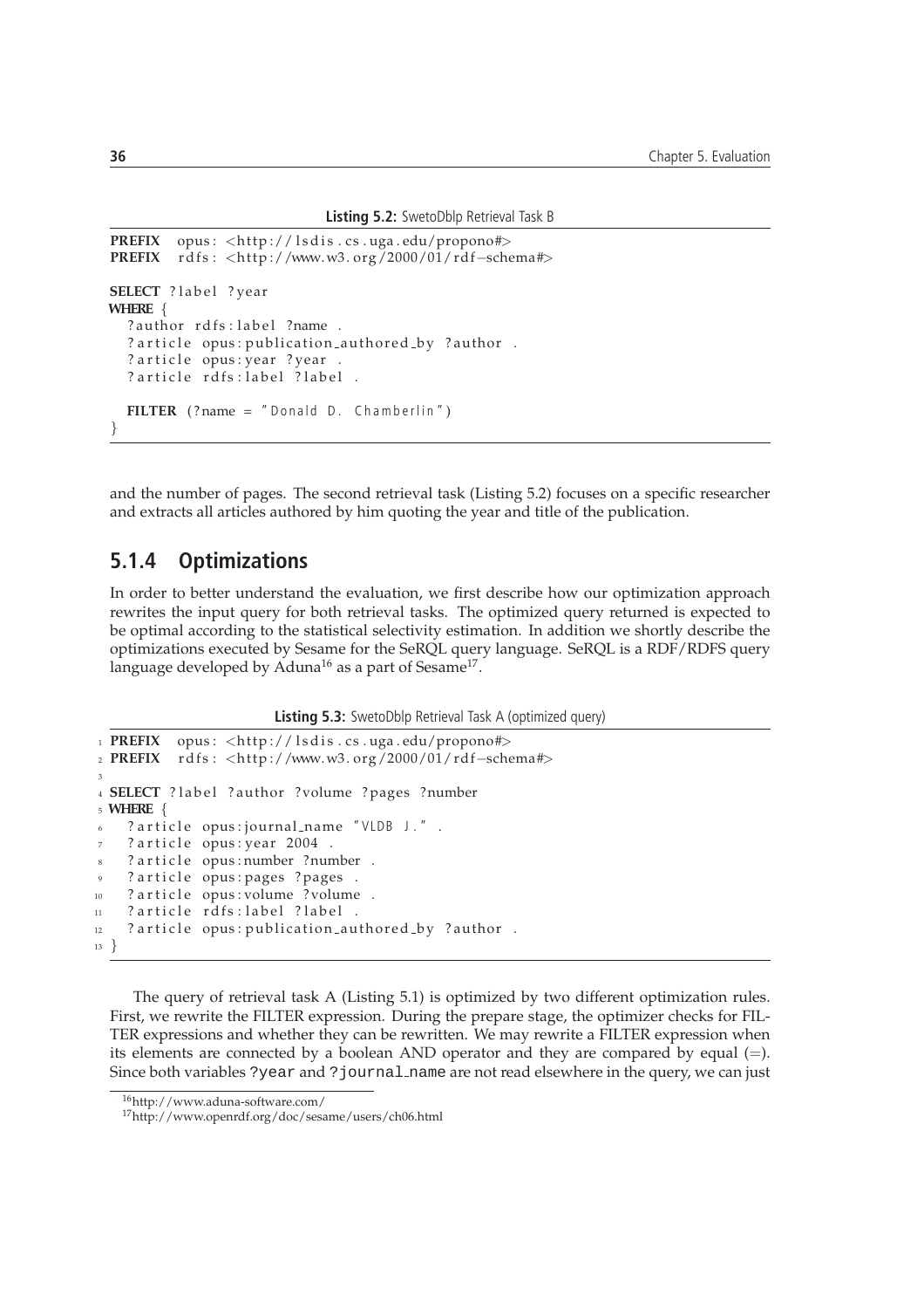**Listing 5.2:** SwetoDblp Retrieval Task B

```
PREFIX   opus: <http://lsdis.cs.uga.edu/propono#>
PREFIX   rdfs: <http://www.w3.org/2000/01/rdf-schema#>

SELECT ?label ?year
WHERE {
  ?author rdfs:label ?name .
  ?article opus:publication_authored_by ?author .
  ?article opus:year ?year .
  ?article rdfs:label ?label .

  FILTER (?name = "Donald D. Chamberlin")
}
```

and the number of pages. The second retrieval task (Listing 5.2) focuses on a specific researcher and extracts all articles authored by him quoting the year and title of the publication.

### 5.1.4 Optimizations

In order to better understand the evaluation, we first describe how our optimization approach rewrites the input query for both retrieval tasks. The optimized query returned is expected to be optimal according to the statistical selectivity estimation. In addition we shortly describe the optimizations executed by Sesame for the SeRQL query language. SeRQL is a RDF/RDFS query language developed by Aduna[16] as a part of Sesame[17].

**Listing 5.3:** SwetoDblp Retrieval Task A (optimized query)

```
1  PREFIX   opus: <http://lsdis.cs.uga.edu/propono#>
2  PREFIX   rdfs: <http://www.w3.org/2000/01/rdf-schema#>
3
4  SELECT ?label ?author ?volume ?pages ?number
5  WHERE {
6    ?article opus:journal_name "VLDB J." .
7    ?article opus:year 2004 .
8    ?article opus:number ?number .
9    ?article opus:pages ?pages .
10   ?article opus:volume ?volume .
11   ?article rdfs:label ?label .
12   ?article opus:publication_authored_by ?author .
13 }
```

The query of retrieval task A (Listing 5.1) is optimized by two different optimization rules. First, we rewrite the FILTER expression. During the prepare stage, the optimizer checks for FILTER expressions and whether they can be rewritten. We may rewrite a FILTER expression when its elements are connected by a boolean AND operator and they are compared by equal (=). Since both variables `?year` and `?journal_name` are not read elsewhere in the query, we can just

[16] http://www.aduna-software.com/

[17] http://www.openrdf.org/doc/sesame/users/ch06.html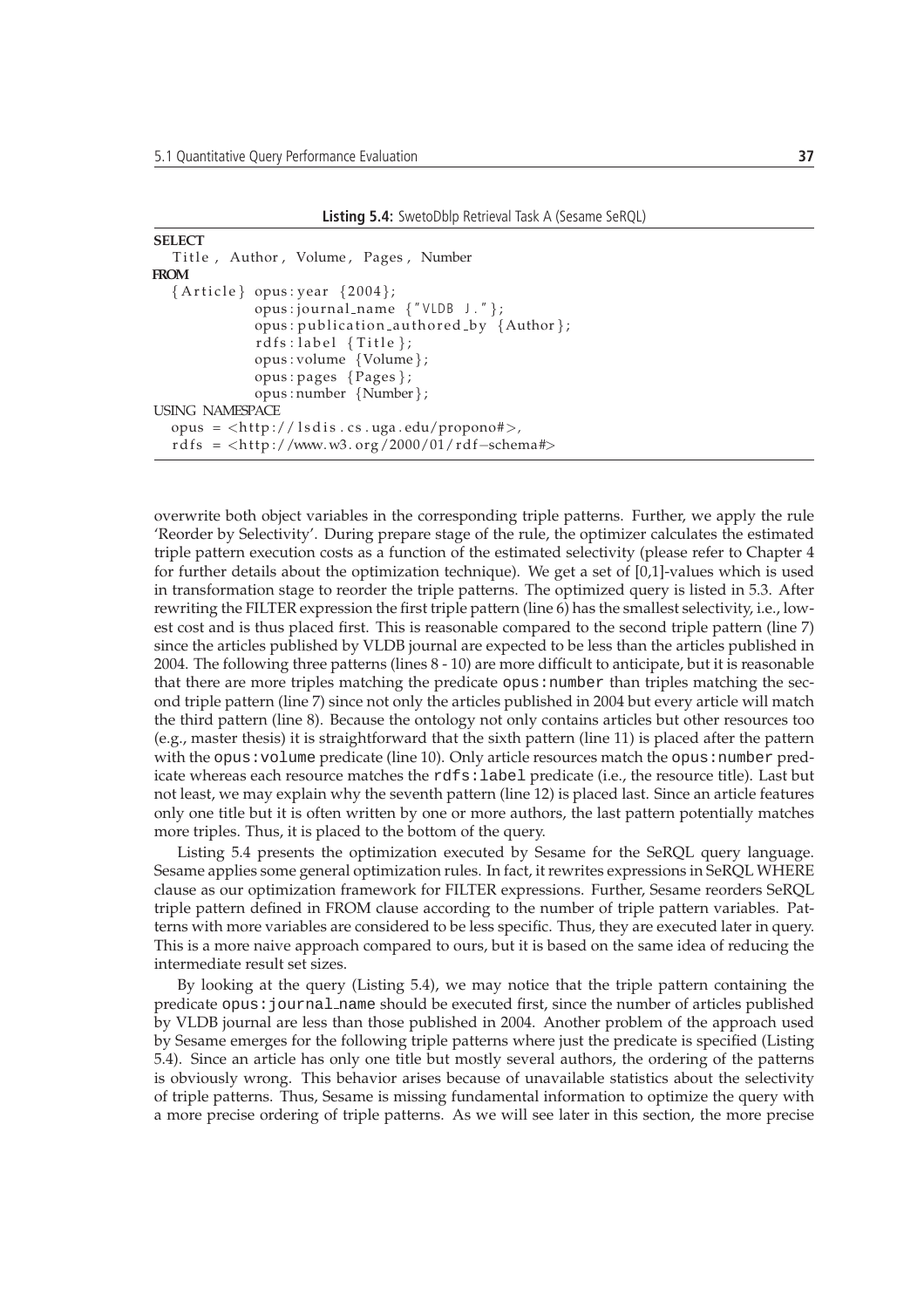**Listing 5.4:** SwetoDblp Retrieval Task A (Sesame SeRQL)

```
SELECT
  Title, Author, Volume, Pages, Number
FROM
  {Article} opus:year {2004};
            opus:journal_name {"VLDB J."};
            opus:publication_authored_by {Author};
            rdfs:label {Title};
            opus:volume {Volume};
            opus:pages {Pages};
            opus:number {Number};
USING NAMESPACE
  opus = <http://lsdis.cs.uga.edu/propono#>,
  rdfs = <http://www.w3.org/2000/01/rdf-schema#>
```

overwrite both object variables in the corresponding triple patterns. Further, we apply the rule 'Reorder by Selectivity'. During prepare stage of the rule, the optimizer calculates the estimated triple pattern execution costs as a function of the estimated selectivity (please refer to Chapter 4 for further details about the optimization technique). We get a set of [0,1]-values which is used in transformation stage to reorder the triple patterns. The optimized query is listed in 5.3. After rewriting the FILTER expression the first triple pattern (line 6) has the smallest selectivity, i.e., lowest cost and is thus placed first. This is reasonable compared to the second triple pattern (line 7) since the articles published by VLDB journal are expected to be less than the articles published in 2004. The following three patterns (lines 8 - 10) are more difficult to anticipate, but it is reasonable that there are more triples matching the predicate `opus:number` than triples matching the second triple pattern (line 7) since not only the articles published in 2004 but every article will match the third pattern (line 8). Because the ontology not only contains articles but other resources too (e.g., master thesis) it is straightforward that the sixth pattern (line 11) is placed after the pattern with the `opus:volume` predicate (line 10). Only article resources match the `opus:number` predicate whereas each resource matches the `rdfs:label` predicate (i.e., the resource title). Last but not least, we may explain why the seventh pattern (line 12) is placed last. Since an article features only one title but it is often written by one or more authors, the last pattern potentially matches more triples. Thus, it is placed to the bottom of the query.

Listing 5.4 presents the optimization executed by Sesame for the SeRQL query language. Sesame applies some general optimization rules. In fact, it rewrites expressions in SeRQL WHERE clause as our optimization framework for FILTER expressions. Further, Sesame reorders SeRQL triple pattern defined in FROM clause according to the number of triple pattern variables. Patterns with more variables are considered to be less specific. Thus, they are executed later in query. This is a more naive approach compared to ours, but it is based on the same idea of reducing the intermediate result set sizes.

By looking at the query (Listing 5.4), we may notice that the triple pattern containing the predicate `opus:journal_name` should be executed first, since the number of articles published by VLDB journal are less than those published in 2004. Another problem of the approach used by Sesame emerges for the following triple patterns where just the predicate is specified (Listing 5.4). Since an article has only one title but mostly several authors, the ordering of the patterns is obviously wrong. This behavior arises because of unavailable statistics about the selectivity of triple patterns. Thus, Sesame is missing fundamental information to optimize the query with a more precise ordering of triple patterns. As we will see later in this section, the more precise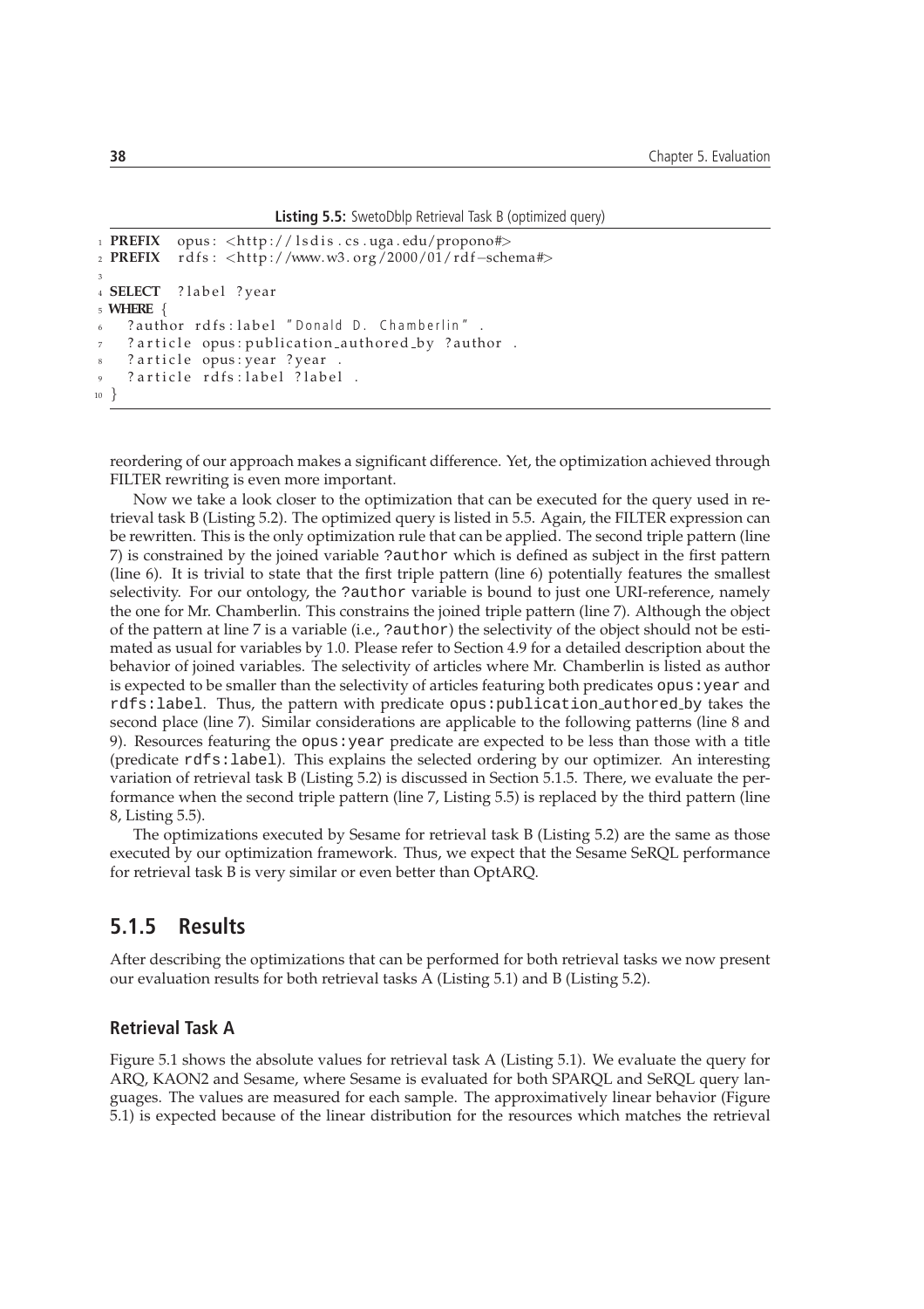**Listing 5.5:** SwetoDblp Retrieval Task B (optimized query)

```
1 PREFIX  opus: <http://lsdis.cs.uga.edu/propono#>
2 PREFIX  rdfs: <http://www.w3.org/2000/01/rdf-schema#>
3
4 SELECT  ?label ?year
5 WHERE {
6   ?author rdfs:label "Donald D. Chamberlin" .
7   ?article opus:publication_authored_by ?author .
8   ?article opus:year ?year .
9   ?article rdfs:label ?label .
10 }
```

reordering of our approach makes a significant difference. Yet, the optimization achieved through FILTER rewriting is even more important.

Now we take a look closer to the optimization that can be executed for the query used in retrieval task B (Listing 5.2). The optimized query is listed in 5.5. Again, the FILTER expression can be rewritten. This is the only optimization rule that can be applied. The second triple pattern (line 7) is constrained by the joined variable `?author` which is defined as subject in the first pattern (line 6). It is trivial to state that the first triple pattern (line 6) potentially features the smallest selectivity. For our ontology, the `?author` variable is bound to just one URI-reference, namely the one for Mr. Chamberlin. This constrains the joined triple pattern (line 7). Although the object of the pattern at line 7 is a variable (i.e., `?author`) the selectivity of the object should not be estimated as usual for variables by 1.0. Please refer to Section 4.9 for a detailed description about the behavior of joined variables. The selectivity of articles where Mr. Chamberlin is listed as author is expected to be smaller than the selectivity of articles featuring both predicates `opus:year` and `rdfs:label`. Thus, the pattern with predicate `opus:publication_authored_by` takes the second place (line 7). Similar considerations are applicable to the following patterns (line 8 and 9). Resources featuring the `opus:year` predicate are expected to be less than those with a title (predicate `rdfs:label`). This explains the selected ordering by our optimizer. An interesting variation of retrieval task B (Listing 5.2) is discussed in Section 5.1.5. There, we evaluate the performance when the second triple pattern (line 7, Listing 5.5) is replaced by the third pattern (line 8, Listing 5.5).

The optimizations executed by Sesame for retrieval task B (Listing 5.2) are the same as those executed by our optimization framework. Thus, we expect that the Sesame SeRQL performance for retrieval task B is very similar or even better than OptARQ.

### 5.1.5 Results

After describing the optimizations that can be performed for both retrieval tasks we now present our evaluation results for both retrieval tasks A (Listing 5.1) and B (Listing 5.2).

#### Retrieval Task A

Figure 5.1 shows the absolute values for retrieval task A (Listing 5.1). We evaluate the query for ARQ, KAON2 and Sesame, where Sesame is evaluated for both SPARQL and SeRQL query languages. The values are measured for each sample. The approximatively linear behavior (Figure 5.1) is expected because of the linear distribution for the resources which matches the retrieval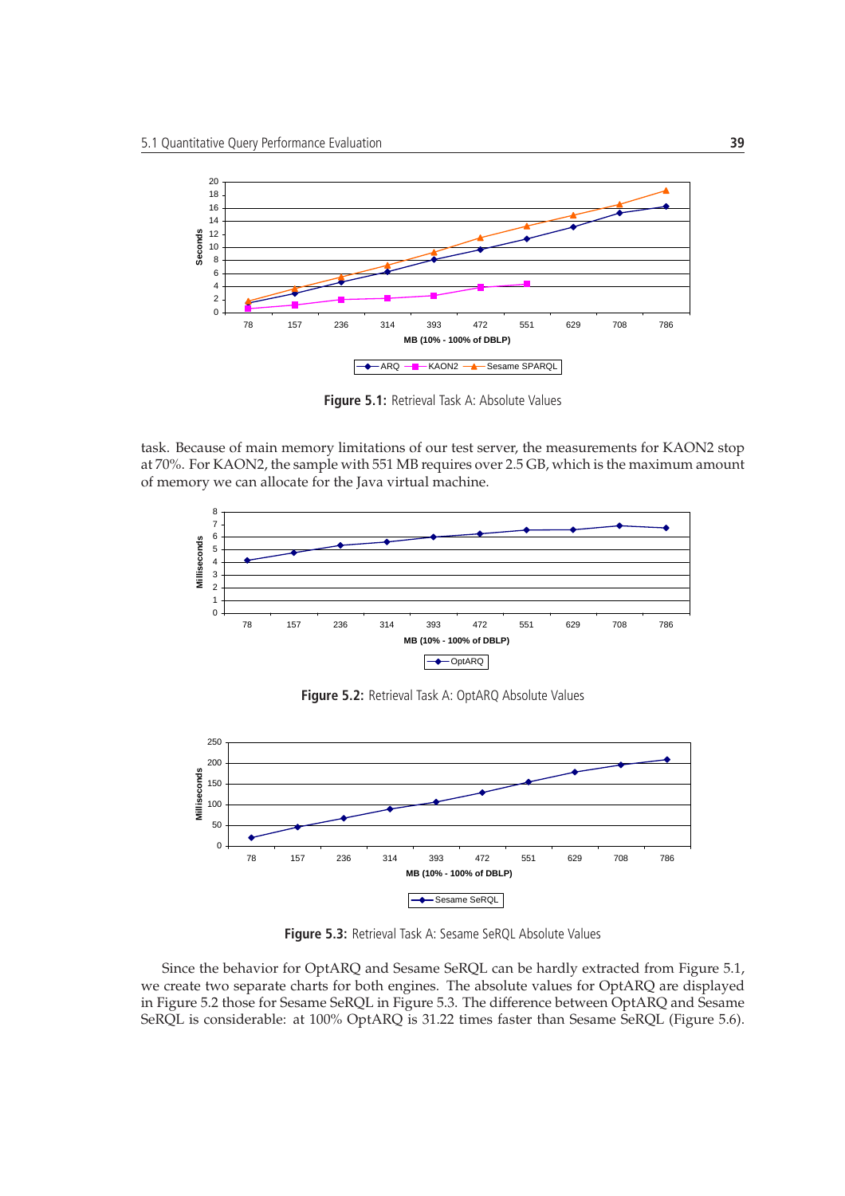Figure 5.1: Retrieval Task A: Absolute Values

task. Because of main memory limitations of our test server, the measurements for KAON2 stop at 70%. For KAON2, the sample with 551 MB requires over 2.5 GB, which is the maximum amount of memory we can allocate for the Java virtual machine.

Figure 5.2: Retrieval Task A: OptARQ Absolute Values

Figure 5.3: Retrieval Task A: Sesame SeRQL Absolute Values

Since the behavior for OptARQ and Sesame SeRQL can be hardly extracted from Figure 5.1, we create two separate charts for both engines. The absolute values for OptARQ are displayed in Figure 5.2 those for Sesame SeRQL in Figure 5.3. The difference between OptARQ and Sesame SeRQL is considerable: at 100% OptARQ is 31.22 times faster than Sesame SeRQL (Figure 5.6).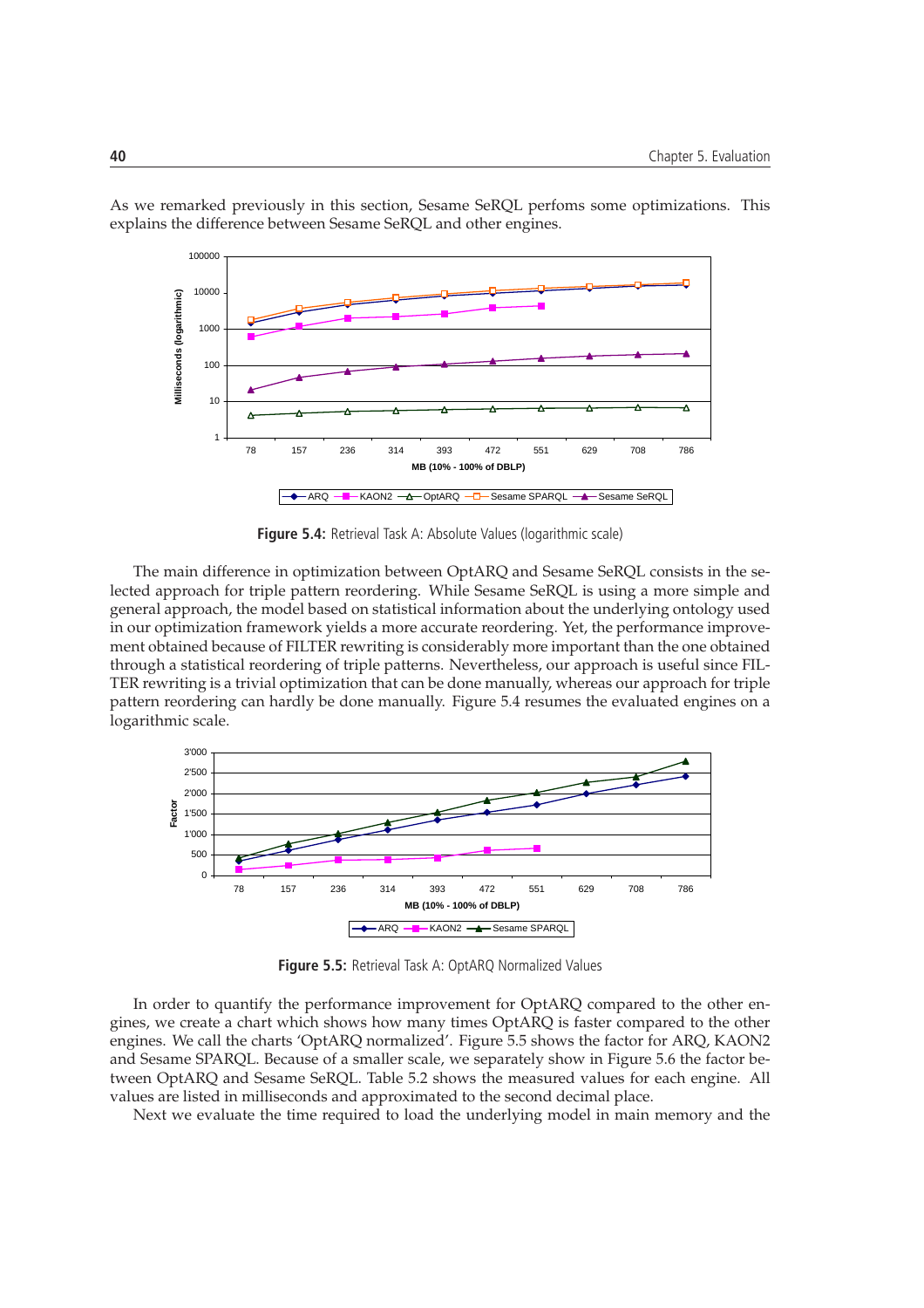As we remarked previously in this section, Sesame SeRQL perfoms some optimizations. This explains the difference between Sesame SeRQL and other engines.

**Figure 5.4:** Retrieval Task A: Absolute Values (logarithmic scale)

The main difference in optimization between OptARQ and Sesame SeRQL consists in the selected approach for triple pattern reordering. While Sesame SeRQL is using a more simple and general approach, the model based on statistical information about the underlying ontology used in our optimization framework yields a more accurate reordering. Yet, the performance improvement obtained because of FILTER rewriting is considerably more important than the one obtained through a statistical reordering of triple patterns. Nevertheless, our approach is useful since FILTER rewriting is a trivial optimization that can be done manually, whereas our approach for triple pattern reordering can hardly be done manually. Figure 5.4 resumes the evaluated engines on a logarithmic scale.

**Figure 5.5:** Retrieval Task A: OptARQ Normalized Values

In order to quantify the performance improvement for OptARQ compared to the other engines, we create a chart which shows how many times OptARQ is faster compared to the other engines. We call the charts 'OptARQ normalized'. Figure 5.5 shows the factor for ARQ, KAON2 and Sesame SPARQL. Because of a smaller scale, we separately show in Figure 5.6 the factor between OptARQ and Sesame SeRQL. Table 5.2 shows the measured values for each engine. All values are listed in milliseconds and approximated to the second decimal place.

Next we evaluate the time required to load the underlying model in main memory and the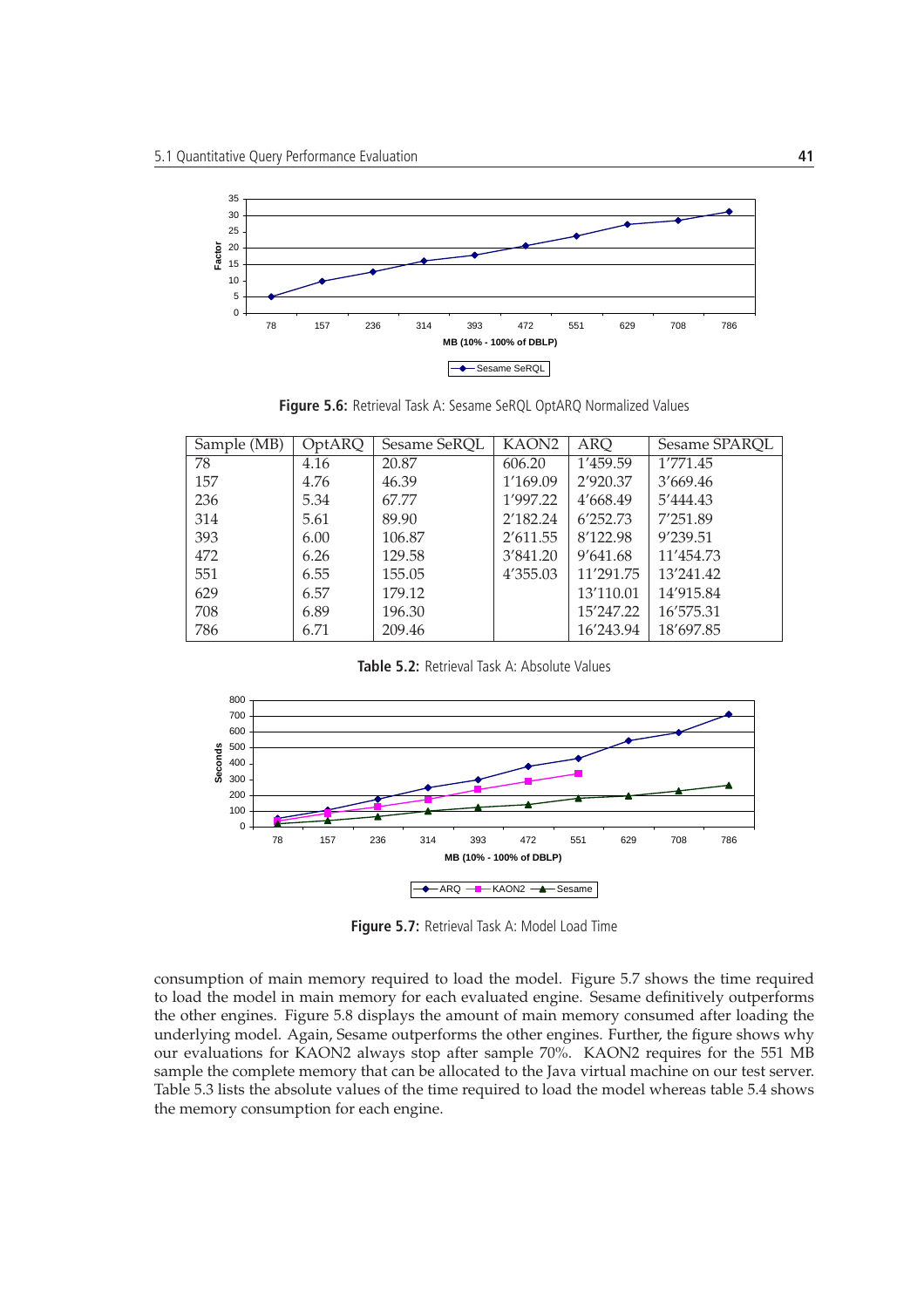Figure 5.6: Retrieval Task A: Sesame SeRQL OptARQ Normalized Values

| Sample (MB) | OptARQ | Sesame SeRQL | KAON2 | ARQ | Sesame SPARQL |
|---|---|---|---|---|---|
| 78 | 4.16 | 20.87 | 606.20 | 1'459.59 | 1'771.45 |
| 157 | 4.76 | 46.39 | 1'169.09 | 2'920.37 | 3'669.46 |
| 236 | 5.34 | 67.77 | 1'997.22 | 4'668.49 | 5'444.43 |
| 314 | 5.61 | 89.90 | 2'182.24 | 6'252.73 | 7'251.89 |
| 393 | 6.00 | 106.87 | 2'611.55 | 8'122.98 | 9'239.51 |
| 472 | 6.26 | 129.58 | 3'841.20 | 9'641.68 | 11'454.73 |
| 551 | 6.55 | 155.05 | 4'355.03 | 11'291.75 | 13'241.42 |
| 629 | 6.57 | 179.12 | | 13'110.01 | 14'915.84 |
| 708 | 6.89 | 196.30 | | 15'247.22 | 16'575.31 |
| 786 | 6.71 | 209.46 | | 16'243.94 | 18'697.85 |

Table 5.2: Retrieval Task A: Absolute Values

Figure 5.7: Retrieval Task A: Model Load Time

consumption of main memory required to load the model. Figure 5.7 shows the time required to load the model in main memory for each evaluated engine. Sesame definitively outperforms the other engines. Figure 5.8 displays the amount of main memory consumed after loading the underlying model. Again, Sesame outperforms the other engines. Further, the figure shows why our evaluations for KAON2 always stop after sample 70%. KAON2 requires for the 551 MB sample the complete memory that can be allocated to the Java virtual machine on our test server. Table 5.3 lists the absolute values of the time required to load the model whereas table 5.4 shows the memory consumption for each engine.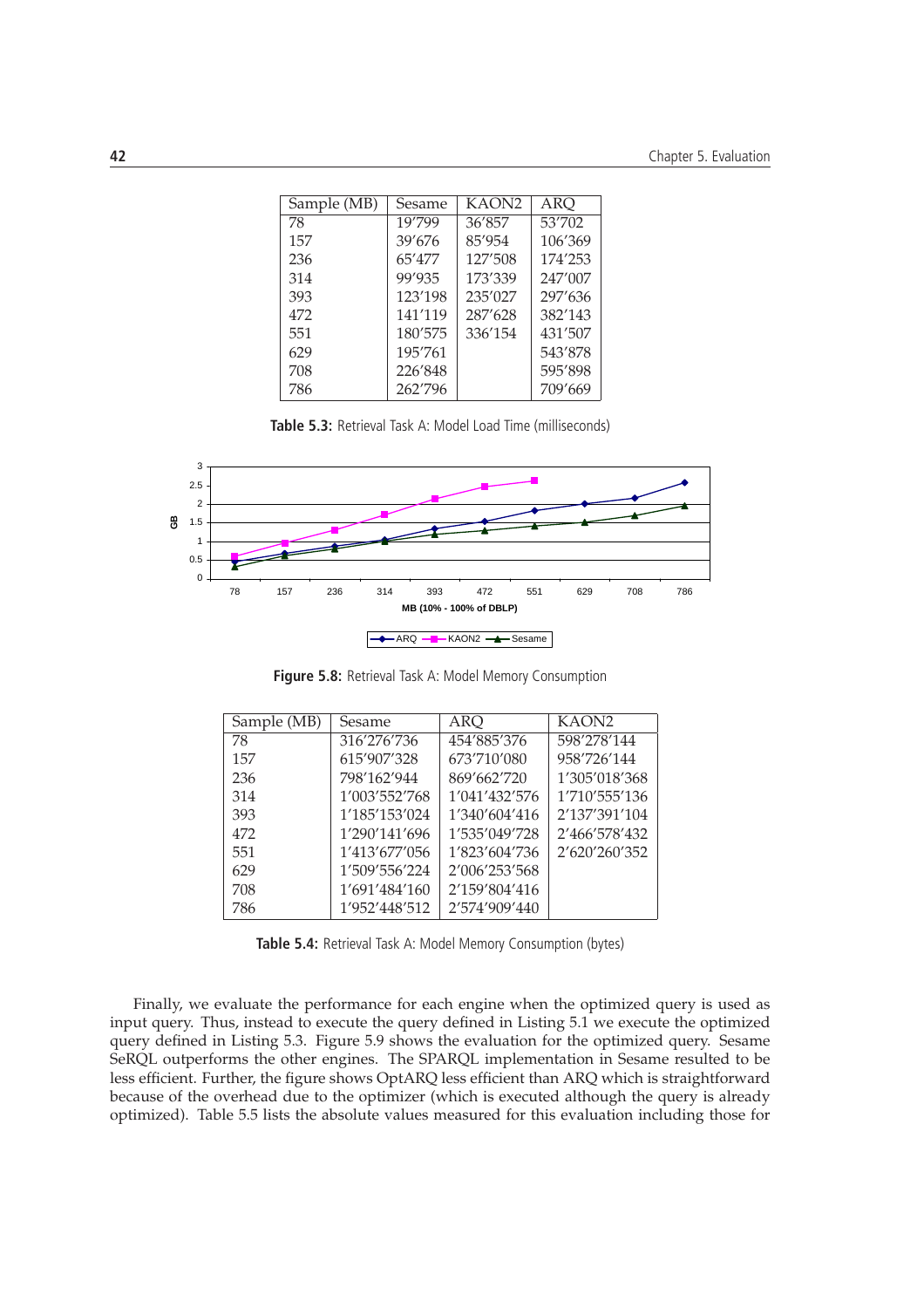| Sample (MB) | Sesame | KAON2 | ARQ |
|---|---|---|---|
| 78 | 19'799 | 36'857 | 53'702 |
| 157 | 39'676 | 85'954 | 106'369 |
| 236 | 65'477 | 127'508 | 174'253 |
| 314 | 99'935 | 173'339 | 247'007 |
| 393 | 123'198 | 235'027 | 297'636 |
| 472 | 141'119 | 287'628 | 382'143 |
| 551 | 180'575 | 336'154 | 431'507 |
| 629 | 195'761 | | 543'878 |
| 708 | 226'848 | | 595'898 |
| 786 | 262'796 | | 709'669 |

**Table 5.3:** Retrieval Task A: Model Load Time (milliseconds)

**Figure 5.8:** Retrieval Task A: Model Memory Consumption

| Sample (MB) | Sesame | ARQ | KAON2 |
|---|---|---|---|
| 78 | 316'276'736 | 454'885'376 | 598'278'144 |
| 157 | 615'907'328 | 673'710'080 | 958'726'144 |
| 236 | 798'162'944 | 869'662'720 | 1'305'018'368 |
| 314 | 1'003'552'768 | 1'041'432'576 | 1'710'555'136 |
| 393 | 1'185'153'024 | 1'340'604'416 | 2'137'391'104 |
| 472 | 1'290'141'696 | 1'535'049'728 | 2'466'578'432 |
| 551 | 1'413'677'056 | 1'823'604'736 | 2'620'260'352 |
| 629 | 1'509'556'224 | 2'006'253'568 | |
| 708 | 1'691'484'160 | 2'159'804'416 | |
| 786 | 1'952'448'512 | 2'574'909'440 | |

**Table 5.4:** Retrieval Task A: Model Memory Consumption (bytes)

Finally, we evaluate the performance for each engine when the optimized query is used as input query. Thus, instead to execute the query defined in Listing 5.1 we execute the optimized query defined in Listing 5.3. Figure 5.9 shows the evaluation for the optimized query. Sesame SeRQL outperforms the other engines. The SPARQL implementation in Sesame resulted to be less efficient. Further, the figure shows OptARQ less efficient than ARQ which is straightforward because of the overhead due to the optimizer (which is executed although the query is already optimized). Table 5.5 lists the absolute values measured for this evaluation including those for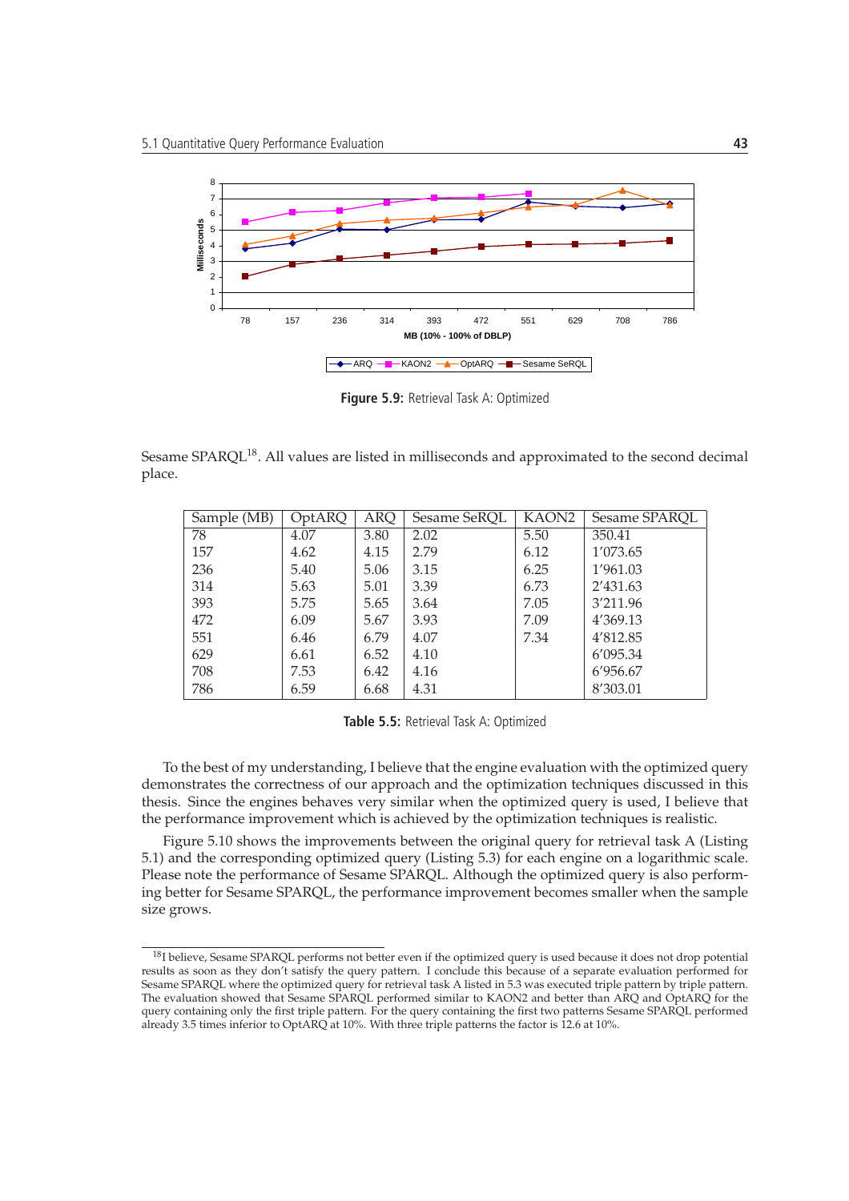Figure 5.9: Retrieval Task A: Optimized

Sesame SPARQL[18]. All values are listed in milliseconds and approximated to the second decimal place.

| Sample (MB) | OptARQ | ARQ | Sesame SeRQL | KAON2 | Sesame SPARQL |
|---|---|---|---|---|---|
| 78 | 4.07 | 3.80 | 2.02 | 5.50 | 350.41 |
| 157 | 4.62 | 4.15 | 2.79 | 6.12 | 1'073.65 |
| 236 | 5.40 | 5.06 | 3.15 | 6.25 | 1'961.03 |
| 314 | 5.63 | 5.01 | 3.39 | 6.73 | 2'431.63 |
| 393 | 5.75 | 5.65 | 3.64 | 7.05 | 3'211.96 |
| 472 | 6.09 | 5.67 | 3.93 | 7.09 | 4'369.13 |
| 551 | 6.46 | 6.79 | 4.07 | 7.34 | 4'812.85 |
| 629 | 6.61 | 6.52 | 4.10 | | 6'095.34 |
| 708 | 7.53 | 6.42 | 4.16 | | 6'956.67 |
| 786 | 6.59 | 6.68 | 4.31 | | 8'303.01 |

Table 5.5: Retrieval Task A: Optimized

To the best of my understanding, I believe that the engine evaluation with the optimized query demonstrates the correctness of our approach and the optimization techniques discussed in this thesis. Since the engines behaves very similar when the optimized query is used, I believe that the performance improvement which is achieved by the optimization techniques is realistic.

Figure 5.10 shows the improvements between the original query for retrieval task A (Listing 5.1) and the corresponding optimized query (Listing 5.3) for each engine on a logarithmic scale. Please note the performance of Sesame SPARQL. Although the optimized query is also performing better for Sesame SPARQL, the performance improvement becomes smaller when the sample size grows.

[18] I believe, Sesame SPARQL performs not better even if the optimized query is used because it does not drop potential results as soon as they don't satisfy the query pattern. I conclude this because of a separate evaluation performed for Sesame SPARQL where the optimized query for retrieval task A listed in 5.3 was executed triple pattern by triple pattern. The evaluation showed that Sesame SPARQL performed similar to KAON2 and better than ARQ and OptARQ for the query containing only the first triple pattern. For the query containing the first two patterns Sesame SPARQL performed already 3.5 times inferior to OptARQ at 10%. With three triple patterns the factor is 12.6 at 10%.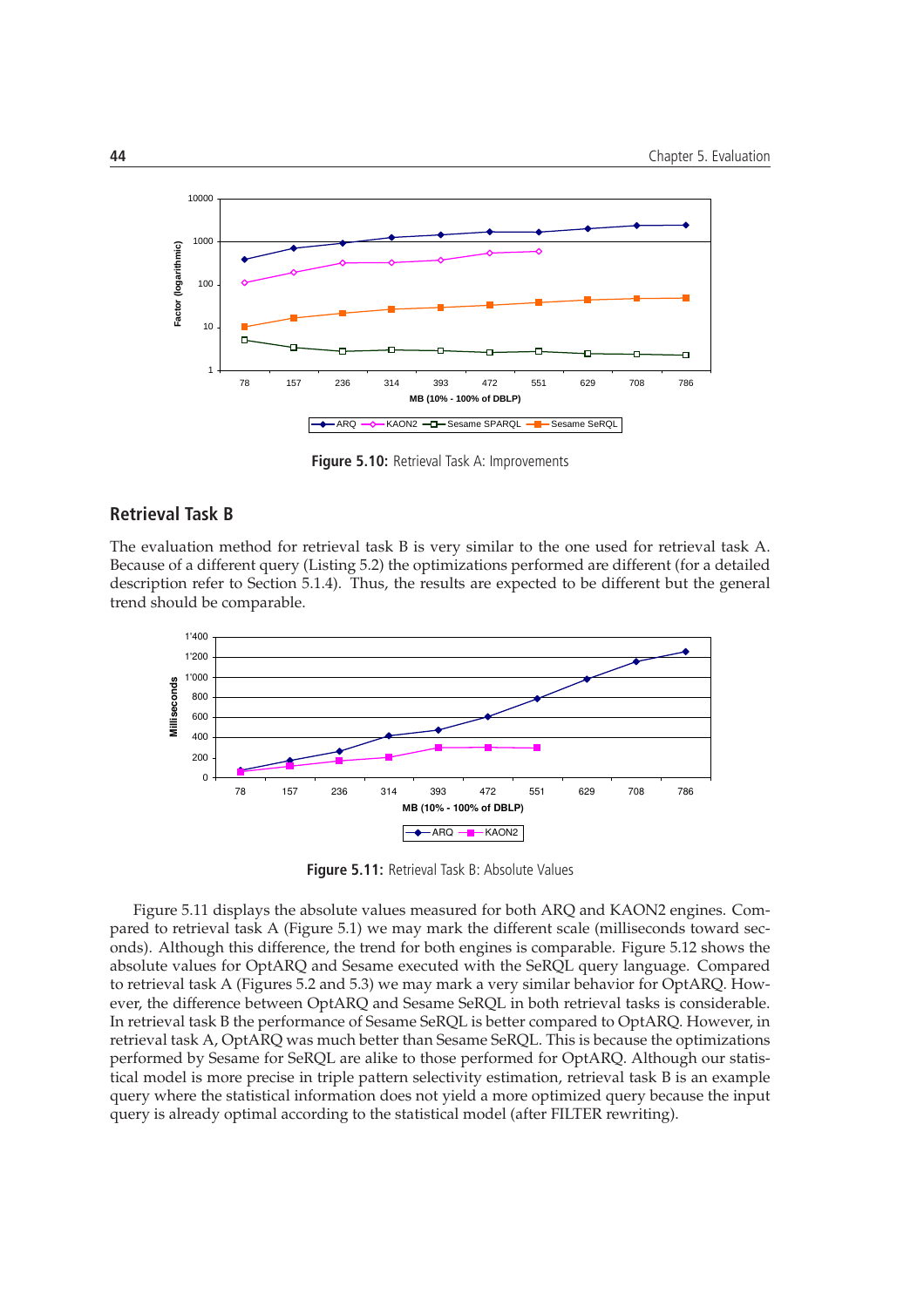Figure 5.10: Retrieval Task A: Improvements

## Retrieval Task B

The evaluation method for retrieval task B is very similar to the one used for retrieval task A. Because of a different query (Listing 5.2) the optimizations performed are different (for a detailed description refer to Section 5.1.4). Thus, the results are expected to be different but the general trend should be comparable.

Figure 5.11: Retrieval Task B: Absolute Values

Figure 5.11 displays the absolute values measured for both ARQ and KAON2 engines. Compared to retrieval task A (Figure 5.1) we may mark the different scale (milliseconds toward seconds). Although this difference, the trend for both engines is comparable. Figure 5.12 shows the absolute values for OptARQ and Sesame executed with the SeRQL query language. Compared to retrieval task A (Figures 5.2 and 5.3) we may mark a very similar behavior for OptARQ. However, the difference between OptARQ and Sesame SeRQL in both retrieval tasks is considerable. In retrieval task B the performance of Sesame SeRQL is better compared to OptARQ. However, in retrieval task A, OptARQ was much better than Sesame SeRQL. This is because the optimizations performed by Sesame for SeRQL are alike to those performed for OptARQ. Although our statistical model is more precise in triple pattern selectivity estimation, retrieval task B is an example query where the statistical information does not yield a more optimized query because the input query is already optimal according to the statistical model (after FILTER rewriting).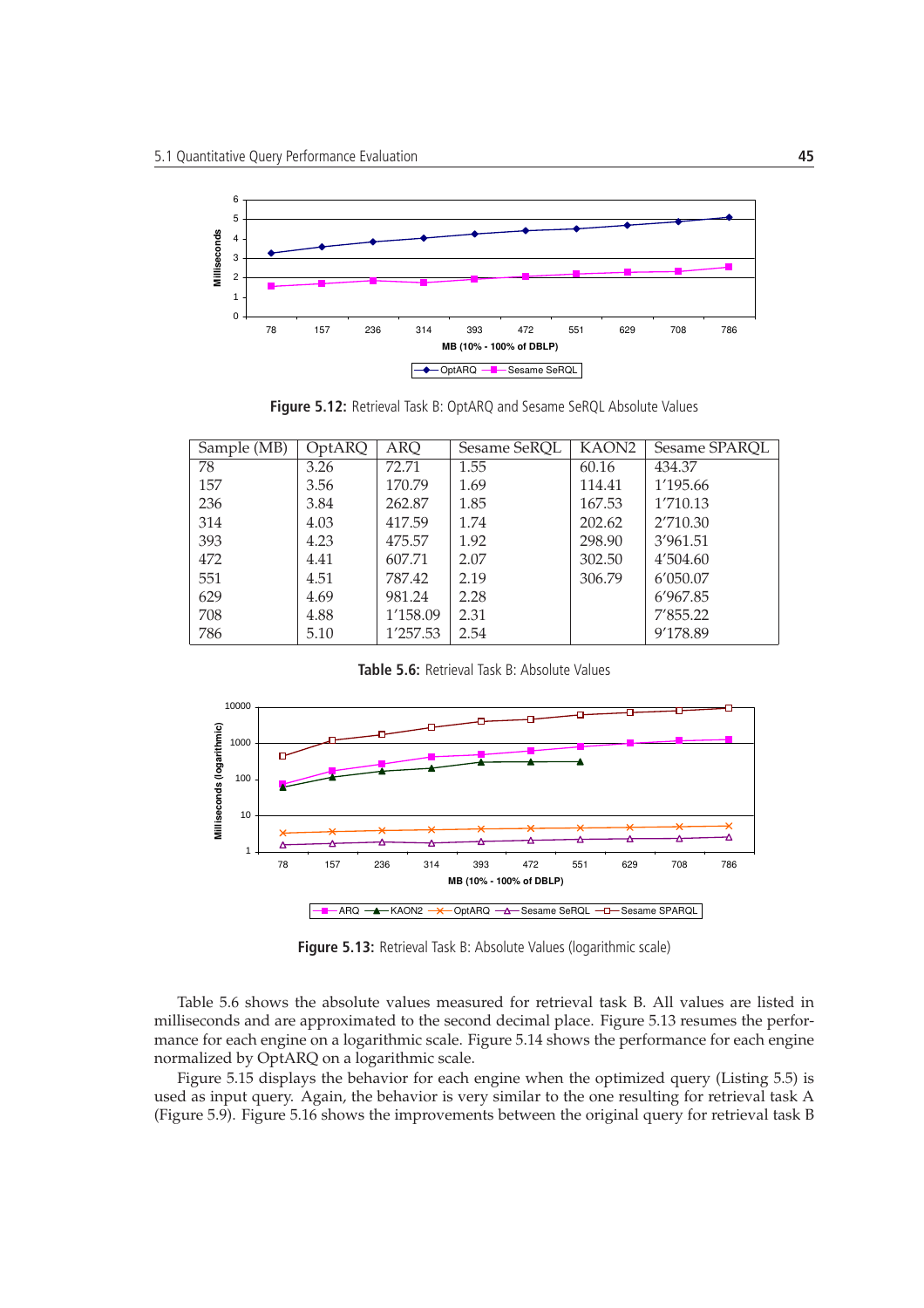**Figure 5.12:** Retrieval Task B: OptARQ and Sesame SeRQL Absolute Values

| Sample (MB) | OptARQ | ARQ | Sesame SeRQL | KAON2 | Sesame SPARQL |
|---|---|---|---|---|---|
| 78 | 3.26 | 72.71 | 1.55 | 60.16 | 434.37 |
| 157 | 3.56 | 170.79 | 1.69 | 114.41 | 1'195.66 |
| 236 | 3.84 | 262.87 | 1.85 | 167.53 | 1'710.13 |
| 314 | 4.03 | 417.59 | 1.74 | 202.62 | 2'710.30 |
| 393 | 4.23 | 475.57 | 1.92 | 298.90 | 3'961.51 |
| 472 | 4.41 | 607.71 | 2.07 | 302.50 | 4'504.60 |
| 551 | 4.51 | 787.42 | 2.19 | 306.79 | 6'050.07 |
| 629 | 4.69 | 981.24 | 2.28 | | 6'967.85 |
| 708 | 4.88 | 1'158.09 | 2.31 | | 7'855.22 |
| 786 | 5.10 | 1'257.53 | 2.54 | | 9'178.89 |

**Table 5.6:** Retrieval Task B: Absolute Values

**Figure 5.13:** Retrieval Task B: Absolute Values (logarithmic scale)

Table 5.6 shows the absolute values measured for retrieval task B. All values are listed in milliseconds and are approximated to the second decimal place. Figure 5.13 resumes the performance for each engine on a logarithmic scale. Figure 5.14 shows the performance for each engine normalized by OptARQ on a logarithmic scale.

Figure 5.15 displays the behavior for each engine when the optimized query (Listing 5.5) is used as input query. Again, the behavior is very similar to the one resulting for retrieval task A (Figure 5.9). Figure 5.16 shows the improvements between the original query for retrieval task B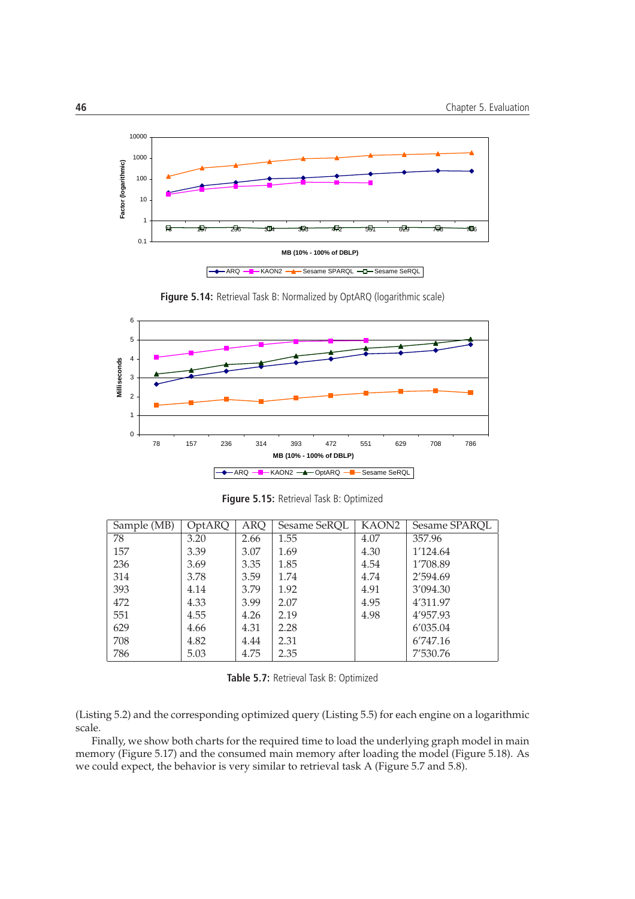Figure 5.14: Retrieval Task B: Normalized by OptARQ (logarithmic scale)

Figure 5.15: Retrieval Task B: Optimized

| Sample (MB) | OptARQ | ARQ | Sesame SeRQL | KAON2 | Sesame SPARQL |
|---|---|---|---|---|---|
| 78 | 3.20 | 2.66 | 1.55 | 4.07 | 357.96 |
| 157 | 3.39 | 3.07 | 1.69 | 4.30 | 1'124.64 |
| 236 | 3.69 | 3.35 | 1.85 | 4.54 | 1'708.89 |
| 314 | 3.78 | 3.59 | 1.74 | 4.74 | 2'594.69 |
| 393 | 4.14 | 3.79 | 1.92 | 4.91 | 3'094.30 |
| 472 | 4.33 | 3.99 | 2.07 | 4.95 | 4'311.97 |
| 551 | 4.55 | 4.26 | 2.19 | 4.98 | 4'957.93 |
| 629 | 4.66 | 4.31 | 2.28 | | 6'035.04 |
| 708 | 4.82 | 4.44 | 2.31 | | 6'747.16 |
| 786 | 5.03 | 4.75 | 2.35 | | 7'530.76 |

Table 5.7: Retrieval Task B: Optimized

(Listing 5.2) and the corresponding optimized query (Listing 5.5) for each engine on a logarithmic scale.

Finally, we show both charts for the required time to load the underlying graph model in main memory (Figure 5.17) and the consumed main memory after loading the model (Figure 5.18). As we could expect, the behavior is very similar to retrieval task A (Figure 5.7 and 5.8).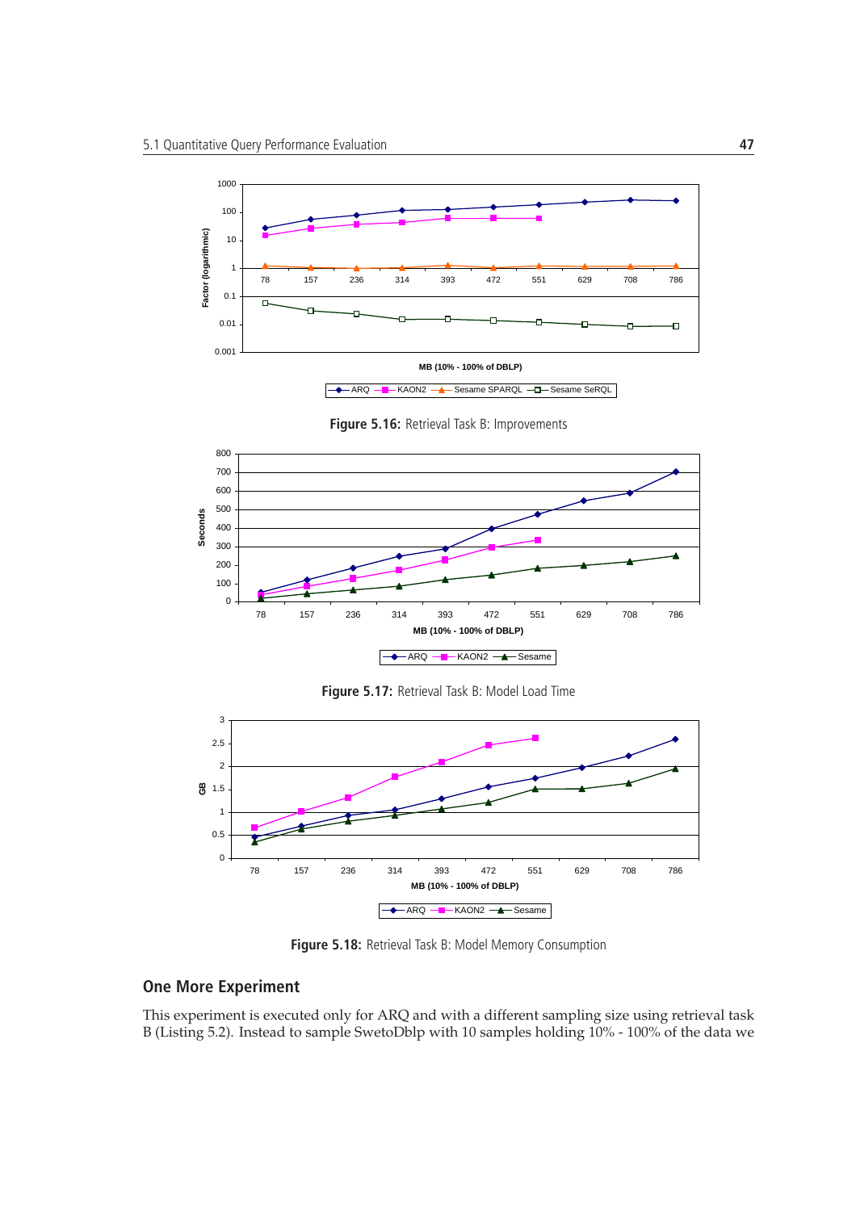Figure 5.16: Retrieval Task B: Improvements

Figure 5.17: Retrieval Task B: Model Load Time

Figure 5.18: Retrieval Task B: Model Memory Consumption

## One More Experiment

This experiment is executed only for ARQ and with a different sampling size using retrieval task B (Listing 5.2). Instead to sample SwetoDblp with 10 samples holding 10% - 100% of the data we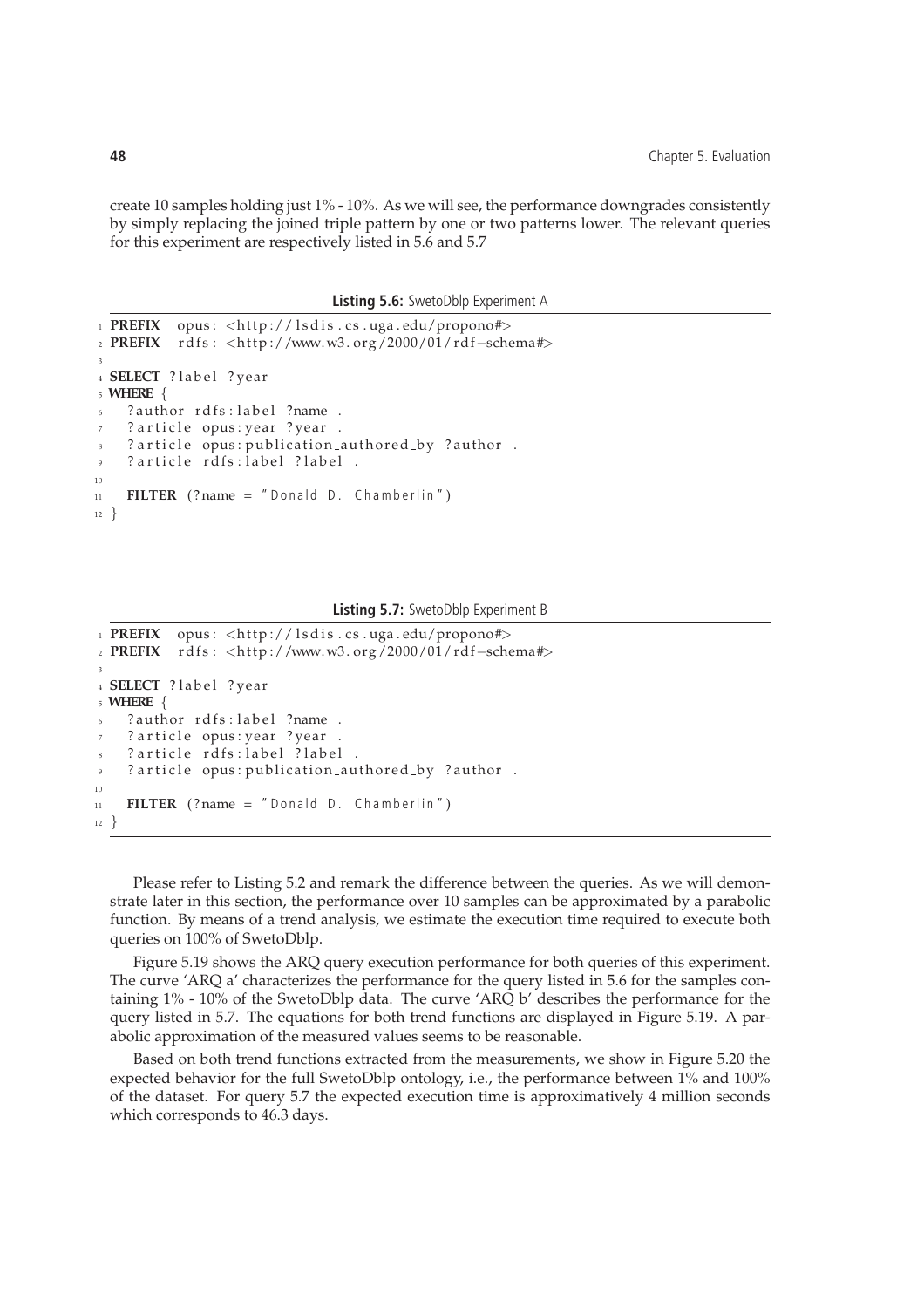create 10 samples holding just 1% - 10%. As we will see, the performance downgrades consistently by simply replacing the joined triple pattern by one or two patterns lower. The relevant queries for this experiment are respectively listed in 5.6 and 5.7

**Listing 5.6:** SwetoDblp Experiment A

```
PREFIX  opus: <http://lsdis.cs.uga.edu/propono#>
PREFIX  rdfs: <http://www.w3.org/2000/01/rdf-schema#>

SELECT ?label ?year
WHERE {
  ?author rdfs:label ?name .
  ?article opus:year ?year .
  ?article opus:publication_authored_by ?author .
  ?article rdfs:label ?label .

  FILTER (?name = "Donald D. Chamberlin")
}
```

**Listing 5.7:** SwetoDblp Experiment B

```
PREFIX  opus: <http://lsdis.cs.uga.edu/propono#>
PREFIX  rdfs: <http://www.w3.org/2000/01/rdf-schema#>

SELECT ?label ?year
WHERE {
  ?author rdfs:label ?name .
  ?article opus:year ?year .
  ?article rdfs:label ?label .
  ?article opus:publication_authored_by ?author .

  FILTER (?name = "Donald D. Chamberlin")
}
```

Please refer to Listing 5.2 and remark the difference between the queries. As we will demonstrate later in this section, the performance over 10 samples can be approximated by a parabolic function. By means of a trend analysis, we estimate the execution time required to execute both queries on 100% of SwetoDblp.

Figure 5.19 shows the ARQ query execution performance for both queries of this experiment. The curve 'ARQ a' characterizes the performance for the query listed in 5.6 for the samples containing 1% - 10% of the SwetoDblp data. The curve 'ARQ b' describes the performance for the query listed in 5.7. The equations for both trend functions are displayed in Figure 5.19. A parabolic approximation of the measured values seems to be reasonable.

Based on both trend functions extracted from the measurements, we show in Figure 5.20 the expected behavior for the full SwetoDblp ontology, i.e., the performance between 1% and 100% of the dataset. For query 5.7 the expected execution time is approximatively 4 million seconds which corresponds to 46.3 days.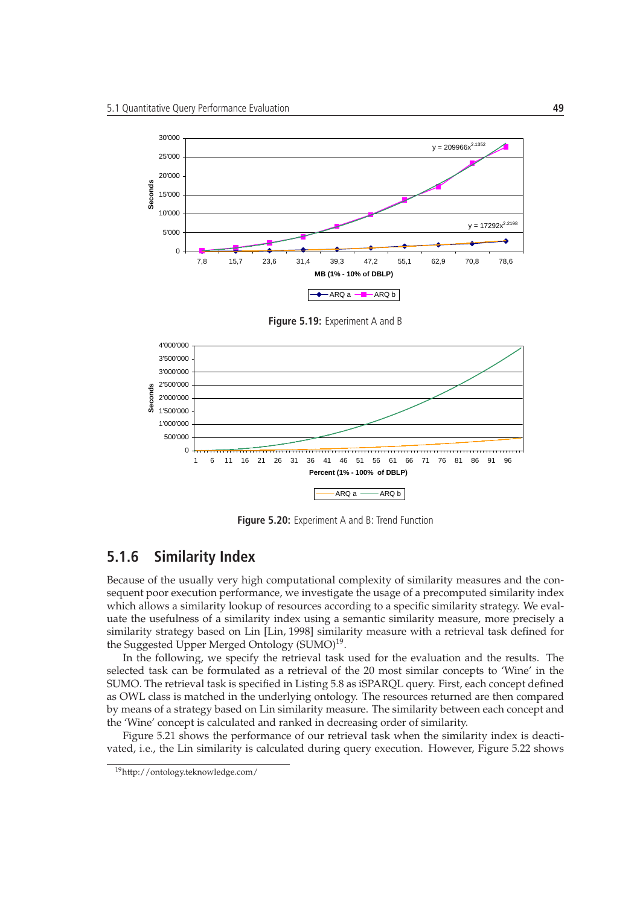Figure 5.19: Experiment A and B

Figure 5.20: Experiment A and B: Trend Function

### 5.1.6 Similarity Index

Because of the usually very high computational complexity of similarity measures and the consequent poor execution performance, we investigate the usage of a precomputed similarity index which allows a similarity lookup of resources according to a specific similarity strategy. We evaluate the usefulness of a similarity index using a semantic similarity measure, more precisely a similarity strategy based on Lin [Lin, 1998] similarity measure with a retrieval task defined for the Suggested Upper Merged Ontology (SUMO)[19].

In the following, we specify the retrieval task used for the evaluation and the results. The selected task can be formulated as a retrieval of the 20 most similar concepts to 'Wine' in the SUMO. The retrieval task is specified in Listing 5.8 as iSPARQL query. First, each concept defined as OWL class is matched in the underlying ontology. The resources returned are then compared by means of a strategy based on Lin similarity measure. The similarity between each concept and the 'Wine' concept is calculated and ranked in decreasing order of similarity.

Figure 5.21 shows the performance of our retrieval task when the similarity index is deactivated, i.e., the Lin similarity is calculated during query execution. However, Figure 5.22 shows

[19] http://ontology.teknowledge.com/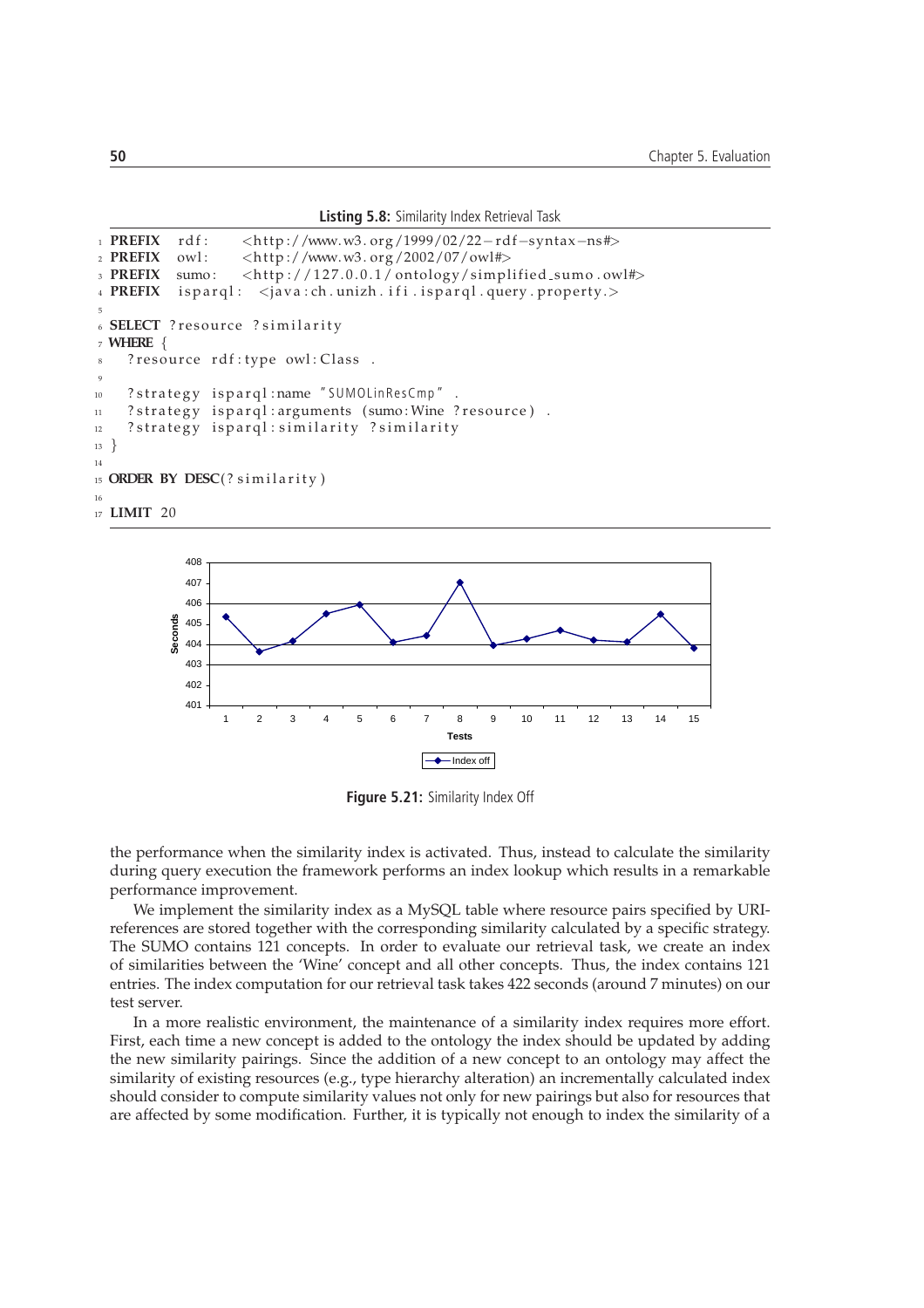**Listing 5.8:** Similarity Index Retrieval Task

```
PREFIX  rdf:     <http://www.w3.org/1999/02/22-rdf-syntax-ns#>
PREFIX  owl:     <http://www.w3.org/2002/07/owl#>
PREFIX  sumo:    <http://127.0.0.1/ontology/simplified_sumo.owl#>
PREFIX  isparql: <java:ch.unizh.ifi.isparql.query.property.>

SELECT ?resource ?similarity
WHERE {
  ?resource rdf:type owl:Class .

  ?strategy isparql:name "SUMOLinResCmp" .
  ?strategy isparql:arguments (sumo:Wine ?resource) .
  ?strategy isparql:similarity ?similarity
}

ORDER BY DESC(?similarity)

LIMIT 20
```

**Figure 5.21:** Similarity Index Off

the performance when the similarity index is activated. Thus, instead to calculate the similarity during query execution the framework performs an index lookup which results in a remarkable performance improvement.

We implement the similarity index as a MySQL table where resource pairs specified by URI-references are stored together with the corresponding similarity calculated by a specific strategy. The SUMO contains 121 concepts. In order to evaluate our retrieval task, we create an index of similarities between the 'Wine' concept and all other concepts. Thus, the index contains 121 entries. The index computation for our retrieval task takes 422 seconds (around 7 minutes) on our test server.

In a more realistic environment, the maintenance of a similarity index requires more effort. First, each time a new concept is added to the ontology the index should be updated by adding the new similarity pairings. Since the addition of a new concept to an ontology may affect the similarity of existing resources (e.g., type hierarchy alteration) an incrementally calculated index should consider to compute similarity values not only for new pairings but also for resources that are affected by some modification. Further, it is typically not enough to index the similarity of a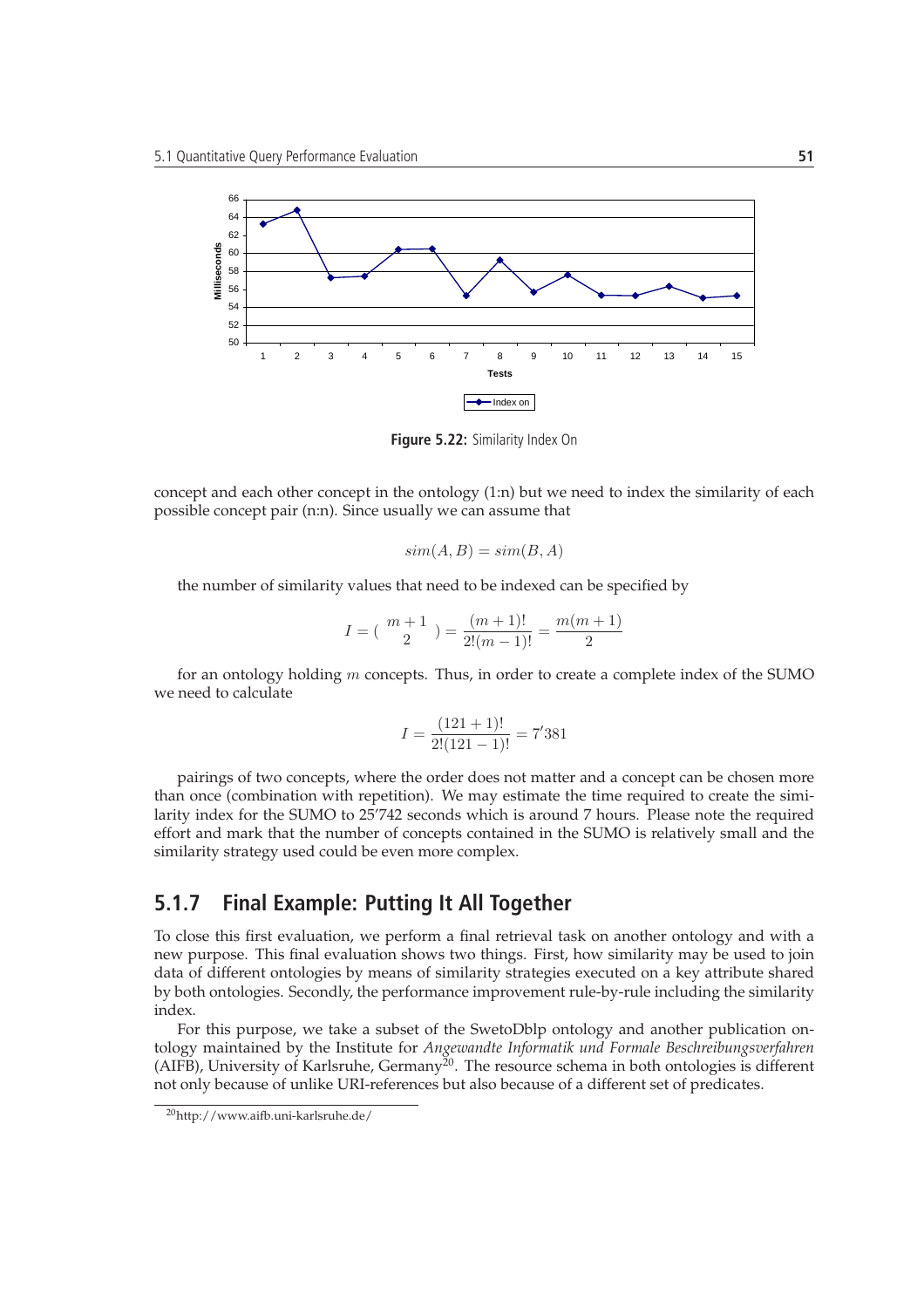Figure 5.22: Similarity Index On

concept and each other concept in the ontology (1:n) but we need to index the similarity of each possible concept pair (n:n). Since usually we can assume that

$$sim(A, B) = sim(B, A)$$

the number of similarity values that need to be indexed can be specified by

$$I = \binom{m+1}{2} = \frac{(m+1)!}{2!(m-1)!} = \frac{m(m+1)}{2}$$

for an ontology holding $m$ concepts. Thus, in order to create a complete index of the SUMO we need to calculate

$$I = \frac{(121+1)!}{2!(121-1)!} = 7'381$$

pairings of two concepts, where the order does not matter and a concept can be chosen more than once (combination with repetition). We may estimate the time required to create the similarity index for the SUMO to 25'742 seconds which is around 7 hours. Please note the required effort and mark that the number of concepts contained in the SUMO is relatively small and the similarity strategy used could be even more complex.

### 5.1.7 Final Example: Putting It All Together

To close this first evaluation, we perform a final retrieval task on another ontology and with a new purpose. This final evaluation shows two things. First, how similarity may be used to join data of different ontologies by means of similarity strategies executed on a key attribute shared by both ontologies. Secondly, the performance improvement rule-by-rule including the similarity index.

For this purpose, we take a subset of the SwetoDblp ontology and another publication ontology maintained by the Institute for *Angewandte Informatik und Formale Beschreibungsverfahren* (AIFB), University of Karlsruhe, Germany[20]. The resource schema in both ontologies is different not only because of unlike URI-references but also because of a different set of predicates.

[20] http://www.aifb.uni-karlsruhe.de/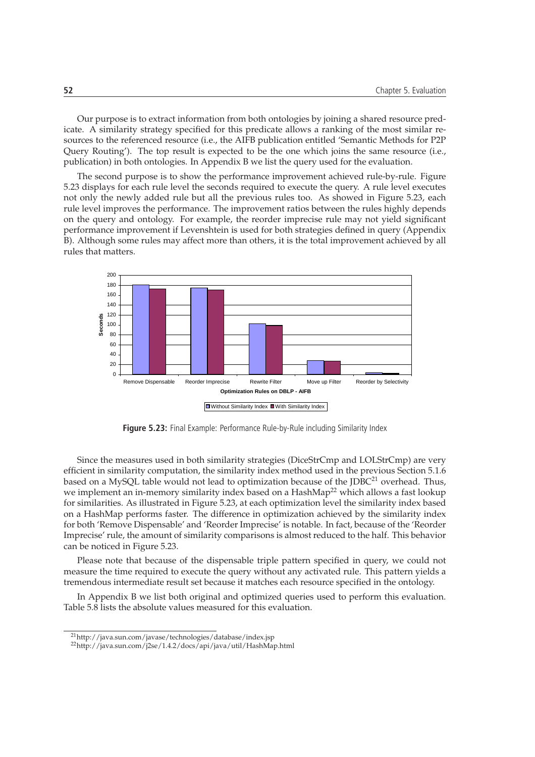Our purpose is to extract information from both ontologies by joining a shared resource predicate. A similarity strategy specified for this predicate allows a ranking of the most similar resources to the referenced resource (i.e., the AIFB publication entitled 'Semantic Methods for P2P Query Routing'). The top result is expected to be the one which joins the same resource (i.e., publication) in both ontologies. In Appendix B we list the query used for the evaluation.

The second purpose is to show the performance improvement achieved rule-by-rule. Figure 5.23 displays for each rule level the seconds required to execute the query. A rule level executes not only the newly added rule but all the previous rules too. As showed in Figure 5.23, each rule level improves the performance. The improvement ratios between the rules highly depends on the query and ontology. For example, the reorder imprecise rule may not yield significant performance improvement if Levenshtein is used for both strategies defined in query (Appendix B). Although some rules may affect more than others, it is the total improvement achieved by all rules that matters.

**Figure 5.23:** Final Example: Performance Rule-by-Rule including Similarity Index

Since the measures used in both similarity strategies (DiceStrCmp and LOLStrCmp) are very efficient in similarity computation, the similarity index method used in the previous Section 5.1.6 based on a MySQL table would not lead to optimization because of the JDBC[21] overhead. Thus, we implement an in-memory similarity index based on a HashMap[22] which allows a fast lookup for similarities. As illustrated in Figure 5.23, at each optimization level the similarity index based on a HashMap performs faster. The difference in optimization achieved by the similarity index for both 'Remove Dispensable' and 'Reorder Imprecise' is notable. In fact, because of the 'Reorder Imprecise' rule, the amount of similarity comparisons is almost reduced to the half. This behavior can be noticed in Figure 5.23.

Please note that because of the dispensable triple pattern specified in query, we could not measure the time required to execute the query without any activated rule. This pattern yields a tremendous intermediate result set because it matches each resource specified in the ontology.

In Appendix B we list both original and optimized queries used to perform this evaluation. Table 5.8 lists the absolute values measured for this evaluation.

[21] http://java.sun.com/javase/technologies/database/index.jsp

[22] http://java.sun.com/j2se/1.4.2/docs/api/java/util/HashMap.html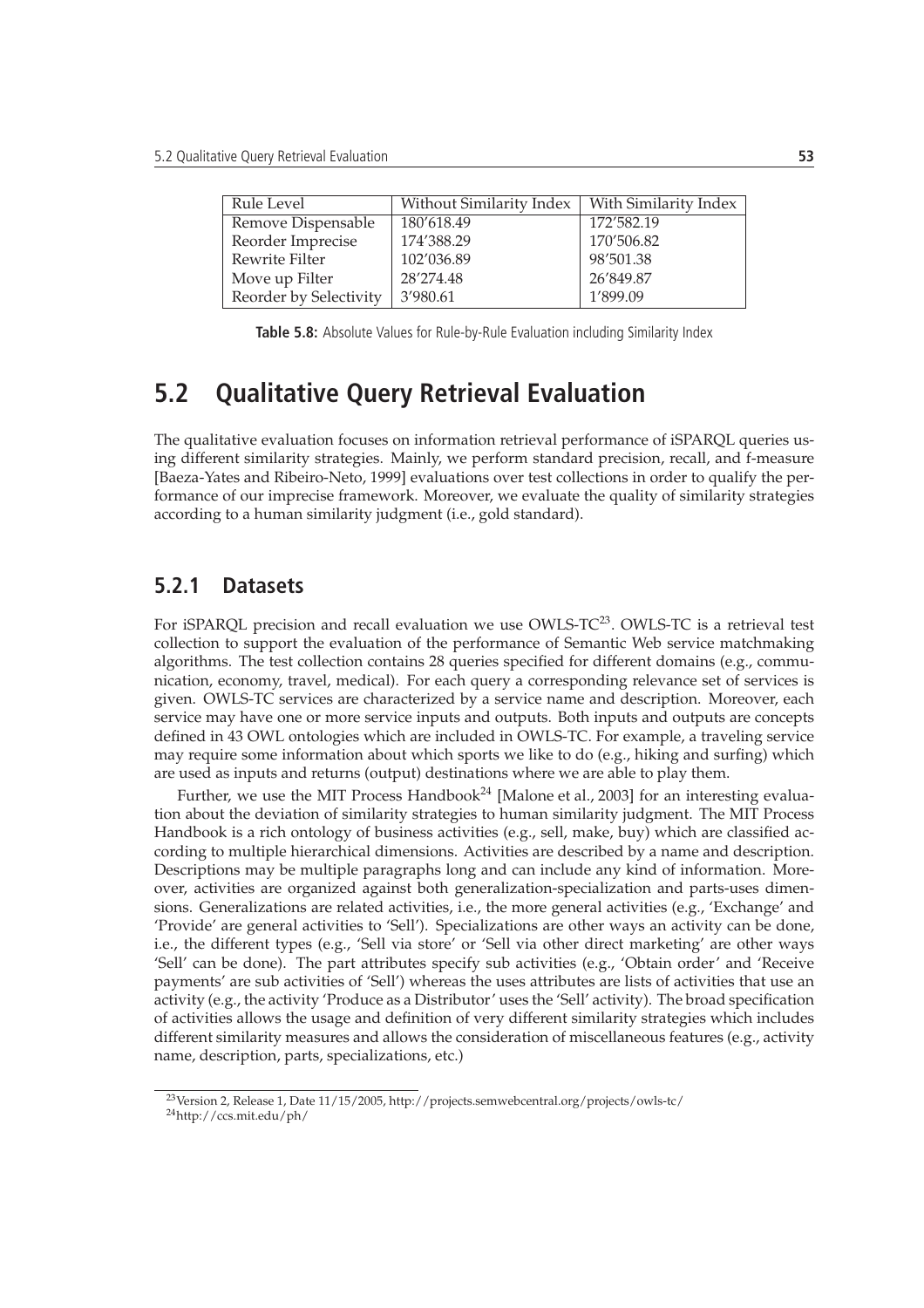| Rule Level | Without Similarity Index | With Similarity Index |
|---|---|---|
| Remove Dispensable | 180’618.49 | 172’582.19 |
| Reorder Imprecise | 174’388.29 | 170’506.82 |
| Rewrite Filter | 102’036.89 | 98’501.38 |
| Move up Filter | 28’274.48 | 26’849.87 |
| Reorder by Selectivity | 3’980.61 | 1’899.09 |

**Table 5.8:** Absolute Values for Rule-by-Rule Evaluation including Similarity Index

## 5.2 Qualitative Query Retrieval Evaluation

The qualitative evaluation focuses on information retrieval performance of iSPARQL queries using different similarity strategies. Mainly, we perform standard precision, recall, and f-measure [Baeza-Yates and Ribeiro-Neto, 1999] evaluations over test collections in order to qualify the performance of our imprecise framework. Moreover, we evaluate the quality of similarity strategies according to a human similarity judgment (i.e., gold standard).

### 5.2.1 Datasets

For iSPARQL precision and recall evaluation we use OWLS-TC[23]. OWLS-TC is a retrieval test collection to support the evaluation of the performance of Semantic Web service matchmaking algorithms. The test collection contains 28 queries specified for different domains (e.g., communication, economy, travel, medical). For each query a corresponding relevance set of services is given. OWLS-TC services are characterized by a service name and description. Moreover, each service may have one or more service inputs and outputs. Both inputs and outputs are concepts defined in 43 OWL ontologies which are included in OWLS-TC. For example, a traveling service may require some information about which sports we like to do (e.g., hiking and surfing) which are used as inputs and returns (output) destinations where we are able to play them.

Further, we use the MIT Process Handbook[24] [Malone et al., 2003] for an interesting evaluation about the deviation of similarity strategies to human similarity judgment. The MIT Process Handbook is a rich ontology of business activities (e.g., sell, make, buy) which are classified according to multiple hierarchical dimensions. Activities are described by a name and description. Descriptions may be multiple paragraphs long and can include any kind of information. Moreover, activities are organized against both generalization-specialization and parts-uses dimensions. Generalizations are related activities, i.e., the more general activities (e.g., ‘Exchange’ and ‘Provide’ are general activities to ‘Sell’). Specializations are other ways an activity can be done, i.e., the different types (e.g., ‘Sell via store’ or ‘Sell via other direct marketing’ are other ways ‘Sell’ can be done). The part attributes specify sub activities (e.g., ‘Obtain order’ and ‘Receive payments’ are sub activities of ‘Sell’) whereas the uses attributes are lists of activities that use an activity (e.g., the activity ‘Produce as a Distributor’ uses the ‘Sell’ activity). The broad specification of activities allows the usage and definition of very different similarity strategies which includes different similarity measures and allows the consideration of miscellaneous features (e.g., activity name, description, parts, specializations, etc.)

[23] Version 2, Release 1, Date 11/15/2005, http://projects.semwebcentral.org/projects/owls-tc/

[24] http://ccs.mit.edu/ph/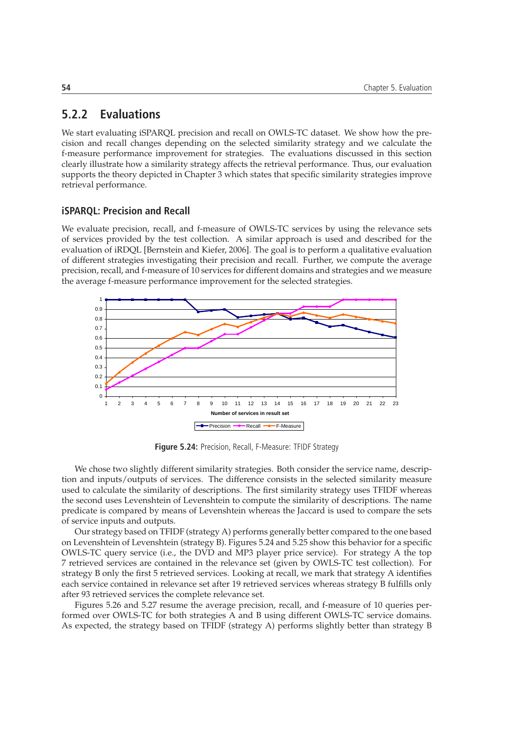## 5.2.2 Evaluations

We start evaluating iSPARQL precision and recall on OWLS-TC dataset. We show how the precision and recall changes depending on the selected similarity strategy and we calculate the f-measure performance improvement for strategies. The evaluations discussed in this section clearly illustrate how a similarity strategy affects the retrieval performance. Thus, our evaluation supports the theory depicted in Chapter 3 which states that specific similarity strategies improve retrieval performance.

### iSPARQL: Precision and Recall

We evaluate precision, recall, and f-measure of OWLS-TC services by using the relevance sets of services provided by the test collection. A similar approach is used and described for the evaluation of iRDQL [Bernstein and Kiefer, 2006]. The goal is to perform a qualitative evaluation of different strategies investigating their precision and recall. Further, we compute the average precision, recall, and f-measure of 10 services for different domains and strategies and we measure the average f-measure performance improvement for the selected strategies.

**Figure 5.24:** Precision, Recall, F-Measure: TFIDF Strategy

We chose two slightly different similarity strategies. Both consider the service name, description and inputs/outputs of services. The difference consists in the selected similarity measure used to calculate the similarity of descriptions. The first similarity strategy uses TFIDF whereas the second uses Levenshtein of Levenshtein to compute the similarity of descriptions. The name predicate is compared by means of Levenshtein whereas the Jaccard is used to compare the sets of service inputs and outputs.

Our strategy based on TFIDF (strategy A) performs generally better compared to the one based on Levenshtein of Levenshtein (strategy B). Figures 5.24 and 5.25 show this behavior for a specific OWLS-TC query service (i.e., the DVD and MP3 player price service). For strategy A the top 7 retrieved services are contained in the relevance set (given by OWLS-TC test collection). For strategy B only the first 5 retrieved services. Looking at recall, we mark that strategy A identifies each service contained in relevance set after 19 retrieved services whereas strategy B fulfills only after 93 retrieved services the complete relevance set.

Figures 5.26 and 5.27 resume the average precision, recall, and f-measure of 10 queries performed over OWLS-TC for both strategies A and B using different OWLS-TC service domains. As expected, the strategy based on TFIDF (strategy A) performs slightly better than strategy B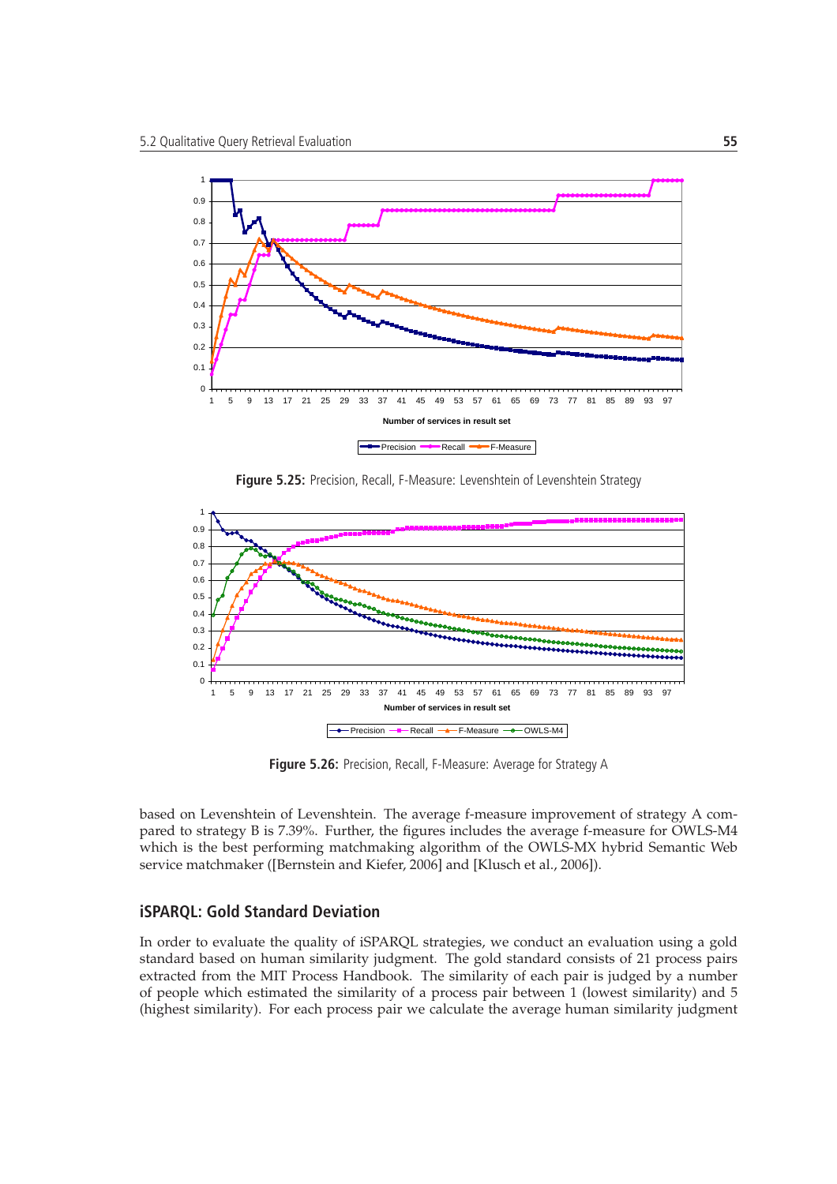**Figure 5.25:** Precision, Recall, F-Measure: Levenshtein of Levenshtein Strategy

**Figure 5.26:** Precision, Recall, F-Measure: Average for Strategy A

based on Levenshtein of Levenshtein. The average f-measure improvement of strategy A compared to strategy B is 7.39%. Further, the figures includes the average f-measure for OWLS-M4 which is the best performing matchmaking algorithm of the OWLS-MX hybrid Semantic Web service matchmaker ([Bernstein and Kiefer, 2006] and [Klusch et al., 2006]).

### iSPARQL: Gold Standard Deviation

In order to evaluate the quality of iSPARQL strategies, we conduct an evaluation using a gold standard based on human similarity judgment. The gold standard consists of 21 process pairs extracted from the MIT Process Handbook. The similarity of each pair is judged by a number of people which estimated the similarity of a process pair between 1 (lowest similarity) and 5 (highest similarity). For each process pair we calculate the average human similarity judgment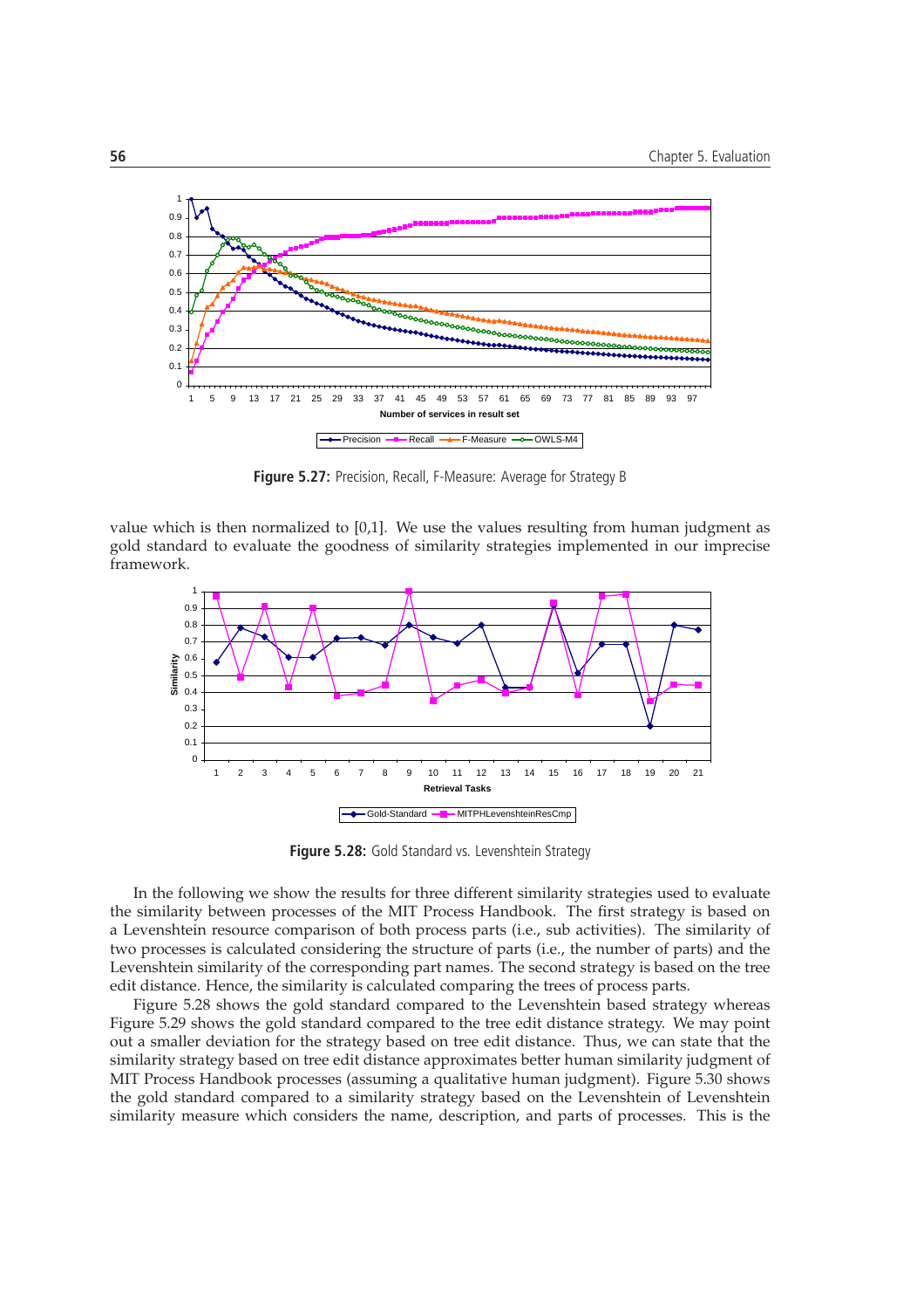**Figure 5.27:** Precision, Recall, F-Measure: Average for Strategy B

value which is then normalized to [0,1]. We use the values resulting from human judgment as gold standard to evaluate the goodness of similarity strategies implemented in our imprecise framework.

**Figure 5.28:** Gold Standard vs. Levenshtein Strategy

In the following we show the results for three different similarity strategies used to evaluate the similarity between processes of the MIT Process Handbook. The first strategy is based on a Levenshtein resource comparison of both process parts (i.e., sub activities). The similarity of two processes is calculated considering the structure of parts (i.e., the number of parts) and the Levenshtein similarity of the corresponding part names. The second strategy is based on the tree edit distance. Hence, the similarity is calculated comparing the trees of process parts.

Figure 5.28 shows the gold standard compared to the Levenshtein based strategy whereas Figure 5.29 shows the gold standard compared to the tree edit distance strategy. We may point out a smaller deviation for the strategy based on tree edit distance. Thus, we can state that the similarity strategy based on tree edit distance approximates better human similarity judgment of MIT Process Handbook processes (assuming a qualitative human judgment). Figure 5.30 shows the gold standard compared to a similarity strategy based on the Levenshtein of Levenshtein similarity measure which considers the name, description, and parts of processes. This is the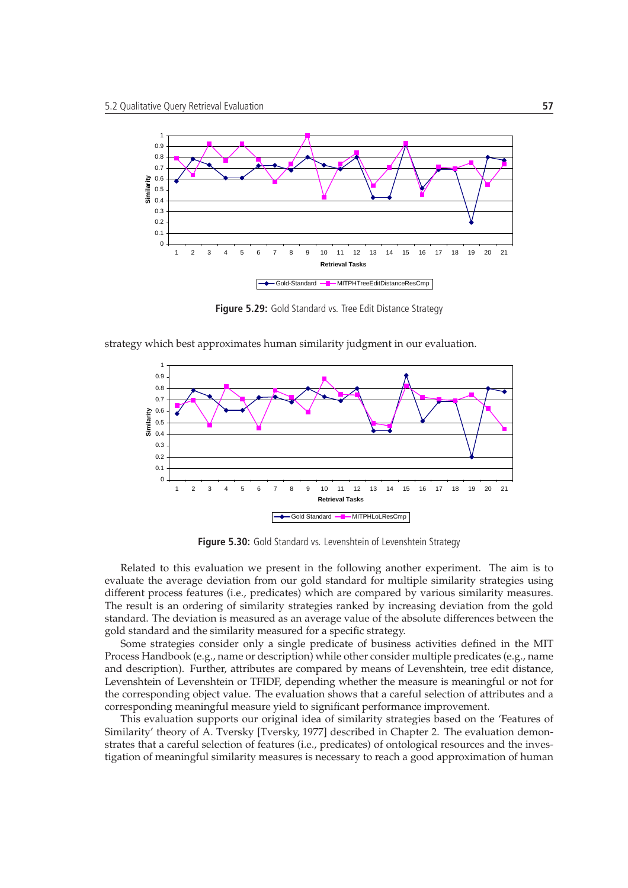Figure 5.29: Gold Standard vs. Tree Edit Distance Strategy

strategy which best approximates human similarity judgment in our evaluation.

Figure 5.30: Gold Standard vs. Levenshtein of Levenshtein Strategy

Related to this evaluation we present in the following another experiment. The aim is to evaluate the average deviation from our gold standard for multiple similarity strategies using different process features (i.e., predicates) which are compared by various similarity measures. The result is an ordering of similarity strategies ranked by increasing deviation from the gold standard. The deviation is measured as an average value of the absolute differences between the gold standard and the similarity measured for a specific strategy.

Some strategies consider only a single predicate of business activities defined in the MIT Process Handbook (e.g., name or description) while other consider multiple predicates (e.g., name and description). Further, attributes are compared by means of Levenshtein, tree edit distance, Levenshtein of Levenshtein or TFIDF, depending whether the measure is meaningful or not for the corresponding object value. The evaluation shows that a careful selection of attributes and a corresponding meaningful measure yield to significant performance improvement.

This evaluation supports our original idea of similarity strategies based on the 'Features of Similarity' theory of A. Tversky [Tversky, 1977] described in Chapter 2. The evaluation demonstrates that a careful selection of features (i.e., predicates) of ontological resources and the investigation of meaningful similarity measures is necessary to reach a good approximation of human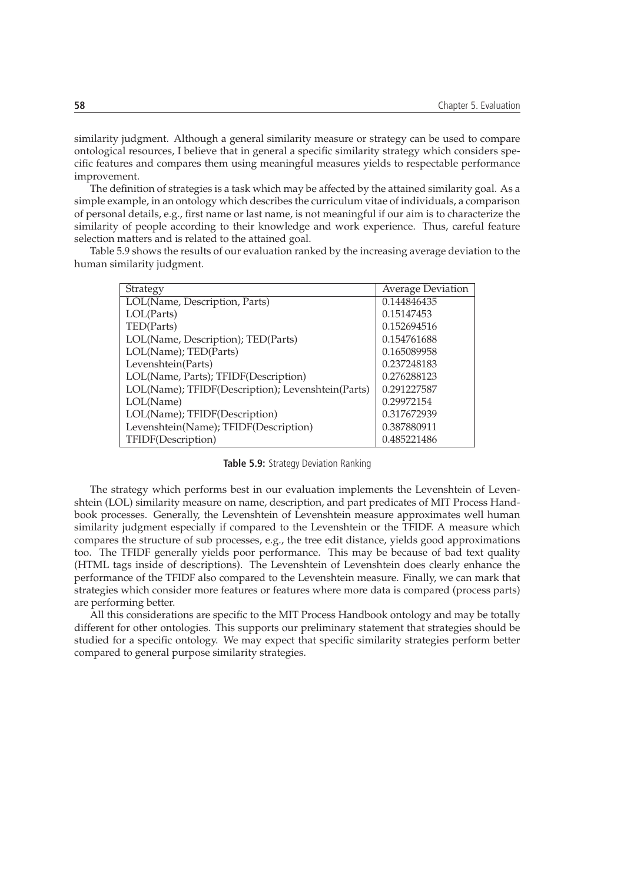similarity judgment. Although a general similarity measure or strategy can be used to compare ontological resources, I believe that in general a specific similarity strategy which considers specific features and compares them using meaningful measures yields to respectable performance improvement.

The definition of strategies is a task which may be affected by the attained similarity goal. As a simple example, in an ontology which describes the curriculum vitae of individuals, a comparison of personal details, e.g., first name or last name, is not meaningful if our aim is to characterize the similarity of people according to their knowledge and work experience. Thus, careful feature selection matters and is related to the attained goal.

Table 5.9 shows the results of our evaluation ranked by the increasing average deviation to the human similarity judgment.

| Strategy | Average Deviation |
|---|---|
| LOL(Name, Description, Parts) | 0.144846435 |
| LOL(Parts) | 0.15147453 |
| TED(Parts) | 0.152694516 |
| LOL(Name, Description); TED(Parts) | 0.154761688 |
| LOL(Name); TED(Parts) | 0.165089958 |
| Levenshtein(Parts) | 0.237248183 |
| LOL(Name, Parts); TFIDF(Description) | 0.276288123 |
| LOL(Name); TFIDF(Description); Levenshtein(Parts) | 0.291227587 |
| LOL(Name) | 0.29972154 |
| LOL(Name); TFIDF(Description) | 0.317672939 |
| Levenshtein(Name); TFIDF(Description) | 0.387880911 |
| TFIDF(Description) | 0.485221486 |

**Table 5.9:** Strategy Deviation Ranking

The strategy which performs best in our evaluation implements the Levenshtein of Levenshtein (LOL) similarity measure on name, description, and part predicates of MIT Process Handbook processes. Generally, the Levenshtein of Levenshtein measure approximates well human similarity judgment especially if compared to the Levenshtein or the TFIDF. A measure which compares the structure of sub processes, e.g., the tree edit distance, yields good approximations too. The TFIDF generally yields poor performance. This may be because of bad text quality (HTML tags inside of descriptions). The Levenshtein of Levenshtein does clearly enhance the performance of the TFIDF also compared to the Levenshtein measure. Finally, we can mark that strategies which consider more features or features where more data is compared (process parts) are performing better.

All this considerations are specific to the MIT Process Handbook ontology and may be totally different for other ontologies. This supports our preliminary statement that strategies should be studied for a specific ontology. We may expect that specific similarity strategies perform better compared to general purpose similarity strategies.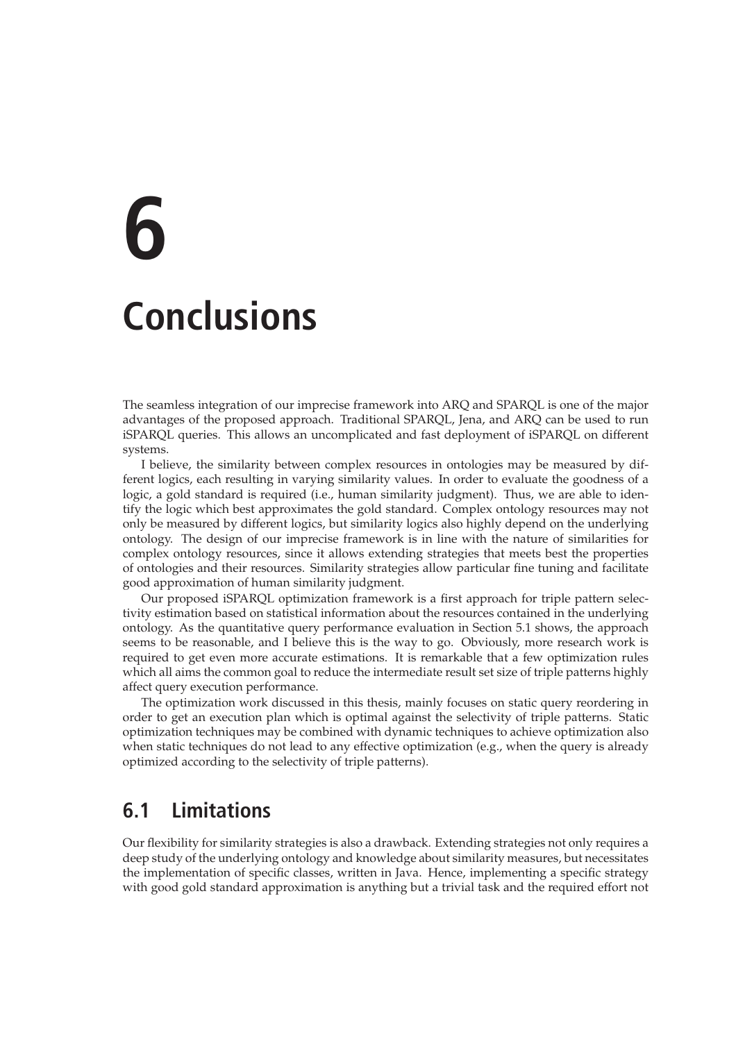# 6 Conclusions

The seamless integration of our imprecise framework into ARQ and SPARQL is one of the major advantages of the proposed approach. Traditional SPARQL, Jena, and ARQ can be used to run iSPARQL queries. This allows an uncomplicated and fast deployment of iSPARQL on different systems.

I believe, the similarity between complex resources in ontologies may be measured by different logics, each resulting in varying similarity values. In order to evaluate the goodness of a logic, a gold standard is required (i.e., human similarity judgment). Thus, we are able to identify the logic which best approximates the gold standard. Complex ontology resources may not only be measured by different logics, but similarity logics also highly depend on the underlying ontology. The design of our imprecise framework is in line with the nature of similarities for complex ontology resources, since it allows extending strategies that meets best the properties of ontologies and their resources. Similarity strategies allow particular fine tuning and facilitate good approximation of human similarity judgment.

Our proposed iSPARQL optimization framework is a first approach for triple pattern selectivity estimation based on statistical information about the resources contained in the underlying ontology. As the quantitative query performance evaluation in Section 5.1 shows, the approach seems to be reasonable, and I believe this is the way to go. Obviously, more research work is required to get even more accurate estimations. It is remarkable that a few optimization rules which all aims the common goal to reduce the intermediate result set size of triple patterns highly affect query execution performance.

The optimization work discussed in this thesis, mainly focuses on static query reordering in order to get an execution plan which is optimal against the selectivity of triple patterns. Static optimization techniques may be combined with dynamic techniques to achieve optimization also when static techniques do not lead to any effective optimization (e.g., when the query is already optimized according to the selectivity of triple patterns).

## 6.1 Limitations

Our flexibility for similarity strategies is also a drawback. Extending strategies not only requires a deep study of the underlying ontology and knowledge about similarity measures, but necessitates the implementation of specific classes, written in Java. Hence, implementing a specific strategy with good gold standard approximation is anything but a trivial task and the required effort not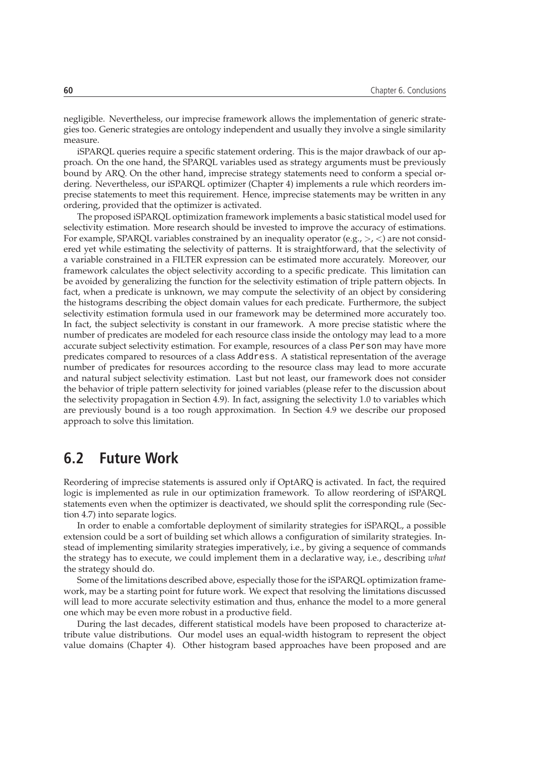negligible. Nevertheless, our imprecise framework allows the implementation of generic strategies too. Generic strategies are ontology independent and usually they involve a single similarity measure.

iSPARQL queries require a specific statement ordering. This is the major drawback of our approach. On the one hand, the SPARQL variables used as strategy arguments must be previously bound by ARQ. On the other hand, imprecise strategy statements need to conform a special ordering. Nevertheless, our iSPARQL optimizer (Chapter 4) implements a rule which reorders imprecise statements to meet this requirement. Hence, imprecise statements may be written in any ordering, provided that the optimizer is activated.

The proposed iSPARQL optimization framework implements a basic statistical model used for selectivity estimation. More research should be invested to improve the accuracy of estimations. For example, SPARQL variables constrained by an inequality operator (e.g., $>$, $<$) are not considered yet while estimating the selectivity of patterns. It is straightforward, that the selectivity of a variable constrained in a FILTER expression can be estimated more accurately. Moreover, our framework calculates the object selectivity according to a specific predicate. This limitation can be avoided by generalizing the function for the selectivity estimation of triple pattern objects. In fact, when a predicate is unknown, we may compute the selectivity of an object by considering the histograms describing the object domain values for each predicate. Furthermore, the subject selectivity estimation formula used in our framework may be determined more accurately too. In fact, the subject selectivity is constant in our framework. A more precise statistic where the number of predicates are modeled for each resource class inside the ontology may lead to a more accurate subject selectivity estimation. For example, resources of a class `Person` may have more predicates compared to resources of a class `Address`. A statistical representation of the average number of predicates for resources according to the resource class may lead to more accurate and natural subject selectivity estimation. Last but not least, our framework does not consider the behavior of triple pattern selectivity for joined variables (please refer to the discussion about the selectivity propagation in Section 4.9). In fact, assigning the selectivity 1.0 to variables which are previously bound is a too rough approximation. In Section 4.9 we describe our proposed approach to solve this limitation.

## 6.2 Future Work

Reordering of imprecise statements is assured only if OptARQ is activated. In fact, the required logic is implemented as rule in our optimization framework. To allow reordering of iSPARQL statements even when the optimizer is deactivated, we should split the corresponding rule (Section 4.7) into separate logics.

In order to enable a comfortable deployment of similarity strategies for iSPARQL, a possible extension could be a sort of building set which allows a configuration of similarity strategies. Instead of implementing similarity strategies imperatively, i.e., by giving a sequence of commands the strategy has to execute, we could implement them in a declarative way, i.e., describing *what* the strategy should do.

Some of the limitations described above, especially those for the iSPARQL optimization framework, may be a starting point for future work. We expect that resolving the limitations discussed will lead to more accurate selectivity estimation and thus, enhance the model to a more general one which may be even more robust in a productive field.

During the last decades, different statistical models have been proposed to characterize attribute value distributions. Our model uses an equal-width histogram to represent the object value domains (Chapter 4). Other histogram based approaches have been proposed and are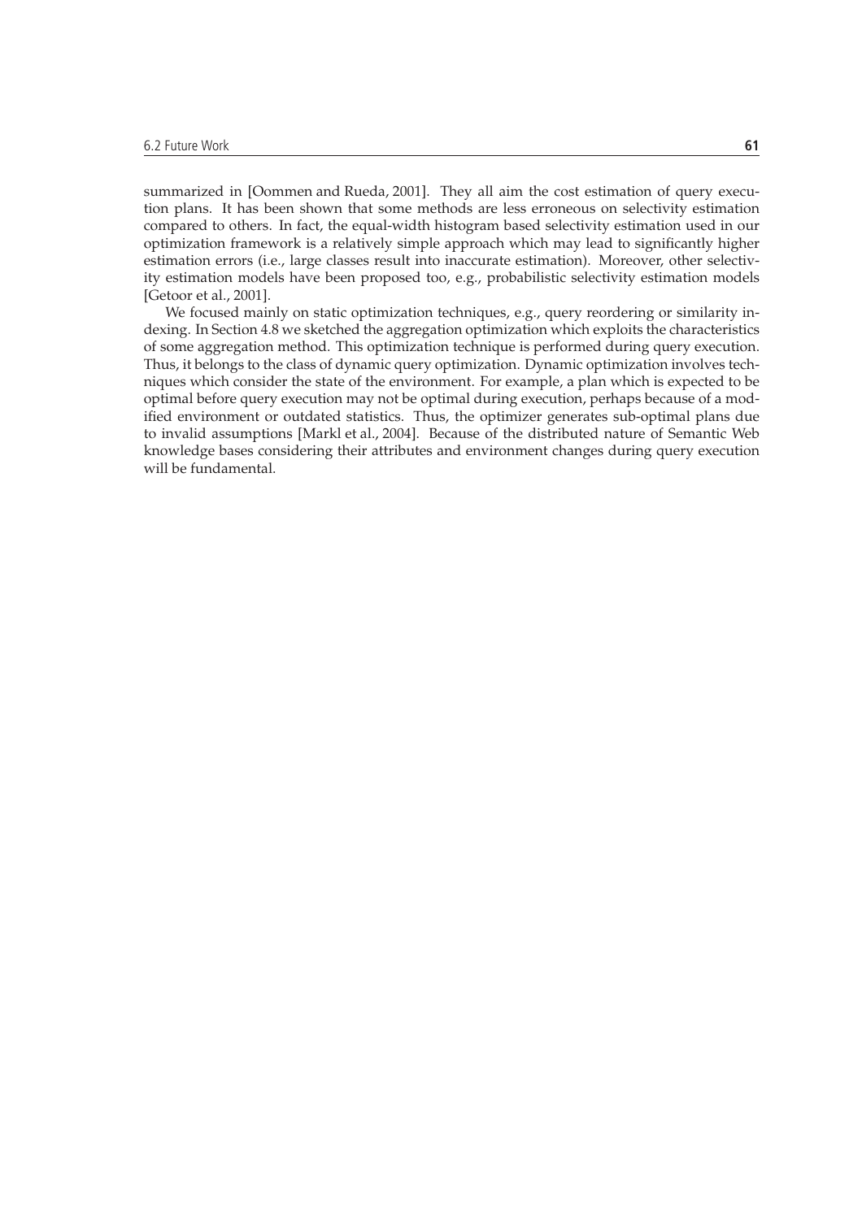summarized in [Oommen and Rueda, 2001]. They all aim the cost estimation of query execution plans. It has been shown that some methods are less erroneous on selectivity estimation compared to others. In fact, the equal-width histogram based selectivity estimation used in our optimization framework is a relatively simple approach which may lead to significantly higher estimation errors (i.e., large classes result into inaccurate estimation). Moreover, other selectivity estimation models have been proposed too, e.g., probabilistic selectivity estimation models [Getoor et al., 2001].

We focused mainly on static optimization techniques, e.g., query reordering or similarity indexing. In Section 4.8 we sketched the aggregation optimization which exploits the characteristics of some aggregation method. This optimization technique is performed during query execution. Thus, it belongs to the class of dynamic query optimization. Dynamic optimization involves techniques which consider the state of the environment. For example, a plan which is expected to be optimal before query execution may not be optimal during execution, perhaps because of a modified environment or outdated statistics. Thus, the optimizer generates sub-optimal plans due to invalid assumptions [Markl et al., 2004]. Because of the distributed nature of Semantic Web knowledge bases considering their attributes and environment changes during query execution will be fundamental.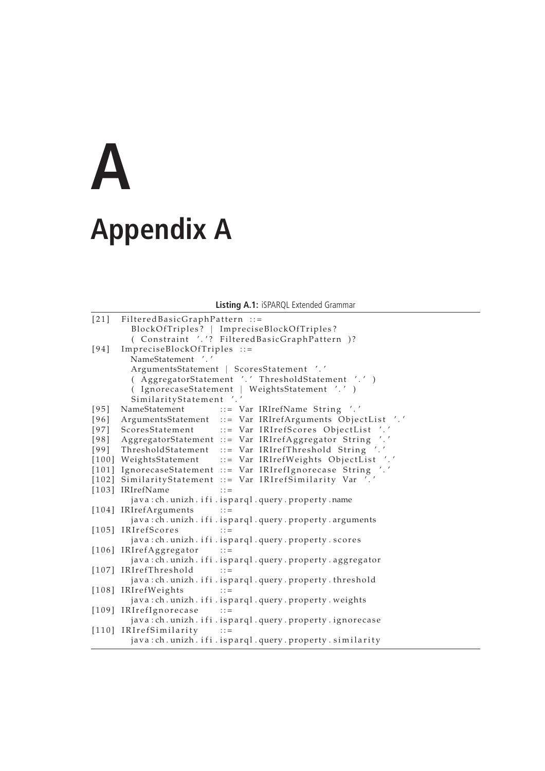# A

# Appendix A

**Listing A.1:** iSPARQL Extended Grammar

```
[21]   FilteredBasicGraphPattern ::=
         BlockOfTriples? | ImpreciseBlockOfTriples?
         ( Constraint '.'? FilteredBasicGraphPattern )?
[94]   ImpreciseBlockOfTriples ::=
         NameStatement '.'
         ArgumentsStatement | ScoresStatement '.'
         ( AggregatorStatement '.' ThresholdStatement '.' )
         ( IgnorecaseStatement | WeightsStatement '.' )
         SimilarityStatement '.'
[95]   NameStatement       ::= Var IRIrefName String '.'
[96]   ArgumentsStatement  ::= Var IRIrefArguments ObjectList '.'
[97]   ScoresStatement     ::= Var IRIrefScores ObjectList '.'
[98]   AggregatorStatement ::= Var IRIrefAggregator String '.'
[99]   ThresholdStatement  ::= Var IRIrefThreshold String '.'
[100]  WeightsStatement    ::= Var IRIrefWeights ObjectList '.'
[101]  IgnorecaseStatement ::= Var IRIrefIgnorecase String '.'
[102]  SimilarityStatement ::= Var IRIrefSimilarity Var '.'
[103]  IRIrefName          ::=
         java:ch.unizh.ifi.isparql.query.property.name
[104]  IRIrefArguments     ::=
         java:ch.unizh.ifi.isparql.query.property.arguments
[105]  IRIrefScores        ::=
         java:ch.unizh.ifi.isparql.query.property.scores
[106]  IRIrefAggregator    ::=
         java:ch.unizh.ifi.isparql.query.property.aggregator
[107]  IRIrefThreshold     ::=
         java:ch.unizh.ifi.isparql.query.property.threshold
[108]  IRIrefWeights       ::=
         java:ch.unizh.ifi.isparql.query.property.weights
[109]  IRIrefIgnorecase    ::=
         java:ch.unizh.ifi.isparql.query.property.ignorecase
[110]  IRIrefSimilarity    ::=
         java:ch.unizh.ifi.isparql.query.property.similarity
```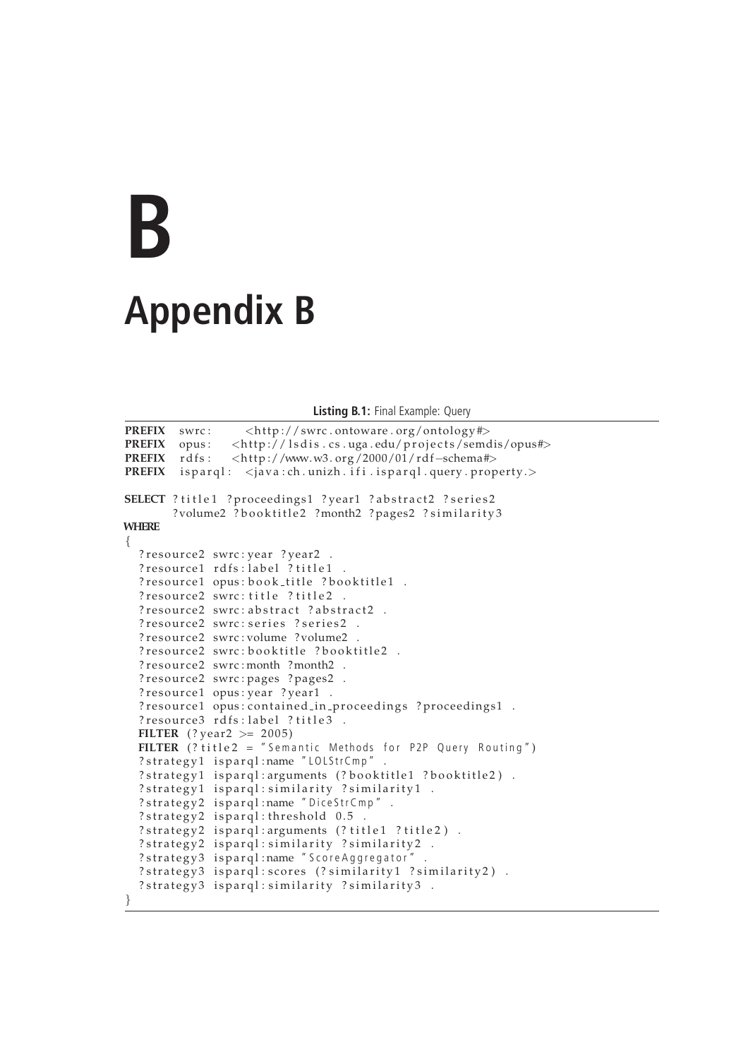# B

# Appendix B

**Listing B.1:** Final Example: Query

```
PREFIX  swrc:     <http://swrc.ontoware.org/ontology#>
PREFIX  opus:    <http://lsdis.cs.uga.edu/projects/semdis/opus#>
PREFIX  rdfs:    <http://www.w3.org/2000/01/rdf-schema#>
PREFIX  isparql:  <java:ch.unizh.ifi.isparql.query.property.>

SELECT ?title1 ?proceedings1 ?year1 ?abstract2 ?series2
       ?volume2 ?booktitle2 ?month2 ?pages2 ?similarity3
WHERE
{
  ?resource2 swrc:year ?year2 .
  ?resource1 rdfs:label ?title1 .
  ?resource1 opus:book_title ?booktitle1 .
  ?resource2 swrc:title ?title2 .
  ?resource2 swrc:abstract ?abstract2 .
  ?resource2 swrc:series ?series2 .
  ?resource2 swrc:volume ?volume2 .
  ?resource2 swrc:booktitle ?booktitle2 .
  ?resource2 swrc:month ?month2 .
  ?resource2 swrc:pages ?pages2 .
  ?resource1 opus:year ?year1 .
  ?resource1 opus:contained_in_proceedings ?proceedings1 .
  ?resource3 rdfs:label ?title3 .
  FILTER (?year2 >= 2005)
  FILTER (?title2 = "Semantic Methods for P2P Query Routing")
  ?strategy1 isparql:name "LOLStrCmp" .
  ?strategy1 isparql:arguments (?booktitle1 ?booktitle2) .
  ?strategy1 isparql:similarity ?similarity1 .
  ?strategy2 isparql:name "DiceStrCmp" .
  ?strategy2 isparql:threshold 0.5 .
  ?strategy2 isparql:arguments (?title1 ?title2) .
  ?strategy2 isparql:similarity ?similarity2 .
  ?strategy3 isparql:name "ScoreAggregator" .
  ?strategy3 isparql:scores (?similarity1 ?similarity2) .
  ?strategy3 isparql:similarity ?similarity3 .
}
```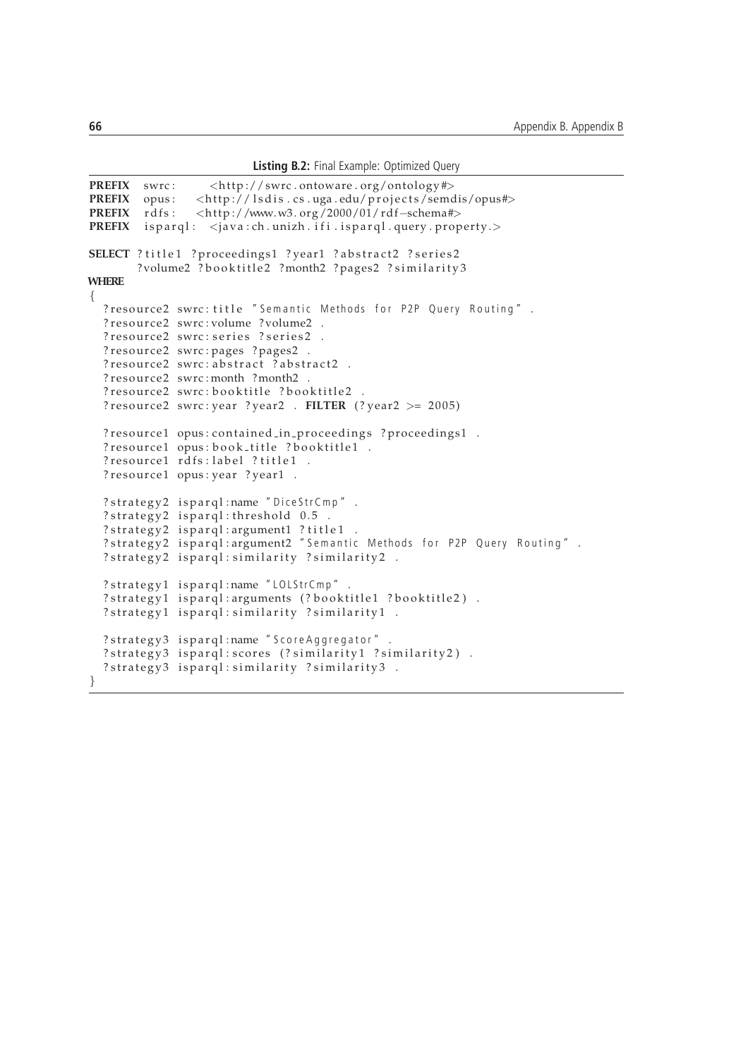**Listing B.2:** Final Example: Optimized Query

```
PREFIX  swrc:     <http://swrc.ontoware.org/ontology#>
PREFIX  opus:     <http://lsdis.cs.uga.edu/projects/semdis/opus#>
PREFIX  rdfs:     <http://www.w3.org/2000/01/rdf-schema#>
PREFIX  isparql:  <java:ch.unizh.ifi.isparql.query.property.>

SELECT ?title1 ?proceedings1 ?year1 ?abstract2 ?series2
       ?volume2 ?booktitle2 ?month2 ?pages2 ?similarity3
WHERE
{
  ?resource2 swrc:title "Semantic Methods for P2P Query Routing" .
  ?resource2 swrc:volume ?volume2 .
  ?resource2 swrc:series ?series2 .
  ?resource2 swrc:pages ?pages2 .
  ?resource2 swrc:abstract ?abstract2 .
  ?resource2 swrc:month ?month2 .
  ?resource2 swrc:booktitle ?booktitle2 .
  ?resource2 swrc:year ?year2 . FILTER (?year2 >= 2005)

  ?resource1 opus:contained_in_proceedings ?proceedings1 .
  ?resource1 opus:book_title ?booktitle1 .
  ?resource1 rdfs:label ?title1 .
  ?resource1 opus:year ?year1 .

  ?strategy2 isparql:name "DiceStrCmp" .
  ?strategy2 isparql:threshold 0.5 .
  ?strategy2 isparql:argument1 ?title1 .
  ?strategy2 isparql:argument2 "Semantic Methods for P2P Query Routing" .
  ?strategy2 isparql:similarity ?similarity2 .

  ?strategy1 isparql:name "LOLStrCmp" .
  ?strategy1 isparql:arguments (?booktitle1 ?booktitle2) .
  ?strategy1 isparql:similarity ?similarity1 .

  ?strategy3 isparql:name "ScoreAggregator" .
  ?strategy3 isparql:scores (?similarity1 ?similarity2) .
  ?strategy3 isparql:similarity ?similarity3 .
}
```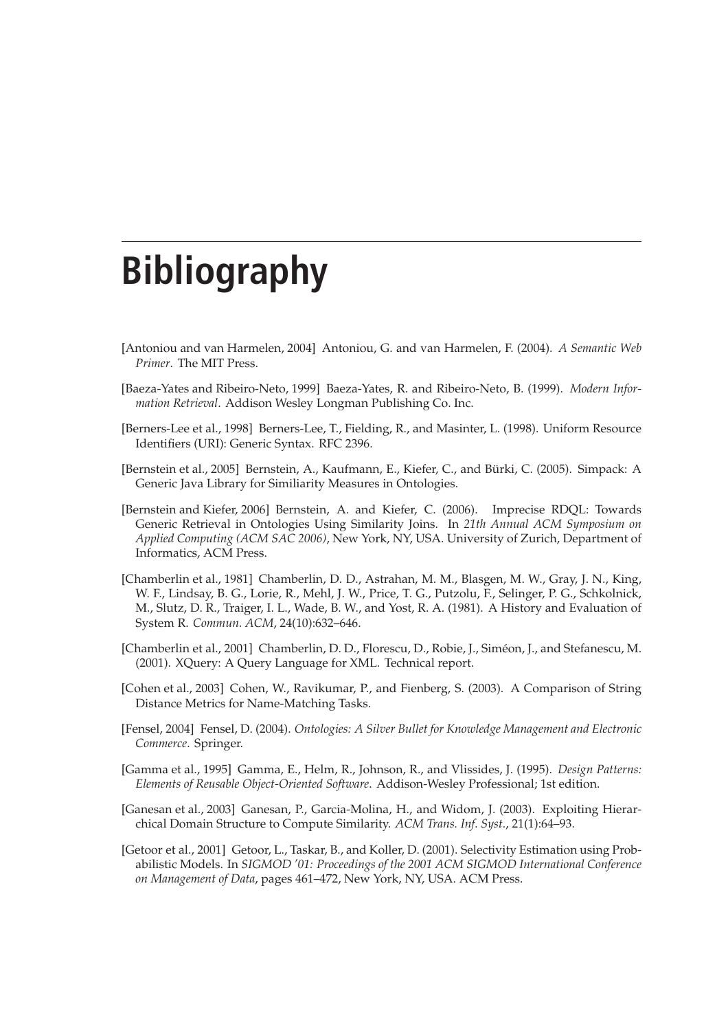# Bibliography

[Antoniou and van Harmelen, 2004] Antoniou, G. and van Harmelen, F. (2004). *A Semantic Web Primer*. The MIT Press.

[Baeza-Yates and Ribeiro-Neto, 1999] Baeza-Yates, R. and Ribeiro-Neto, B. (1999). *Modern Information Retrieval*. Addison Wesley Longman Publishing Co. Inc.

[Berners-Lee et al., 1998] Berners-Lee, T., Fielding, R., and Masinter, L. (1998). Uniform Resource Identifiers (URI): Generic Syntax. RFC 2396.

[Bernstein et al., 2005] Bernstein, A., Kaufmann, E., Kiefer, C., and Bürki, C. (2005). Simpack: A Generic Java Library for Similiarity Measures in Ontologies.

[Bernstein and Kiefer, 2006] Bernstein, A. and Kiefer, C. (2006). Imprecise RDQL: Towards Generic Retrieval in Ontologies Using Similarity Joins. In *21th Annual ACM Symposium on Applied Computing (ACM SAC 2006)*, New York, NY, USA. University of Zurich, Department of Informatics, ACM Press.

[Chamberlin et al., 1981] Chamberlin, D. D., Astrahan, M. M., Blasgen, M. W., Gray, J. N., King, W. F., Lindsay, B. G., Lorie, R., Mehl, J. W., Price, T. G., Putzolu, F., Selinger, P. G., Schkolnick, M., Slutz, D. R., Traiger, I. L., Wade, B. W., and Yost, R. A. (1981). A History and Evaluation of System R. *Commun. ACM*, 24(10):632–646.

[Chamberlin et al., 2001] Chamberlin, D. D., Florescu, D., Robie, J., Siméon, J., and Stefanescu, M. (2001). XQuery: A Query Language for XML. Technical report.

[Cohen et al., 2003] Cohen, W., Ravikumar, P., and Fienberg, S. (2003). A Comparison of String Distance Metrics for Name-Matching Tasks.

[Fensel, 2004] Fensel, D. (2004). *Ontologies: A Silver Bullet for Knowledge Management and Electronic Commerce*. Springer.

[Gamma et al., 1995] Gamma, E., Helm, R., Johnson, R., and Vlissides, J. (1995). *Design Patterns: Elements of Reusable Object-Oriented Software*. Addison-Wesley Professional; 1st edition.

[Ganesan et al., 2003] Ganesan, P., Garcia-Molina, H., and Widom, J. (2003). Exploiting Hierarchical Domain Structure to Compute Similarity. *ACM Trans. Inf. Syst.*, 21(1):64–93.

[Getoor et al., 2001] Getoor, L., Taskar, B., and Koller, D. (2001). Selectivity Estimation using Probabilistic Models. In *SIGMOD '01: Proceedings of the 2001 ACM SIGMOD International Conference on Management of Data*, pages 461–472, New York, NY, USA. ACM Press.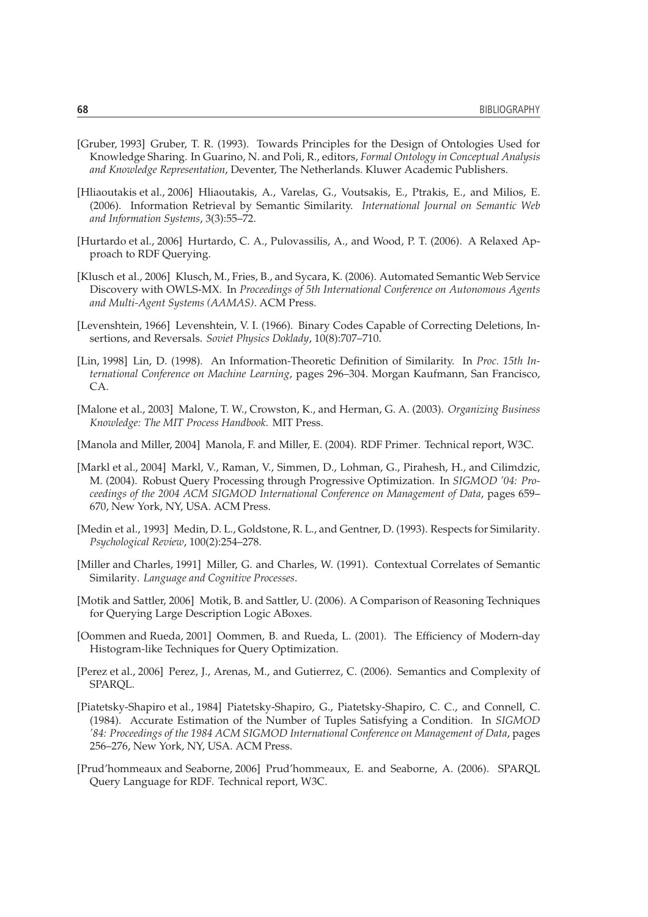[Gruber, 1993] Gruber, T. R. (1993). Towards Principles for the Design of Ontologies Used for Knowledge Sharing. In Guarino, N. and Poli, R., editors, *Formal Ontology in Conceptual Analysis and Knowledge Representation*, Deventer, The Netherlands. Kluwer Academic Publishers.

[Hliaoutakis et al., 2006] Hliaoutakis, A., Varelas, G., Voutsakis, E., Ptrakis, E., and Milios, E. (2006). Information Retrieval by Semantic Similarity. *International Journal on Semantic Web and Information Systems*, 3(3):55–72.

[Hurtardo et al., 2006] Hurtardo, C. A., Pulovassilis, A., and Wood, P. T. (2006). A Relaxed Approach to RDF Querying.

[Klusch et al., 2006] Klusch, M., Fries, B., and Sycara, K. (2006). Automated Semantic Web Service Discovery with OWLS-MX. In *Proceedings of 5th International Conference on Autonomous Agents and Multi-Agent Systems (AAMAS)*. ACM Press.

[Levenshtein, 1966] Levenshtein, V. I. (1966). Binary Codes Capable of Correcting Deletions, Insertions, and Reversals. *Soviet Physics Doklady*, 10(8):707–710.

[Lin, 1998] Lin, D. (1998). An Information-Theoretic Definition of Similarity. In *Proc. 15th International Conference on Machine Learning*, pages 296–304. Morgan Kaufmann, San Francisco, CA.

[Malone et al., 2003] Malone, T. W., Crowston, K., and Herman, G. A. (2003). *Organizing Business Knowledge: The MIT Process Handbook*. MIT Press.

[Manola and Miller, 2004] Manola, F. and Miller, E. (2004). RDF Primer. Technical report, W3C.

[Markl et al., 2004] Markl, V., Raman, V., Simmen, D., Lohman, G., Pirahesh, H., and Cilimdzic, M. (2004). Robust Query Processing through Progressive Optimization. In *SIGMOD '04: Proceedings of the 2004 ACM SIGMOD International Conference on Management of Data*, pages 659–670, New York, NY, USA. ACM Press.

[Medin et al., 1993] Medin, D. L., Goldstone, R. L., and Gentner, D. (1993). Respects for Similarity. *Psychological Review*, 100(2):254–278.

[Miller and Charles, 1991] Miller, G. and Charles, W. (1991). Contextual Correlates of Semantic Similarity. *Language and Cognitive Processes*.

[Motik and Sattler, 2006] Motik, B. and Sattler, U. (2006). A Comparison of Reasoning Techniques for Querying Large Description Logic ABoxes.

[Oommen and Rueda, 2001] Oommen, B. and Rueda, L. (2001). The Efficiency of Modern-day Histogram-like Techniques for Query Optimization.

[Perez et al., 2006] Perez, J., Arenas, M., and Gutierrez, C. (2006). Semantics and Complexity of SPARQL.

[Piatetsky-Shapiro et al., 1984] Piatetsky-Shapiro, G., Piatetsky-Shapiro, C. C., and Connell, C. (1984). Accurate Estimation of the Number of Tuples Satisfying a Condition. In *SIGMOD '84: Proceedings of the 1984 ACM SIGMOD International Conference on Management of Data*, pages 256–276, New York, NY, USA. ACM Press.

[Prud'hommeaux and Seaborne, 2006] Prud'hommeaux, E. and Seaborne, A. (2006). SPARQL Query Language for RDF. Technical report, W3C.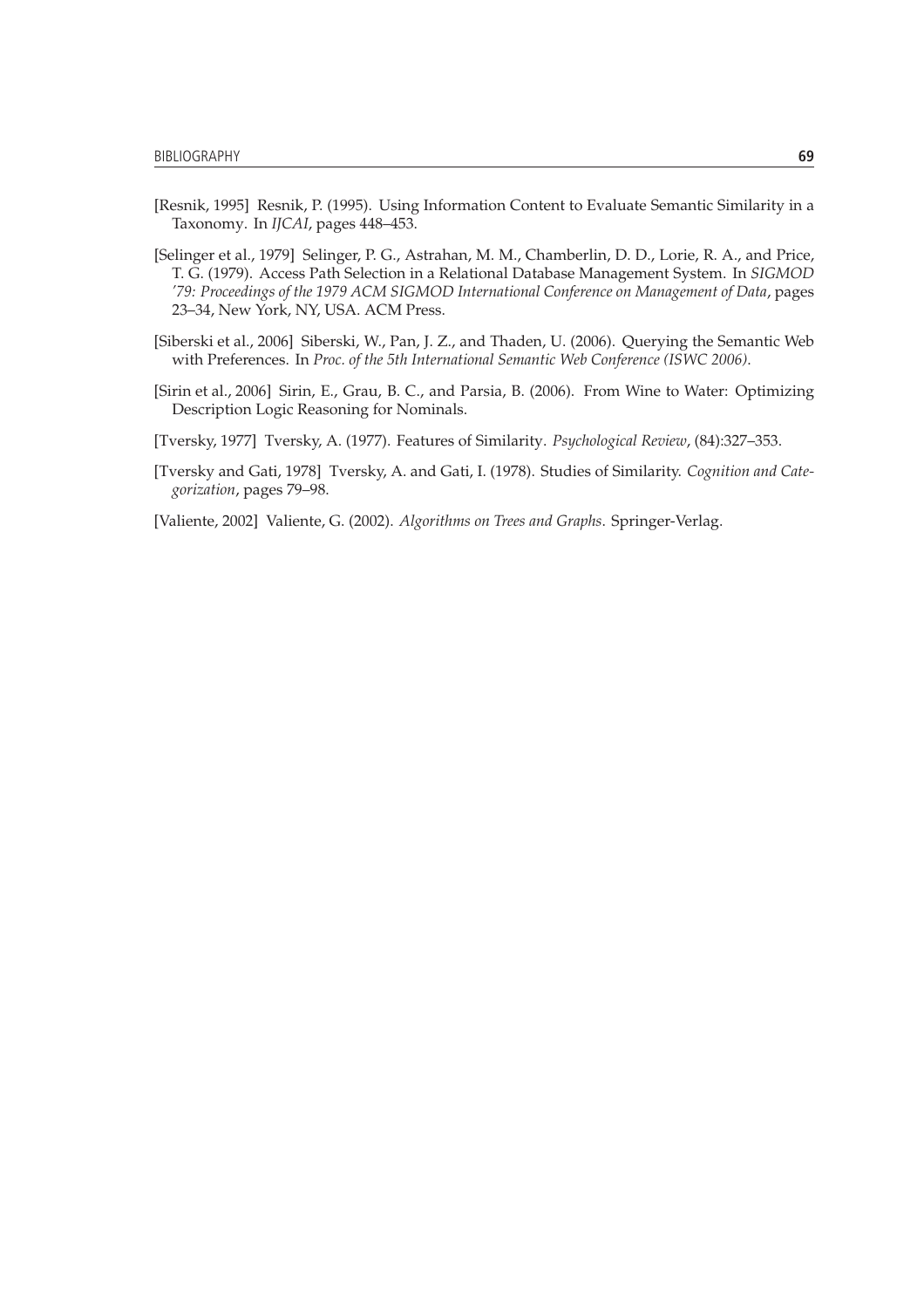[Resnik, 1995] Resnik, P. (1995). Using Information Content to Evaluate Semantic Similarity in a Taxonomy. In *IJCAI*, pages 448–453.

[Selinger et al., 1979] Selinger, P. G., Astrahan, M. M., Chamberlin, D. D., Lorie, R. A., and Price, T. G. (1979). Access Path Selection in a Relational Database Management System. In *SIGMOD '79: Proceedings of the 1979 ACM SIGMOD International Conference on Management of Data*, pages 23–34, New York, NY, USA. ACM Press.

[Siberski et al., 2006] Siberski, W., Pan, J. Z., and Thaden, U. (2006). Querying the Semantic Web with Preferences. In *Proc. of the 5th International Semantic Web Conference (ISWC 2006)*.

[Sirin et al., 2006] Sirin, E., Grau, B. C., and Parsia, B. (2006). From Wine to Water: Optimizing Description Logic Reasoning for Nominals.

[Tversky, 1977] Tversky, A. (1977). Features of Similarity. *Psychological Review*, (84):327–353.

[Tversky and Gati, 1978] Tversky, A. and Gati, I. (1978). Studies of Similarity. *Cognition and Categorization*, pages 79–98.

[Valiente, 2002] Valiente, G. (2002). *Algorithms on Trees and Graphs*. Springer-Verlag.